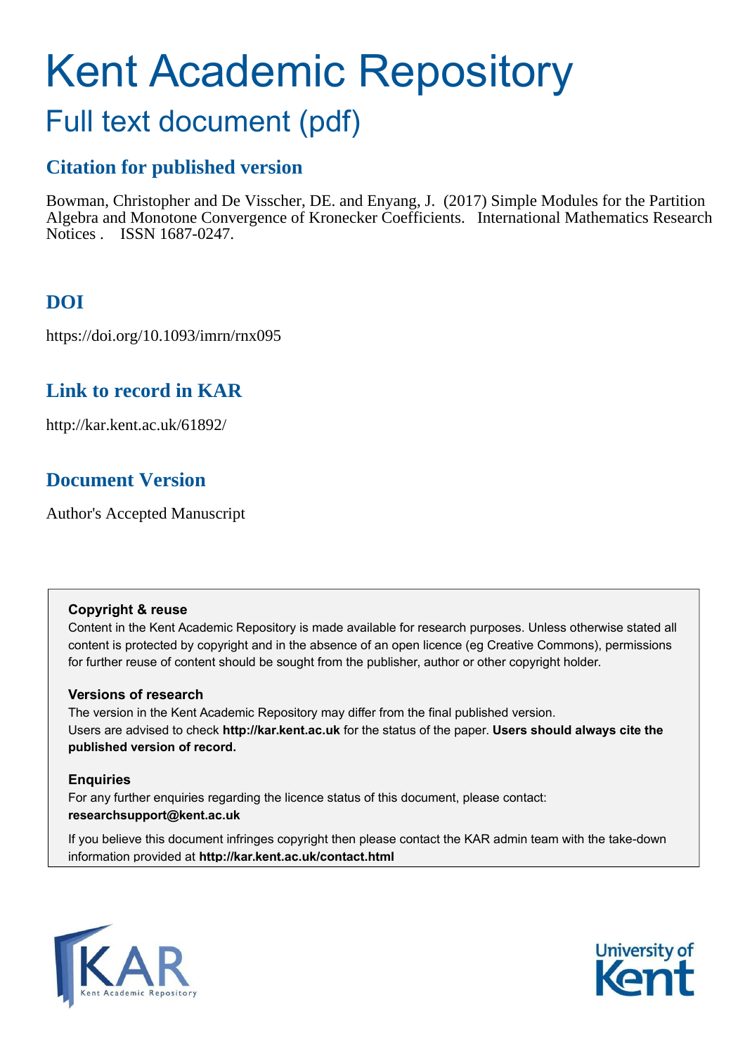# Kent Academic Repository

## Full text document (pdf)

## Citation for published version

Bowman, Christopher and De Visscher, DE. and Enyang, J. (2017) Simple Modules for the Partition Algebra and Monotone Convergence of Kronecker Coefficients. International Mathematics Research Notices . ISSN 1687-0247.

## DOI

https://doi.org/10.1093/imrn/rnx095

## Link to record in KAR

http://kar.kent.ac.uk/61892/

## Document Version

Author's Accepted Manuscript

**Copyright & reuse**

Content in the Kent Academic Repository is made available for research purposes. Unless otherwise stated all content is protected by copyright and in the absence of an open licence (eg Creative Commons), permissions for further reuse of content should be sought from the publisher, author or other copyright holder.

**Versions of research**

The version in the Kent Academic Repository may differ from the final published version.
Users are advised to check **http://kar.kent.ac.uk** for the status of the paper. **Users should always cite the published version of record.**

**Enquiries**

For any further enquiries regarding the licence status of this document, please contact:
**researchsupport@kent.ac.uk**

If you believe this document infringes copyright then please contact the KAR admin team with the take-down information provided at **http://kar.kent.ac.uk/contact.html**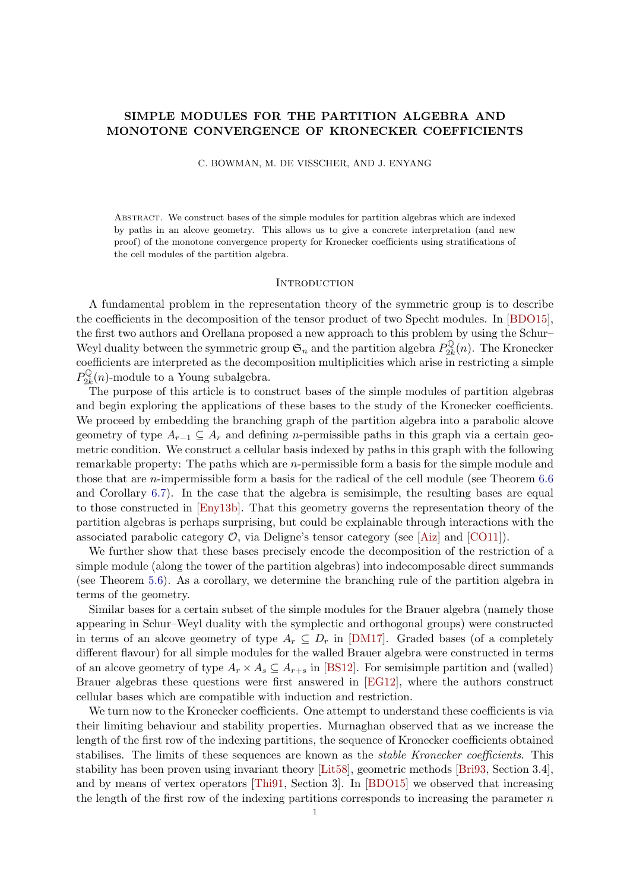**SIMPLE MODULES FOR THE PARTITION ALGEBRA AND MONOTONE CONVERGENCE OF KRONECKER COEFFICIENTS**

C. BOWMAN, M. DE VISSCHER, AND J. ENYANG

Abstract. We construct bases of the simple modules for partition algebras which are indexed by paths in an alcove geometry. This allows us to give a concrete interpretation (and new proof) of the monotone convergence property for Kronecker coefficients using stratifications of the cell modules of the partition algebra.

## Introduction

A fundamental problem in the representation theory of the symmetric group is to describe the coefficients in the decomposition of the tensor product of two Specht modules. In [BDO15], the first two authors and Orellana proposed a new approach to this problem by using the Schur–Weyl duality between the symmetric group $\mathfrak{S}_n$ and the partition algebra $P_{2k}^{\mathbb{Q}}(n)$. The Kronecker coefficients are interpreted as the decomposition multiplicities which arise in restricting a simple $P_{2k}^{\mathbb{Q}}(n)$-module to a Young subalgebra.

The purpose of this article is to construct bases of the simple modules of partition algebras and begin exploring the applications of these bases to the study of the Kronecker coefficients. We proceed by embedding the branching graph of the partition algebra into a parabolic alcove geometry of type $A_{r-1} \subseteq A_r$ and defining $n$-permissible paths in this graph via a certain geometric condition. We construct a cellular basis indexed by paths in this graph with the following remarkable property: The paths which are $n$-permissible form a basis for the simple module and those that are $n$-impermissible form a basis for the radical of the cell module (see Theorem 6.6 and Corollary 6.7). In the case that the algebra is semisimple, the resulting bases are equal to those constructed in [Eny13b]. That this geometry governs the representation theory of the partition algebras is perhaps surprising, but could be explainable through interactions with the associated parabolic category $\mathcal{O}$, via Deligne's tensor category (see [Aiz] and [CO11]).

We further show that these bases precisely encode the decomposition of the restriction of a simple module (along the tower of the partition algebras) into indecomposable direct summands (see Theorem 5.6). As a corollary, we determine the branching rule of the partition algebra in terms of the geometry.

Similar bases for a certain subset of the simple modules for the Brauer algebra (namely those appearing in Schur–Weyl duality with the symplectic and orthogonal groups) were constructed in terms of an alcove geometry of type $A_r \subseteq D_r$ in [DM17]. Graded bases (of a completely different flavour) for all simple modules for the walled Brauer algebra were constructed in terms of an alcove geometry of type $A_r \times A_s \subseteq A_{r+s}$ in [BS12]. For semisimple partition and (walled) Brauer algebras these questions were first answered in [EG12], where the authors construct cellular bases which are compatible with induction and restriction.

We turn now to the Kronecker coefficients. One attempt to understand these coefficients is via their limiting behaviour and stability properties. Murnaghan observed that as we increase the length of the first row of the indexing partitions, the sequence of Kronecker coefficients obtained stabilises. The limits of these sequences are known as the *stable Kronecker coefficients*. This stability has been proven using invariant theory [Lit58], geometric methods [Bri93, Section 3.4], and by means of vertex operators [Thi91, Section 3]. In [BDO15] we observed that increasing the length of the first row of the indexing partitions corresponds to increasing the parameter $n$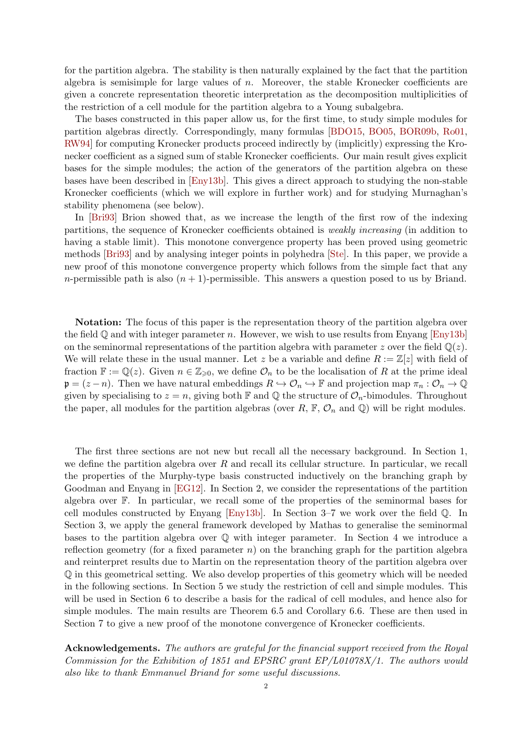for the partition algebra. The stability is then naturally explained by the fact that the partition algebra is semisimple for large values of $n$. Moreover, the stable Kronecker coefficients are given a concrete representation theoretic interpretation as the decomposition multiplicities of the restriction of a cell module for the partition algebra to a Young subalgebra.

The bases constructed in this paper allow us, for the first time, to study simple modules for partition algebras directly. Correspondingly, many formulas [BDO15, BO05, BOR09b, Ro01, RW94] for computing Kronecker products proceed indirectly by (implicitly) expressing the Kronecker coefficient as a signed sum of stable Kronecker coefficients. Our main result gives explicit bases for the simple modules; the action of the generators of the partition algebra on these bases have been described in [Eny13b]. This gives a direct approach to studying the non-stable Kronecker coefficients (which we will explore in further work) and for studying Murnaghan's stability phenomena (see below).

In [Bri93] Brion showed that, as we increase the length of the first row of the indexing partitions, the sequence of Kronecker coefficients obtained is *weakly increasing* (in addition to having a stable limit). This monotone convergence property has been proved using geometric methods [Bri93] and by analysing integer points in polyhedra [Ste]. In this paper, we provide a new proof of this monotone convergence property which follows from the simple fact that any $n$-permissible path is also $(n+1)$-permissible. This answers a question posed to us by Briand.

**Notation:** The focus of this paper is the representation theory of the partition algebra over the field $\mathbb{Q}$ and with integer parameter $n$. However, we wish to use results from Enyang [Eny13b] on the seminormal representations of the partition algebra with parameter $z$ over the field $\mathbb{Q}(z)$. We will relate these in the usual manner. Let $z$ be a variable and define $R := \mathbb{Z}[z]$ with field of fraction $\mathbb{F} := \mathbb{Q}(z)$. Given $n \in \mathbb{Z}_{\geqslant 0}$, we define $\mathcal{O}_n$ to be the localisation of $R$ at the prime ideal $\mathfrak{p} = (z - n)$. Then we have natural embeddings $R \hookrightarrow \mathcal{O}_n \hookrightarrow \mathbb{F}$ and projection map $\pi_n : \mathcal{O}_n \to \mathbb{Q}$ given by specialising to $z = n$, giving both $\mathbb{F}$ and $\mathbb{Q}$ the structure of $\mathcal{O}_n$-bimodules. Throughout the paper, all modules for the partition algebras (over $R$, $\mathbb{F}$, $\mathcal{O}_n$ and $\mathbb{Q}$) will be right modules.

The first three sections are not new but recall all the necessary background. In Section 1, we define the partition algebra over $R$ and recall its cellular structure. In particular, we recall the properties of the Murphy-type basis constructed inductively on the branching graph by Goodman and Enyang in [EG12]. In Section 2, we consider the representations of the partition algebra over $\mathbb{F}$. In particular, we recall some of the properties of the seminormal bases for cell modules constructed by Enyang [Eny13b]. In Section 3–7 we work over the field $\mathbb{Q}$. In Section 3, we apply the general framework developed by Mathas to generalise the seminormal bases to the partition algebra over $\mathbb{Q}$ with integer parameter. In Section 4 we introduce a reflection geometry (for a fixed parameter $n$) on the branching graph for the partition algebra and reinterpret results due to Martin on the representation theory of the partition algebra over $\mathbb{Q}$ in this geometrical setting. We also develop properties of this geometry which will be needed in the following sections. In Section 5 we study the restriction of cell and simple modules. This will be used in Section 6 to describe a basis for the radical of cell modules, and hence also for simple modules. The main results are Theorem 6.5 and Corollary 6.6. These are then used in Section 7 to give a new proof of the monotone convergence of Kronecker coefficients.

**Acknowledgements.** *The authors are grateful for the financial support received from the Royal Commission for the Exhibition of 1851 and EPSRC grant EP/L01078X/1. The authors would also like to thank Emmanuel Briand for some useful discussions.*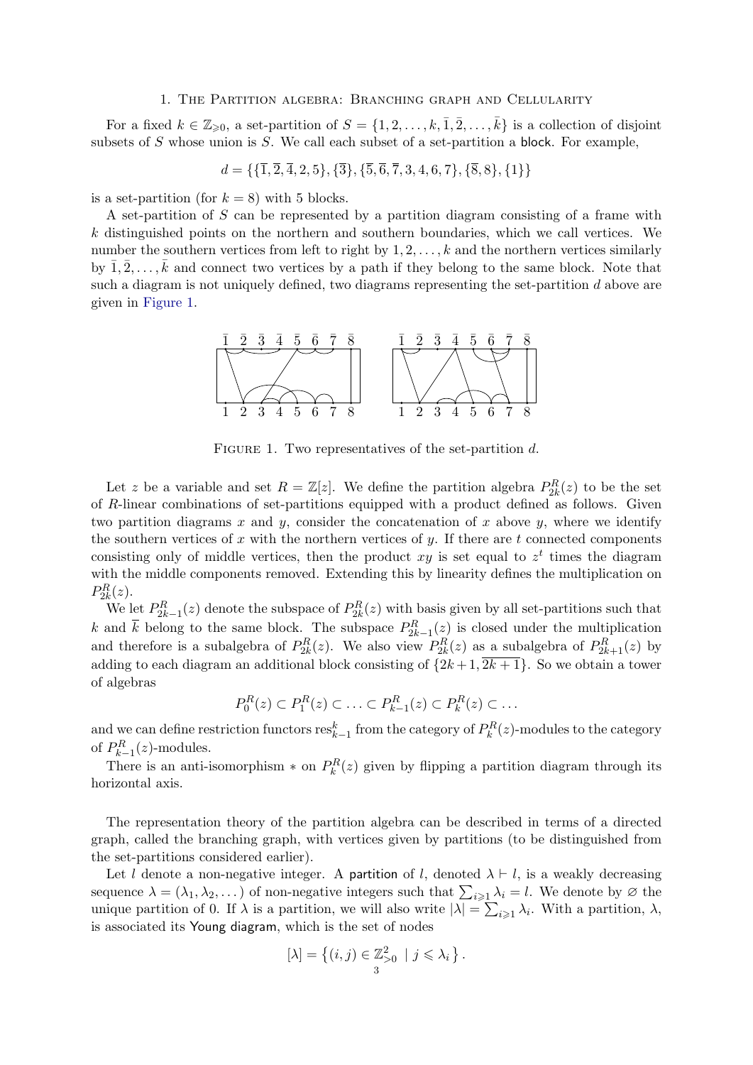## 1. The Partition algebra: Branching graph and Cellularity

For a fixed $k \in \mathbb{Z}_{\geqslant 0}$, a set-partition of $S = \{1, 2, \ldots, k, \bar{1}, \bar{2}, \ldots, \bar{k}\}$ is a collection of disjoint subsets of $S$ whose union is $S$. We call each subset of a set-partition a block. For example,

$$d = \{\{\overline{1}, \overline{2}, \overline{4}, 2, 5\}, \{\overline{3}\}, \{\overline{5}, \overline{6}, \overline{7}, 3, 4, 6, 7\}, \{\overline{8}, 8\}, \{1\}\}$$

is a set-partition (for $k = 8$) with 5 blocks.

A set-partition of $S$ can be represented by a partition diagram consisting of a frame with $k$ distinguished points on the northern and southern boundaries, which we call vertices. We number the southern vertices from left to right by $1, 2, \ldots, k$ and the northern vertices similarly by $\bar{1}, \bar{2}, \ldots, \bar{k}$ and connect two vertices by a path if they belong to the same block. Note that such a diagram is not uniquely defined, two diagrams representing the set-partition $d$ above are given in Figure 1.

Figure 1. Two representatives of the set-partition $d$.

Let $z$ be a variable and set $R = \mathbb{Z}[z]$. We define the partition algebra $P_{2k}^R(z)$ to be the set of $R$-linear combinations of set-partitions equipped with a product defined as follows. Given two partition diagrams $x$ and $y$, consider the concatenation of $x$ above $y$, where we identify the southern vertices of $x$ with the northern vertices of $y$. If there are $t$ connected components consisting only of middle vertices, then the product $xy$ is set equal to $z^t$ times the diagram with the middle components removed. Extending this by linearity defines the multiplication on $P_{2k}^R(z)$.

We let $P_{2k-1}^R(z)$ denote the subspace of $P_{2k}^R(z)$ with basis given by all set-partitions such that $k$ and $\overline{k}$ belong to the same block. The subspace $P_{2k-1}^R(z)$ is closed under the multiplication and therefore is a subalgebra of $P_{2k}^R(z)$. We also view $P_{2k}^R(z)$ as a subalgebra of $P_{2k+1}^R(z)$ by adding to each diagram an additional block consisting of $\{2k+1, \overline{2k+1}\}$. So we obtain a tower of algebras

$$P_0^R(z) \subset P_1^R(z) \subset \ldots \subset P_{k-1}^R(z) \subset P_k^R(z) \subset \ldots$$

and we can define restriction functors $\mathrm{res}_{k-1}^k$ from the category of $P_k^R(z)$-modules to the category of $P_{k-1}^R(z)$-modules.

There is an anti-isomorphism $*$ on $P_k^R(z)$ given by flipping a partition diagram through its horizontal axis.

The representation theory of the partition algebra can be described in terms of a directed graph, called the branching graph, with vertices given by partitions (to be distinguished from the set-partitions considered earlier).

Let $l$ denote a non-negative integer. A partition of $l$, denoted $\lambda \vdash l$, is a weakly decreasing sequence $\lambda = (\lambda_1, \lambda_2, \ldots)$ of non-negative integers such that $\sum_{i \geqslant 1} \lambda_i = l$. We denote by $\varnothing$ the unique partition of 0. If $\lambda$ is a partition, we will also write $|\lambda| = \sum_{i \geqslant 1} \lambda_i$. With a partition, $\lambda$, is associated its Young diagram, which is the set of nodes

$$[\lambda] = \left\{ (i, j) \in \mathbb{Z}_{>0}^2 \;\mid\; j \leqslant \lambda_i \right\}.$$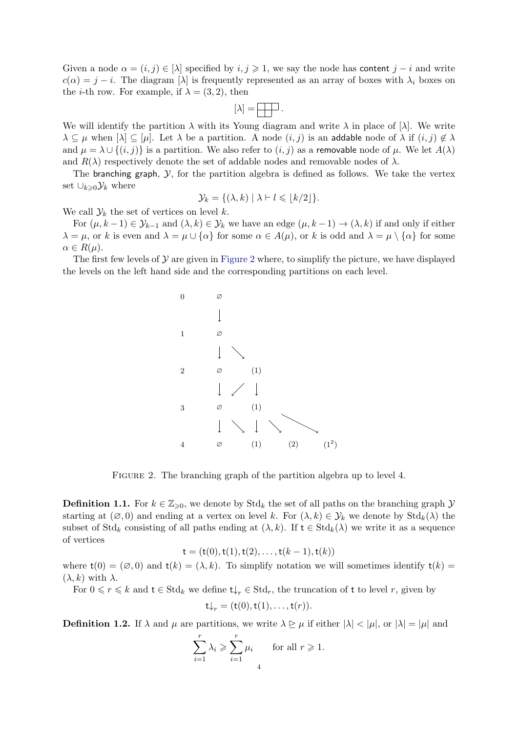Given a node $\alpha = (i,j) \in [\lambda]$ specified by $i, j \geqslant 1$, we say the node has content $j-i$ and write $c(\alpha) = j - i$. The diagram $[\lambda]$ is frequently represented as an array of boxes with $\lambda_i$ boxes on the $i$-th row. For example, if $\lambda = (3,2)$, then

$$[\lambda] = \begin{array}{|c|c|c|}\hline \ & \ & \ \\ \hline \ & \ \\ \cline{1-2}\end{array}.$$

We will identify the partition $\lambda$ with its Young diagram and write $\lambda$ in place of $[\lambda]$. We write $\lambda \subseteq \mu$ when $[\lambda] \subseteq [\mu]$. Let $\lambda$ be a partition. A node $(i,j)$ is an addable node of $\lambda$ if $(i,j) \notin \lambda$ and $\mu = \lambda \cup \{(i,j)\}$ is a partition. We also refer to $(i,j)$ as a removable node of $\mu$. We let $A(\lambda)$ and $R(\lambda)$ respectively denote the set of addable nodes and removable nodes of $\lambda$.

The branching graph, $\mathcal{Y}$, for the partition algebra is defined as follows. We take the vertex set $\cup_{k \geqslant 0} \mathcal{Y}_k$ where

$$\mathcal{Y}_k = \{(\lambda, k) \mid \lambda \vdash l \leqslant \lfloor k/2 \rfloor\}.$$

We call $\mathcal{Y}_k$ the set of vertices on level $k$.

For $(\mu, k-1) \in \mathcal{Y}_{k-1}$ and $(\lambda, k) \in \mathcal{Y}_k$ we have an edge $(\mu, k-1) \to (\lambda, k)$ if and only if either $\lambda = \mu$, or $k$ is even and $\lambda = \mu \cup \{\alpha\}$ for some $\alpha \in A(\mu)$, or $k$ is odd and $\lambda = \mu \setminus \{\alpha\}$ for some $\alpha \in R(\mu)$.

The first few levels of $\mathcal{Y}$ are given in Figure 2 where, to simplify the picture, we have displayed the levels on the left hand side and the corresponding partitions on each level.

| Level | | | | |
|---|---|---|---|---|
| 0 | $\varnothing$ | | | |
| 1 | $\varnothing$ | | | |
| 2 | $\varnothing$ | $(1)$ | | |
| 3 | $\varnothing$ | $(1)$ | | |
| 4 | $\varnothing$ | $(1)$ | $(2)$ | $(1^2)$ |

FIGURE 2. The branching graph of the partition algebra up to level 4.

**Definition 1.1.** For $k \in \mathbb{Z}_{\geqslant 0}$, we denote by $\mathrm{Std}_k$ the set of all paths on the branching graph $\mathcal{Y}$ starting at $(\varnothing, 0)$ and ending at a vertex on level $k$. For $(\lambda, k) \in \mathcal{Y}_k$ we denote by $\mathrm{Std}_k(\lambda)$ the subset of $\mathrm{Std}_k$ consisting of all paths ending at $(\lambda, k)$. If $\mathsf{t} \in \mathrm{Std}_k(\lambda)$ we write it as a sequence of vertices

$$\mathsf{t} = (\mathsf{t}(0), \mathsf{t}(1), \mathsf{t}(2), \ldots, \mathsf{t}(k-1), \mathsf{t}(k))$$

where $\mathsf{t}(0) = (\varnothing, 0)$ and $\mathsf{t}(k) = (\lambda, k)$. To simplify notation we will sometimes identify $\mathsf{t}(k) = (\lambda, k)$ with $\lambda$.

For $0 \leqslant r \leqslant k$ and $\mathsf{t} \in \mathrm{Std}_k$ we define $\mathsf{t}{\downarrow_r} \in \mathrm{Std}_r$, the truncation of $\mathsf{t}$ to level $r$, given by

$$\mathsf{t}{\downarrow_r} = (\mathsf{t}(0), \mathsf{t}(1), \ldots, \mathsf{t}(r)).$$

**Definition 1.2.** If $\lambda$ and $\mu$ are partitions, we write $\lambda \trianglerighteq \mu$ if either $|\lambda| < |\mu|$, or $|\lambda| = |\mu|$ and

$$\sum_{i=1}^{r} \lambda_i \geqslant \sum_{i=1}^{r} \mu_i \qquad \text{for all } r \geqslant 1.$$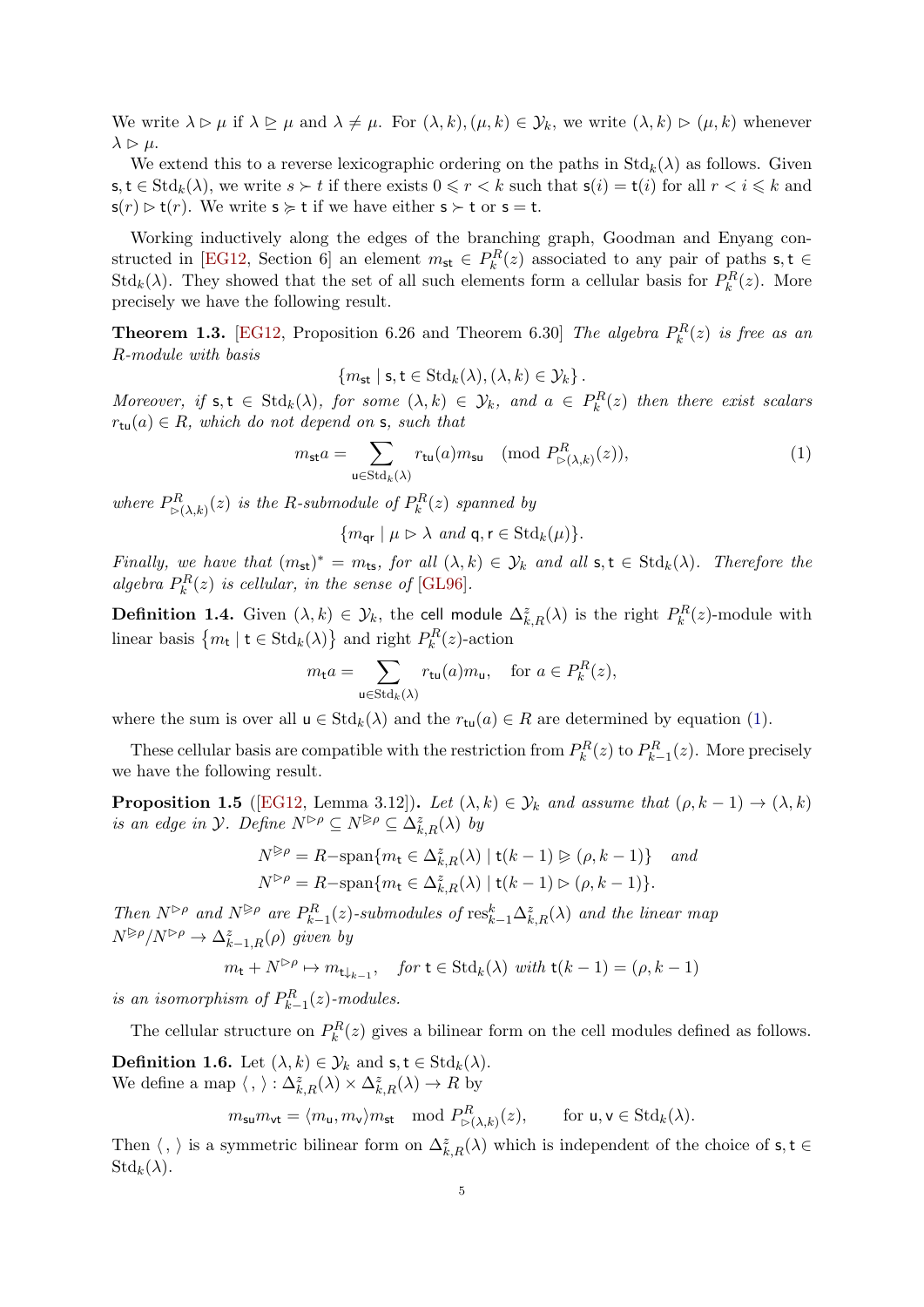We write $\lambda \rhd \mu$ if $\lambda \unrhd \mu$ and $\lambda \neq \mu$. For $(\lambda, k), (\mu, k) \in \mathcal{Y}_k$, we write $(\lambda, k) \rhd (\mu, k)$ whenever $\lambda \rhd \mu$.

We extend this to a reverse lexicographic ordering on the paths in $\mathrm{Std}_k(\lambda)$ as follows. Given $\mathsf{s}, \mathsf{t} \in \mathrm{Std}_k(\lambda)$, we write $s \succ t$ if there exists $0 \leqslant r < k$ such that $\mathsf{s}(i) = \mathsf{t}(i)$ for all $r < i \leqslant k$ and $\mathsf{s}(r) \rhd \mathsf{t}(r)$. We write $\mathsf{s} \succcurlyeq \mathsf{t}$ if we have either $\mathsf{s} \succ \mathsf{t}$ or $\mathsf{s} = \mathsf{t}$.

Working inductively along the edges of the branching graph, Goodman and Enyang constructed in [EG12, Section 6] an element $m_{\mathsf{st}} \in P_k^R(z)$ associated to any pair of paths $\mathsf{s}, \mathsf{t} \in \mathrm{Std}_k(\lambda)$. They showed that the set of all such elements form a cellular basis for $P_k^R(z)$. More precisely we have the following result.

**Theorem 1.3.** [EG12, Proposition 6.26 and Theorem 6.30] *The algebra $P_k^R(z)$ is free as an $R$-module with basis*

$$\{m_{\mathsf{st}} \mid \mathsf{s}, \mathsf{t} \in \mathrm{Std}_k(\lambda), (\lambda, k) \in \mathcal{Y}_k\}.$$

*Moreover, if $\mathsf{s}, \mathsf{t} \in \mathrm{Std}_k(\lambda)$, for some $(\lambda, k) \in \mathcal{Y}_k$, and $a \in P_k^R(z)$ then there exist scalars $r_{\mathsf{tu}}(a) \in R$, which do not depend on $\mathsf{s}$, such that*

$$m_{\mathsf{st}} a = \sum_{\mathsf{u} \in \mathrm{Std}_k(\lambda)} r_{\mathsf{tu}}(a) m_{\mathsf{su}} \pmod{P^R_{\rhd(\lambda,k)}(z)}, \tag{1}$$

*where $P^R_{\rhd(\lambda,k)}(z)$ is the $R$-submodule of $P_k^R(z)$ spanned by*

$$\{m_{\mathsf{qr}} \mid \mu \rhd \lambda \text{ and } \mathsf{q}, \mathsf{r} \in \mathrm{Std}_k(\mu)\}.$$

*Finally, we have that $(m_{\mathsf{st}})^* = m_{\mathsf{ts}}$, for all $(\lambda, k) \in \mathcal{Y}_k$ and all $\mathsf{s}, \mathsf{t} \in \mathrm{Std}_k(\lambda)$. Therefore the algebra $P_k^R(z)$ is cellular, in the sense of* [GL96].

**Definition 1.4.** Given $(\lambda, k) \in \mathcal{Y}_k$, the cell module $\Delta^z_{k,R}(\lambda)$ is the right $P_k^R(z)$-module with linear basis $\{m_{\mathsf{t}} \mid \mathsf{t} \in \mathrm{Std}_k(\lambda)\}$ and right $P_k^R(z)$-action

$$m_{\mathsf{t}} a = \sum_{\mathsf{u} \in \mathrm{Std}_k(\lambda)} r_{\mathsf{tu}}(a) m_{\mathsf{u}}, \quad \text{for } a \in P_k^R(z),$$

where the sum is over all $\mathsf{u} \in \mathrm{Std}_k(\lambda)$ and the $r_{\mathsf{tu}}(a) \in R$ are determined by equation (1).

These cellular basis are compatible with the restriction from $P_k^R(z)$ to $P_{k-1}^R(z)$. More precisely we have the following result.

**Proposition 1.5** ([EG12, Lemma 3.12])**.** *Let $(\lambda, k) \in \mathcal{Y}_k$ and assume that $(\rho, k-1) \to (\lambda, k)$ is an edge in $\mathcal{Y}$. Define $N^{\rhd\rho} \subseteq N^{\unrhd\rho} \subseteq \Delta^z_{k,R}(\lambda)$ by*

$$N^{\unrhd\rho} = R\text{-span}\{m_{\mathsf{t}} \in \Delta^z_{k,R}(\lambda) \mid \mathsf{t}(k-1) \unrhd (\rho, k-1)\} \quad \text{and}$$
$$N^{\rhd\rho} = R\text{-span}\{m_{\mathsf{t}} \in \Delta^z_{k,R}(\lambda) \mid \mathsf{t}(k-1) \rhd (\rho, k-1)\}.$$

*Then $N^{\rhd\rho}$ and $N^{\unrhd\rho}$ are $P_{k-1}^R(z)$-submodules of $\mathrm{res}^k_{k-1} \Delta^z_{k,R}(\lambda)$ and the linear map $N^{\unrhd\rho}/N^{\rhd\rho} \to \Delta^z_{k-1,R}(\rho)$ given by*

$$m_{\mathsf{t}} + N^{\rhd\rho} \mapsto m_{\mathsf{t}\downarrow_{k-1}}, \quad \text{for } \mathsf{t} \in \mathrm{Std}_k(\lambda) \text{ with } \mathsf{t}(k-1) = (\rho, k-1)$$

*is an isomorphism of $P_{k-1}^R(z)$-modules.*

The cellular structure on $P_k^R(z)$ gives a bilinear form on the cell modules defined as follows.

**Definition 1.6.** Let $(\lambda, k) \in \mathcal{Y}_k$ and $\mathsf{s}, \mathsf{t} \in \mathrm{Std}_k(\lambda)$.
We define a map $\langle\, , \,\rangle : \Delta^z_{k,R}(\lambda) \times \Delta^z_{k,R}(\lambda) \to R$ by

$$m_{\mathsf{su}} m_{\mathsf{vt}} = \langle m_{\mathsf{u}}, m_{\mathsf{v}} \rangle m_{\mathsf{st}} \mod P^R_{\rhd(\lambda,k)}(z), \qquad \text{for } \mathsf{u}, \mathsf{v} \in \mathrm{Std}_k(\lambda).$$

Then $\langle\, , \,\rangle$ is a symmetric bilinear form on $\Delta^z_{k,R}(\lambda)$ which is independent of the choice of $\mathsf{s}, \mathsf{t} \in \mathrm{Std}_k(\lambda)$.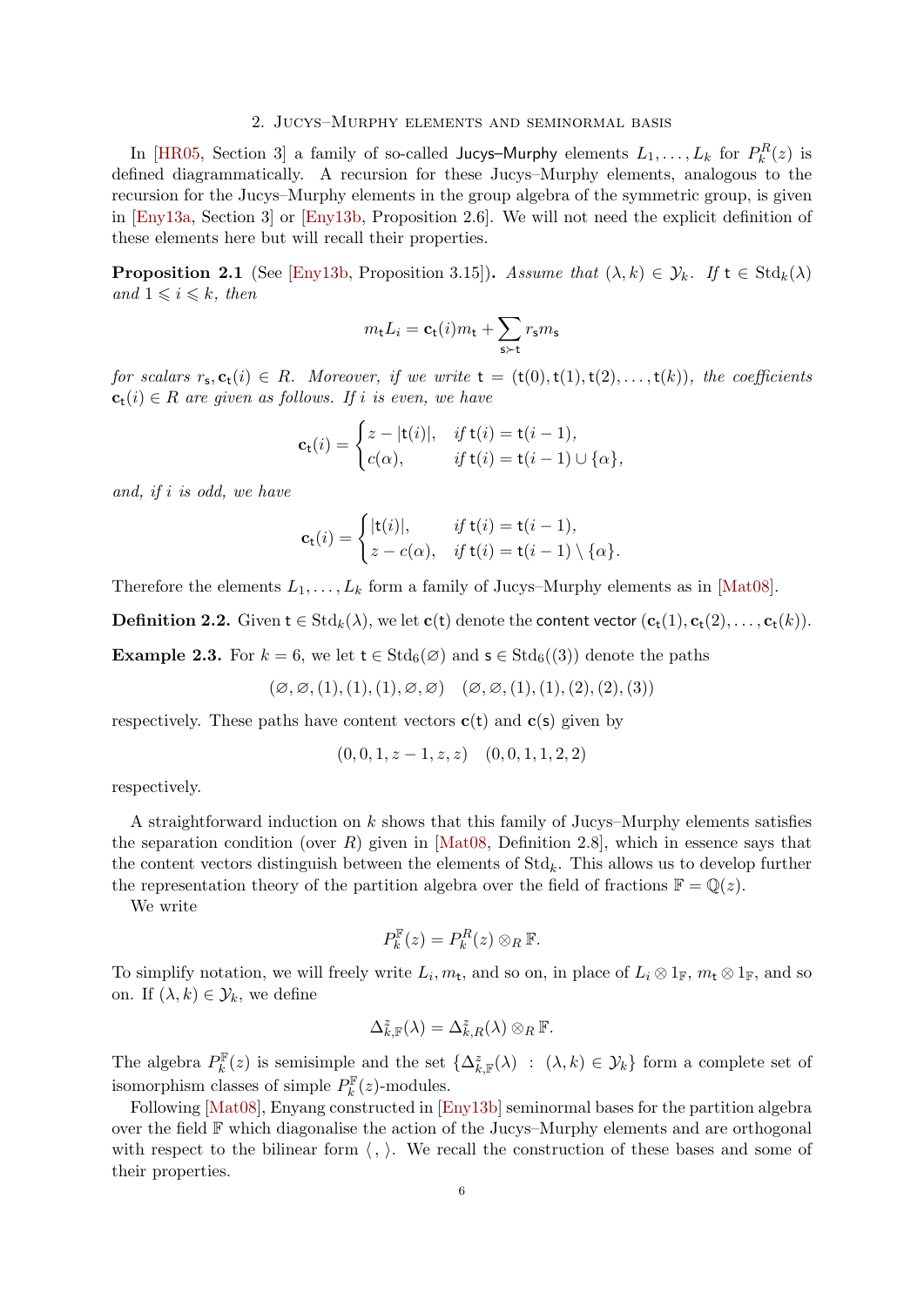## 2. Jucys–Murphy elements and seminormal basis

In [HR05, Section 3] a family of so-called Jucys–Murphy elements $L_1, \ldots, L_k$ for $P_k^R(z)$ is defined diagrammatically. A recursion for these Jucys–Murphy elements, analogous to the recursion for the Jucys–Murphy elements in the group algebra of the symmetric group, is given in [Eny13a, Section 3] or [Eny13b, Proposition 2.6]. We will not need the explicit definition of these elements here but will recall their properties.

**Proposition 2.1** (See [Eny13b, Proposition 3.15]). *Assume that $(\lambda, k) \in \mathcal{Y}_k$. If $\mathsf{t} \in \mathrm{Std}_k(\lambda)$ and $1 \leqslant i \leqslant k$, then*

$$m_{\mathsf{t}} L_i = \mathbf{c}_{\mathsf{t}}(i) m_{\mathsf{t}} + \sum_{\mathsf{s} \succ \mathsf{t}} r_{\mathsf{s}} m_{\mathsf{s}}$$

*for scalars $r_{\mathsf{s}}, \mathbf{c}_{\mathsf{t}}(i) \in R$. Moreover, if we write $\mathsf{t} = (\mathsf{t}(0), \mathsf{t}(1), \mathsf{t}(2), \ldots, \mathsf{t}(k))$, the coefficients $\mathbf{c}_{\mathsf{t}}(i) \in R$ are given as follows. If $i$ is even, we have*

$$\mathbf{c}_{\mathsf{t}}(i) = \begin{cases} z - |\mathsf{t}(i)|, & \text{if } \mathsf{t}(i) = \mathsf{t}(i-1), \\ c(\alpha), & \text{if } \mathsf{t}(i) = \mathsf{t}(i-1) \cup \{\alpha\}, \end{cases}$$

*and, if $i$ is odd, we have*

$$\mathbf{c}_{\mathsf{t}}(i) = \begin{cases} |\mathsf{t}(i)|, & \text{if } \mathsf{t}(i) = \mathsf{t}(i-1), \\ z - c(\alpha), & \text{if } \mathsf{t}(i) = \mathsf{t}(i-1) \setminus \{\alpha\}. \end{cases}$$

Therefore the elements $L_1, \ldots, L_k$ form a family of Jucys–Murphy elements as in [Mat08].

**Definition 2.2.** Given $\mathsf{t} \in \mathrm{Std}_k(\lambda)$, we let $\mathbf{c}(\mathsf{t})$ denote the content vector $(\mathbf{c}_{\mathsf{t}}(1), \mathbf{c}_{\mathsf{t}}(2), \ldots, \mathbf{c}_{\mathsf{t}}(k))$.

**Example 2.3.** For $k = 6$, we let $\mathsf{t} \in \mathrm{Std}_6(\varnothing)$ and $\mathsf{s} \in \mathrm{Std}_6((3))$ denote the paths

$$(\varnothing, \varnothing, (1), (1), (1), \varnothing, \varnothing) \quad (\varnothing, \varnothing, (1), (1), (2), (2), (3))$$

respectively. These paths have content vectors $\mathbf{c}(\mathsf{t})$ and $\mathbf{c}(\mathsf{s})$ given by

$$(0, 0, 1, z-1, z, z) \quad (0, 0, 1, 1, 2, 2)$$

respectively.

A straightforward induction on $k$ shows that this family of Jucys–Murphy elements satisfies the separation condition (over $R$) given in [Mat08, Definition 2.8], which in essence says that the content vectors distinguish between the elements of $\mathrm{Std}_k$. This allows us to develop further the representation theory of the partition algebra over the field of fractions $\mathbb{F} = \mathbb{Q}(z)$.

We write

$$P_k^{\mathbb{F}}(z) = P_k^R(z) \otimes_R \mathbb{F}.$$

To simplify notation, we will freely write $L_i, m_{\mathsf{t}}$, and so on, in place of $L_i \otimes 1_{\mathbb{F}}$, $m_{\mathsf{t}} \otimes 1_{\mathbb{F}}$, and so on. If $(\lambda, k) \in \mathcal{Y}_k$, we define

$$\Delta_{k,\mathbb{F}}^{z}(\lambda) = \Delta_{k,R}^{z}(\lambda) \otimes_R \mathbb{F}.$$

The algebra $P_k^{\mathbb{F}}(z)$ is semisimple and the set $\{\Delta_{k,\mathbb{F}}^{z}(\lambda) \ : \ (\lambda, k) \in \mathcal{Y}_k\}$ form a complete set of isomorphism classes of simple $P_k^{\mathbb{F}}(z)$-modules.

Following [Mat08], Enyang constructed in [Eny13b] seminormal bases for the partition algebra over the field $\mathbb{F}$ which diagonalise the action of the Jucys–Murphy elements and are orthogonal with respect to the bilinear form $\langle\, , \rangle$. We recall the construction of these bases and some of their properties.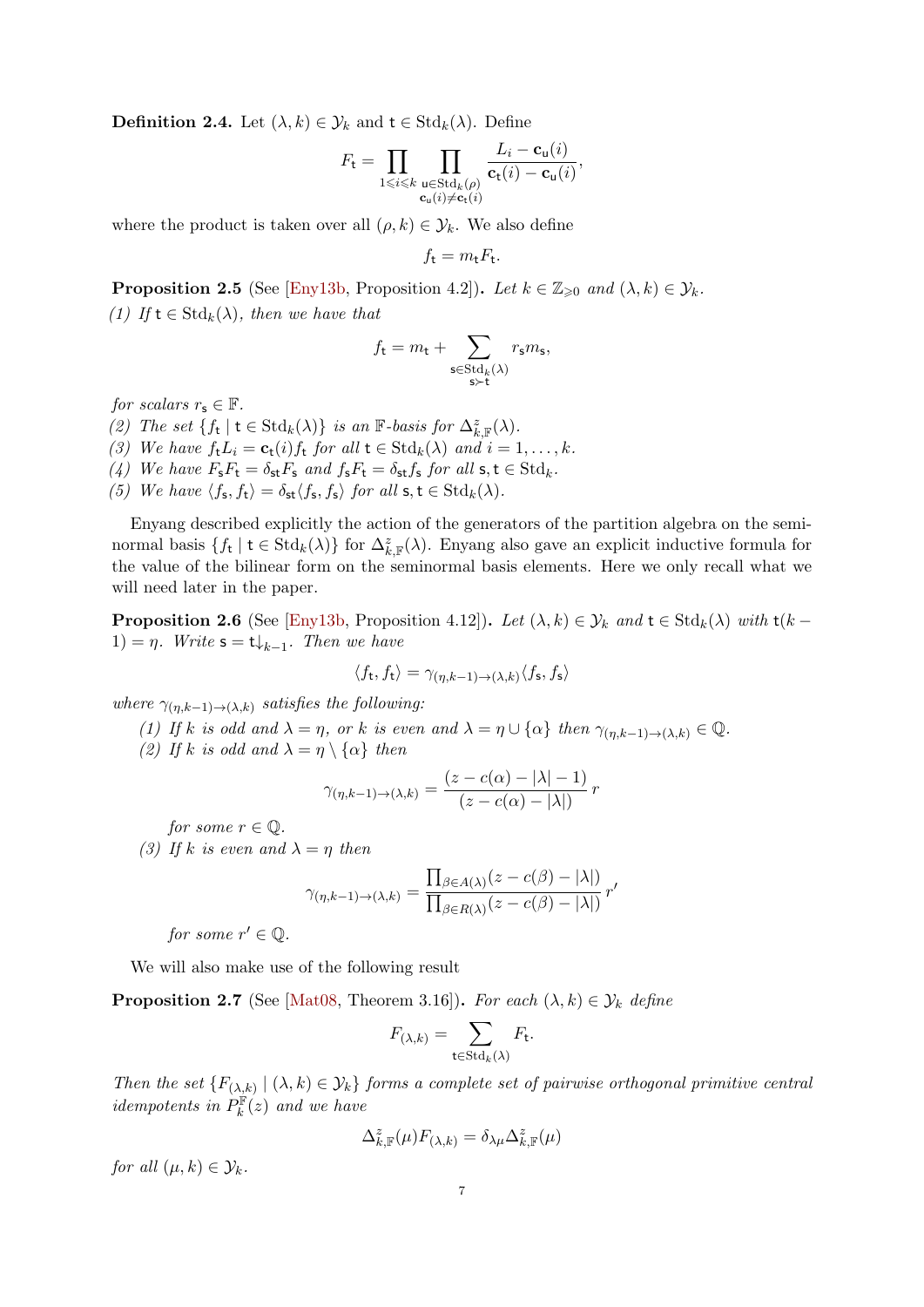**Definition 2.4.** Let $(\lambda, k) \in \mathcal{Y}_k$ and $\mathsf{t} \in \mathrm{Std}_k(\lambda)$. Define

$$F_\mathsf{t} = \prod_{1 \leqslant i \leqslant k} \prod_{\substack{\mathsf{u} \in \mathrm{Std}_k(\rho) \\ \mathbf{c}_\mathsf{u}(i) \neq \mathbf{c}_\mathsf{t}(i)}} \frac{L_i - \mathbf{c}_\mathsf{u}(i)}{\mathbf{c}_\mathsf{t}(i) - \mathbf{c}_\mathsf{u}(i)},$$

where the product is taken over all $(\rho, k) \in \mathcal{Y}_k$. We also define

$$f_\mathsf{t} = m_\mathsf{t} F_\mathsf{t}.$$

**Proposition 2.5** (See [Eny13b, Proposition 4.2]). *Let $k \in \mathbb{Z}_{\geqslant 0}$ and $(\lambda, k) \in \mathcal{Y}_k$.*

*(1) If $\mathsf{t} \in \mathrm{Std}_k(\lambda)$, then we have that*

$$f_\mathsf{t} = m_\mathsf{t} + \sum_{\substack{\mathsf{s} \in \mathrm{Std}_k(\lambda) \\ \mathsf{s} \succ \mathsf{t}}} r_\mathsf{s} m_\mathsf{s},$$

*for scalars $r_\mathsf{s} \in \mathbb{F}$.*

*(2) The set $\{f_\mathsf{t} \mid \mathsf{t} \in \mathrm{Std}_k(\lambda)\}$ is an $\mathbb{F}$-basis for $\Delta^z_{k,\mathbb{F}}(\lambda)$.*

*(3) We have $f_\mathsf{t} L_i = \mathbf{c}_\mathsf{t}(i) f_\mathsf{t}$ for all $\mathsf{t} \in \mathrm{Std}_k(\lambda)$ and $i = 1, \ldots, k$.*

*(4) We have $F_\mathsf{s} F_\mathsf{t} = \delta_{\mathsf{st}} F_\mathsf{s}$ and $f_\mathsf{s} F_\mathsf{t} = \delta_{\mathsf{st}} f_\mathsf{s}$ for all $\mathsf{s}, \mathsf{t} \in \mathrm{Std}_k$.*

*(5) We have $\langle f_\mathsf{s}, f_\mathsf{t} \rangle = \delta_{\mathsf{st}} \langle f_\mathsf{s}, f_\mathsf{s} \rangle$ for all $\mathsf{s}, \mathsf{t} \in \mathrm{Std}_k(\lambda)$.*

Enyang described explicitly the action of the generators of the partition algebra on the seminormal basis $\{f_\mathsf{t} \mid \mathsf{t} \in \mathrm{Std}_k(\lambda)\}$ for $\Delta^z_{k,\mathbb{F}}(\lambda)$. Enyang also gave an explicit inductive formula for the value of the bilinear form on the seminormal basis elements. Here we only recall what we will need later in the paper.

**Proposition 2.6** (See [Eny13b, Proposition 4.12]). *Let $(\lambda, k) \in \mathcal{Y}_k$ and $\mathsf{t} \in \mathrm{Std}_k(\lambda)$ with $\mathsf{t}(k-1) = \eta$. Write $\mathsf{s} = \mathsf{t}{\downarrow_{k-1}}$. Then we have*

$$\langle f_\mathsf{t}, f_\mathsf{t} \rangle = \gamma_{(\eta, k-1) \to (\lambda, k)} \langle f_\mathsf{s}, f_\mathsf{s} \rangle$$

*where $\gamma_{(\eta, k-1) \to (\lambda, k)}$ satisfies the following:*

*(1) If $k$ is odd and $\lambda = \eta$, or $k$ is even and $\lambda = \eta \cup \{\alpha\}$ then $\gamma_{(\eta, k-1) \to (\lambda, k)} \in \mathbb{Q}$.*

*(2) If $k$ is odd and $\lambda = \eta \setminus \{\alpha\}$ then*

$$\gamma_{(\eta, k-1) \to (\lambda, k)} = \frac{(z - c(\alpha) - |\lambda| - 1)}{(z - c(\alpha) - |\lambda|)}\, r$$

*for some $r \in \mathbb{Q}$.*

*(3) If $k$ is even and $\lambda = \eta$ then*

$$\gamma_{(\eta, k-1) \to (\lambda, k)} = \frac{\prod_{\beta \in A(\lambda)} (z - c(\beta) - |\lambda|)}{\prod_{\beta \in R(\lambda)} (z - c(\beta) - |\lambda|)}\, r'$$

*for some $r' \in \mathbb{Q}$.*

We will also make use of the following result

**Proposition 2.7** (See [Mat08, Theorem 3.16]). *For each $(\lambda, k) \in \mathcal{Y}_k$ define*

$$F_{(\lambda,k)} = \sum_{\mathsf{t} \in \mathrm{Std}_k(\lambda)} F_\mathsf{t}.$$

*Then the set $\{F_{(\lambda,k)} \mid (\lambda, k) \in \mathcal{Y}_k\}$ forms a complete set of pairwise orthogonal primitive central idempotents in $P^\mathbb{F}_k(z)$ and we have*

$$\Delta^z_{k,\mathbb{F}}(\mu) F_{(\lambda,k)} = \delta_{\lambda\mu} \Delta^z_{k,\mathbb{F}}(\mu)$$

*for all $(\mu, k) \in \mathcal{Y}_k$.*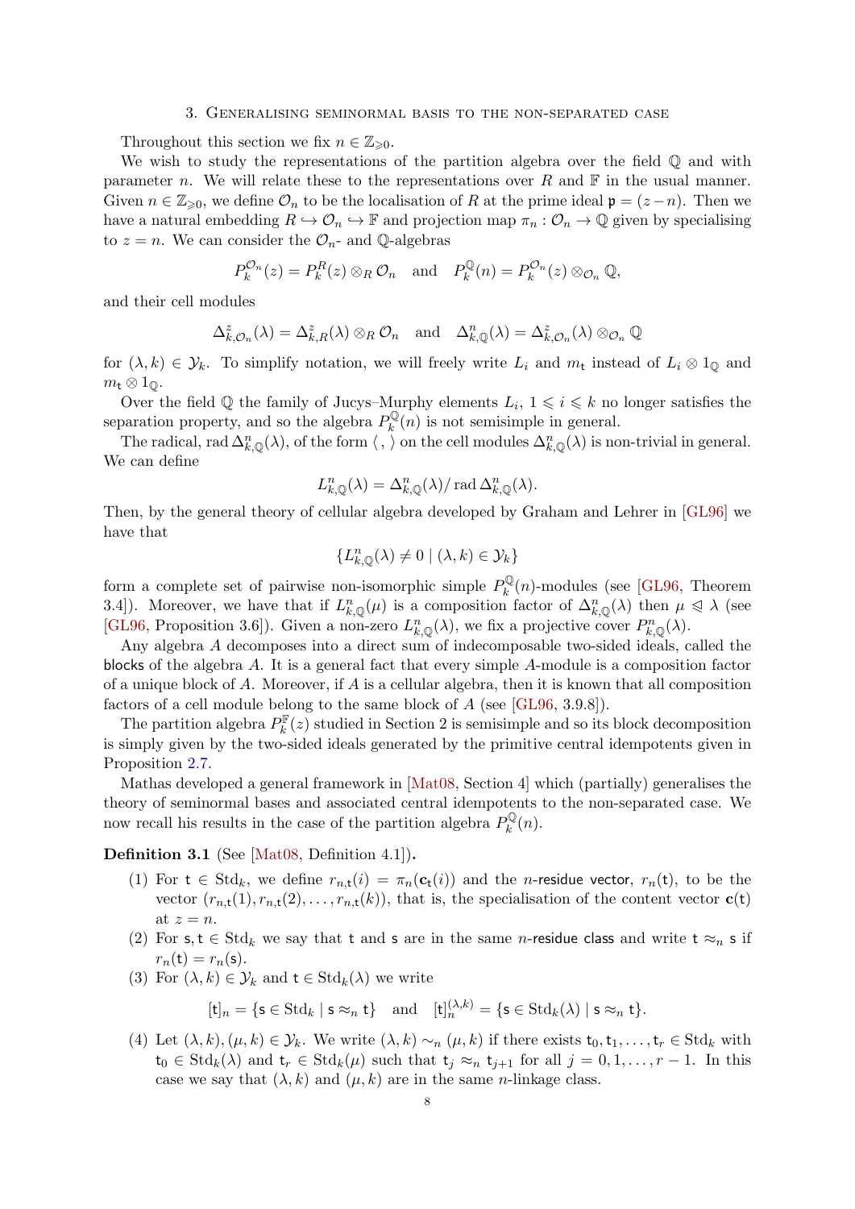## 3. Generalising seminormal basis to the non-separated case

Throughout this section we fix $n \in \mathbb{Z}_{\geqslant 0}$.

We wish to study the representations of the partition algebra over the field $\mathbb{Q}$ and with parameter $n$. We will relate these to the representations over $R$ and $\mathbb{F}$ in the usual manner. Given $n \in \mathbb{Z}_{\geqslant 0}$, we define $\mathcal{O}_n$ to be the localisation of $R$ at the prime ideal $\mathfrak{p} = (z-n)$. Then we have a natural embedding $R \hookrightarrow \mathcal{O}_n \hookrightarrow \mathbb{F}$ and projection map $\pi_n : \mathcal{O}_n \to \mathbb{Q}$ given by specialising to $z = n$. We can consider the $\mathcal{O}_n$- and $\mathbb{Q}$-algebras

$$P_k^{\mathcal{O}_n}(z) = P_k^R(z) \otimes_R \mathcal{O}_n \quad \text{and} \quad P_k^{\mathbb{Q}}(n) = P_k^{\mathcal{O}_n}(z) \otimes_{\mathcal{O}_n} \mathbb{Q},$$

and their cell modules

$$\Delta_{k,\mathcal{O}_n}^z(\lambda) = \Delta_{k,R}^z(\lambda) \otimes_R \mathcal{O}_n \quad \text{and} \quad \Delta_{k,\mathbb{Q}}^n(\lambda) = \Delta_{k,\mathcal{O}_n}^z(\lambda) \otimes_{\mathcal{O}_n} \mathbb{Q}$$

for $(\lambda, k) \in \mathcal{Y}_k$. To simplify notation, we will freely write $L_i$ and $m_{\mathsf{t}}$ instead of $L_i \otimes 1_{\mathbb{Q}}$ and $m_{\mathsf{t}} \otimes 1_{\mathbb{Q}}$.

Over the field $\mathbb{Q}$ the family of Jucys–Murphy elements $L_i$, $1 \leqslant i \leqslant k$ no longer satisfies the separation property, and so the algebra $P_k^{\mathbb{Q}}(n)$ is not semisimple in general.

The radical, $\operatorname{rad} \Delta_{k,\mathbb{Q}}^n(\lambda)$, of the form $\langle\,,\,\rangle$ on the cell modules $\Delta_{k,\mathbb{Q}}^n(\lambda)$ is non-trivial in general. We can define

$$L_{k,\mathbb{Q}}^n(\lambda) = \Delta_{k,\mathbb{Q}}^n(\lambda) / \operatorname{rad} \Delta_{k,\mathbb{Q}}^n(\lambda).$$

Then, by the general theory of cellular algebra developed by Graham and Lehrer in [GL96] we have that

$$\{L_{k,\mathbb{Q}}^n(\lambda) \neq 0 \mid (\lambda, k) \in \mathcal{Y}_k\}$$

form a complete set of pairwise non-isomorphic simple $P_k^{\mathbb{Q}}(n)$-modules (see [GL96, Theorem 3.4]). Moreover, we have that if $L_{k,\mathbb{Q}}^n(\mu)$ is a composition factor of $\Delta_{k,\mathbb{Q}}^n(\lambda)$ then $\mu \trianglelefteq \lambda$ (see [GL96, Proposition 3.6]). Given a non-zero $L_{k,\mathbb{Q}}^n(\lambda)$, we fix a projective cover $P_{k,\mathbb{Q}}^n(\lambda)$.

Any algebra $A$ decomposes into a direct sum of indecomposable two-sided ideals, called the blocks of the algebra $A$. It is a general fact that every simple $A$-module is a composition factor of a unique block of $A$. Moreover, if $A$ is a cellular algebra, then it is known that all composition factors of a cell module belong to the same block of $A$ (see [GL96, 3.9.8]).

The partition algebra $P_k^{\mathbb{F}}(z)$ studied in Section 2 is semisimple and so its block decomposition is simply given by the two-sided ideals generated by the primitive central idempotents given in Proposition 2.7.

Mathas developed a general framework in [Mat08, Section 4] which (partially) generalises the theory of seminormal bases and associated central idempotents to the non-separated case. We now recall his results in the case of the partition algebra $P_k^{\mathbb{Q}}(n)$.

**Definition 3.1** (See [Mat08, Definition 4.1])**.**

1. For $\mathsf{t} \in \operatorname{Std}_k$, we define $r_{n,\mathsf{t}}(i) = \pi_n(\mathbf{c}_{\mathsf{t}}(i))$ and the $n$-residue vector, $r_n(\mathsf{t})$, to be the vector $(r_{n,\mathsf{t}}(1), r_{n,\mathsf{t}}(2), \ldots, r_{n,\mathsf{t}}(k))$, that is, the specialisation of the content vector $\mathbf{c}(\mathsf{t})$ at $z = n$.
2. For $\mathsf{s}, \mathsf{t} \in \operatorname{Std}_k$ we say that $\mathsf{t}$ and $\mathsf{s}$ are in the same $n$-residue class and write $\mathsf{t} \approx_n \mathsf{s}$ if $r_n(\mathsf{t}) = r_n(\mathsf{s})$.
3. For $(\lambda, k) \in \mathcal{Y}_k$ and $\mathsf{t} \in \operatorname{Std}_k(\lambda)$ we write
$$[\mathsf{t}]_n = \{\mathsf{s} \in \operatorname{Std}_k \mid \mathsf{s} \approx_n \mathsf{t}\} \quad \text{and} \quad [\mathsf{t}]_n^{(\lambda,k)} = \{\mathsf{s} \in \operatorname{Std}_k(\lambda) \mid \mathsf{s} \approx_n \mathsf{t}\}.$$
4. Let $(\lambda, k), (\mu, k) \in \mathcal{Y}_k$. We write $(\lambda, k) \sim_n (\mu, k)$ if there exists $\mathsf{t}_0, \mathsf{t}_1, \ldots, \mathsf{t}_r \in \operatorname{Std}_k$ with $\mathsf{t}_0 \in \operatorname{Std}_k(\lambda)$ and $\mathsf{t}_r \in \operatorname{Std}_k(\mu)$ such that $\mathsf{t}_j \approx_n \mathsf{t}_{j+1}$ for all $j = 0, 1, \ldots, r-1$. In this case we say that $(\lambda, k)$ and $(\mu, k)$ are in the same $n$-linkage class.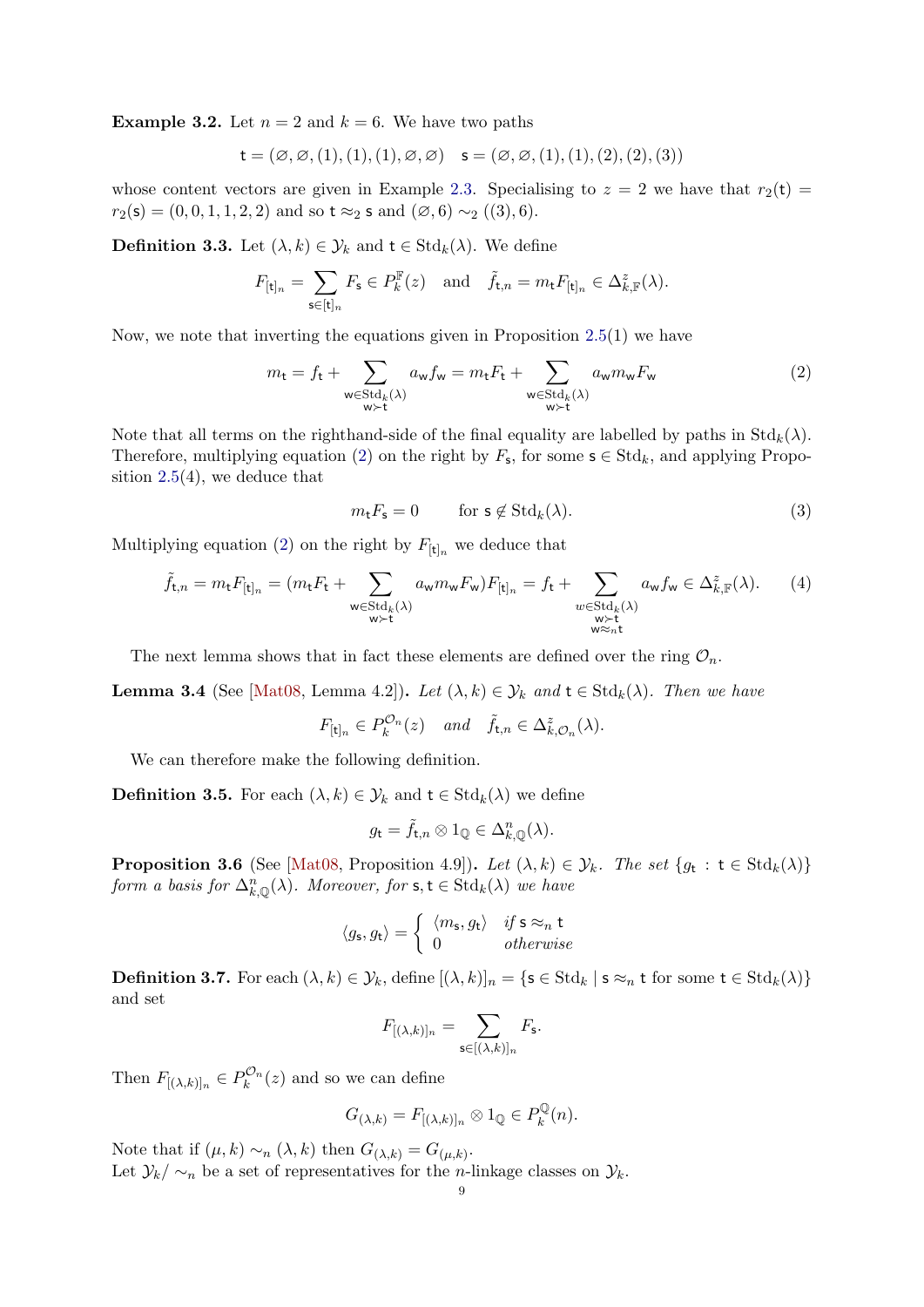**Example 3.2.** Let $n = 2$ and $k = 6$. We have two paths

$$\mathsf{t} = (\varnothing, \varnothing, (1), (1), (1), \varnothing, \varnothing) \quad \mathsf{s} = (\varnothing, \varnothing, (1), (1), (2), (2), (3))$$

whose content vectors are given in Example 2.3. Specialising to $z = 2$ we have that $r_2(\mathsf{t}) = r_2(\mathsf{s}) = (0, 0, 1, 1, 2, 2)$ and so $\mathsf{t} \approx_2 \mathsf{s}$ and $(\varnothing, 6) \sim_2 ((3), 6)$.

**Definition 3.3.** Let $(\lambda, k) \in \mathcal{Y}_k$ and $\mathsf{t} \in \mathrm{Std}_k(\lambda)$. We define

$$F_{[\mathsf{t}]_n} = \sum_{\mathsf{s} \in [\mathsf{t}]_n} F_{\mathsf{s}} \in P_k^{\mathbb{F}}(z) \quad \text{and} \quad \tilde{f}_{\mathsf{t},n} = m_{\mathsf{t}} F_{[\mathsf{t}]_n} \in \Delta_{k,\mathbb{F}}^{z}(\lambda).$$

Now, we note that inverting the equations given in Proposition 2.5(1) we have

$$m_{\mathsf{t}} = f_{\mathsf{t}} + \sum_{\substack{\mathsf{w} \in \mathrm{Std}_k(\lambda) \\ \mathsf{w} \succ \mathsf{t}}} a_{\mathsf{w}} f_{\mathsf{w}} = m_{\mathsf{t}} F_{\mathsf{t}} + \sum_{\substack{\mathsf{w} \in \mathrm{Std}_k(\lambda) \\ \mathsf{w} \succ \mathsf{t}}} a_{\mathsf{w}} m_{\mathsf{w}} F_{\mathsf{w}} \tag{2}$$

Note that all terms on the righthand-side of the final equality are labelled by paths in $\mathrm{Std}_k(\lambda)$. Therefore, multiplying equation (2) on the right by $F_{\mathsf{s}}$, for some $\mathsf{s} \in \mathrm{Std}_k$, and applying Proposition 2.5(4), we deduce that

$$m_{\mathsf{t}} F_{\mathsf{s}} = 0 \qquad \text{for } \mathsf{s} \notin \mathrm{Std}_k(\lambda). \tag{3}$$

Multiplying equation (2) on the right by $F_{[\mathsf{t}]_n}$ we deduce that

$$\tilde{f}_{\mathsf{t},n} = m_{\mathsf{t}} F_{[\mathsf{t}]_n} = (m_{\mathsf{t}} F_{\mathsf{t}} + \sum_{\substack{\mathsf{w} \in \mathrm{Std}_k(\lambda) \\ \mathsf{w} \succ \mathsf{t}}} a_{\mathsf{w}} m_{\mathsf{w}} F_{\mathsf{w}}) F_{[\mathsf{t}]_n} = f_{\mathsf{t}} + \sum_{\substack{w \in \mathrm{Std}_k(\lambda) \\ \mathsf{w} \succ \mathsf{t} \\ \mathsf{w} \approx_n \mathsf{t}}} a_{\mathsf{w}} f_{\mathsf{w}} \in \Delta_{k,\mathbb{F}}^{z}(\lambda). \tag{4}$$

The next lemma shows that in fact these elements are defined over the ring $\mathcal{O}_n$.

**Lemma 3.4** (See [Mat08, Lemma 4.2]). *Let $(\lambda, k) \in \mathcal{Y}_k$ and $\mathsf{t} \in \mathrm{Std}_k(\lambda)$. Then we have*

$$F_{[\mathsf{t}]_n} \in P_k^{\mathcal{O}_n}(z) \quad \text{and} \quad \tilde{f}_{\mathsf{t},n} \in \Delta_{k,\mathcal{O}_n}^{z}(\lambda).$$

We can therefore make the following definition.

**Definition 3.5.** For each $(\lambda, k) \in \mathcal{Y}_k$ and $\mathsf{t} \in \mathrm{Std}_k(\lambda)$ we define

$$g_{\mathsf{t}} = \tilde{f}_{\mathsf{t},n} \otimes 1_{\mathbb{Q}} \in \Delta_{k,\mathbb{Q}}^{n}(\lambda).$$

**Proposition 3.6** (See [Mat08, Proposition 4.9]). *Let $(\lambda, k) \in \mathcal{Y}_k$. The set $\{g_{\mathsf{t}} : \mathsf{t} \in \mathrm{Std}_k(\lambda)\}$ form a basis for $\Delta_{k,\mathbb{Q}}^{n}(\lambda)$. Moreover, for $\mathsf{s}, \mathsf{t} \in \mathrm{Std}_k(\lambda)$ we have*

$$\langle g_{\mathsf{s}}, g_{\mathsf{t}} \rangle = \begin{cases} \langle m_{\mathsf{s}}, g_{\mathsf{t}} \rangle & \text{if } \mathsf{s} \approx_n \mathsf{t} \\ 0 & \text{otherwise} \end{cases}$$

**Definition 3.7.** For each $(\lambda, k) \in \mathcal{Y}_k$, define $[(\lambda, k)]_n = \{\mathsf{s} \in \mathrm{Std}_k \mid \mathsf{s} \approx_n \mathsf{t} \text{ for some } \mathsf{t} \in \mathrm{Std}_k(\lambda)\}$ and set

$$F_{[(\lambda,k)]_n} = \sum_{\mathsf{s} \in [(\lambda,k)]_n} F_{\mathsf{s}}.$$

Then $F_{[(\lambda,k)]_n} \in P_k^{\mathcal{O}_n}(z)$ and so we can define

$$G_{(\lambda,k)} = F_{[(\lambda,k)]_n} \otimes 1_{\mathbb{Q}} \in P_k^{\mathbb{Q}}(n).$$

Note that if $(\mu, k) \sim_n (\lambda, k)$ then $G_{(\lambda,k)} = G_{(\mu,k)}$.
Let $\mathcal{Y}_k / \sim_n$ be a set of representatives for the $n$-linkage classes on $\mathcal{Y}_k$.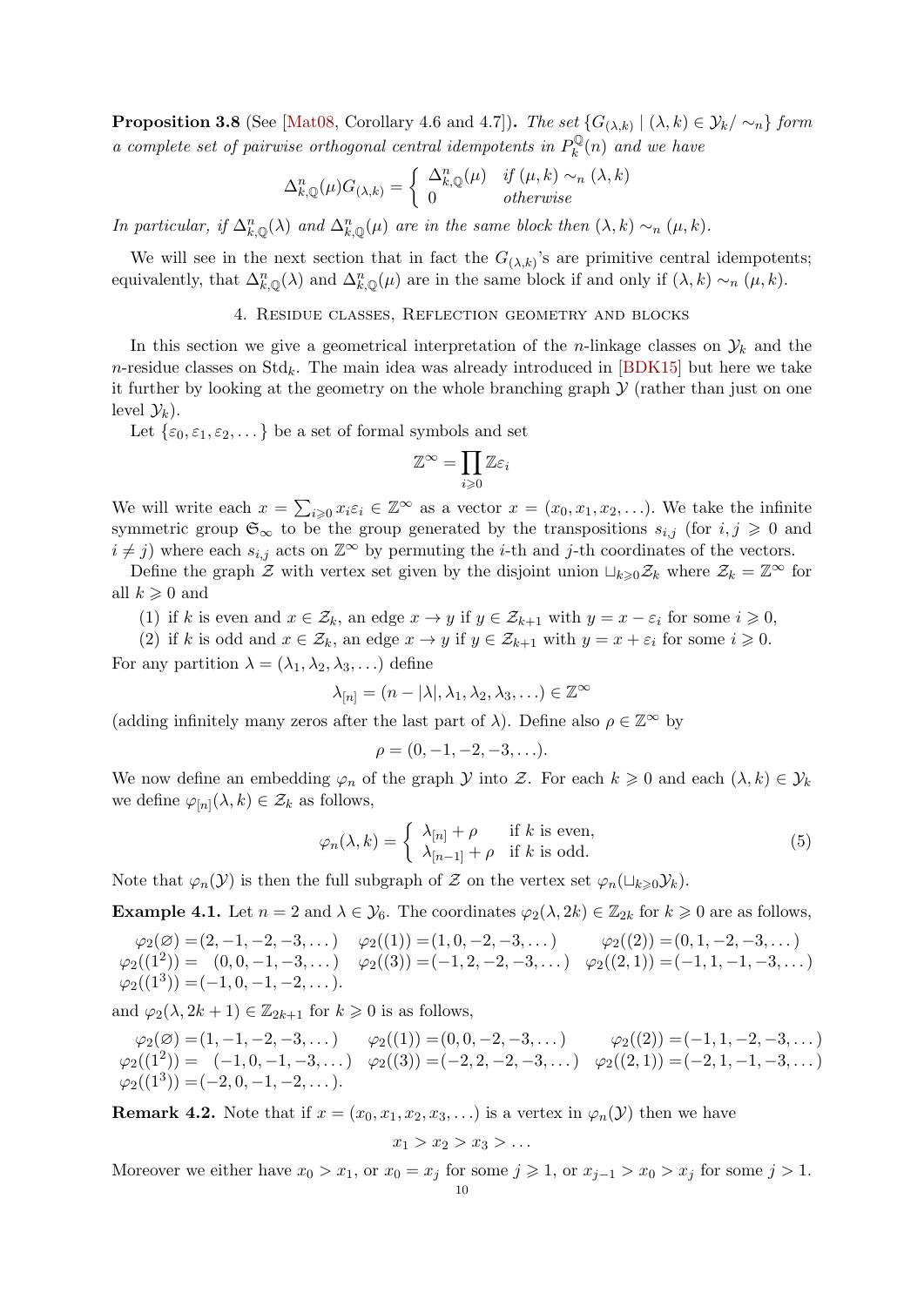**Proposition 3.8** (See [Mat08, Corollary 4.6 and 4.7])**.** *The set $\{G_{(\lambda,k)} \mid (\lambda,k) \in \mathcal{Y}_k/\sim_n\}$ form a complete set of pairwise orthogonal central idempotents in $P_k^{\mathbb{Q}}(n)$ and we have*

$$\Delta^n_{k,\mathbb{Q}}(\mu)G_{(\lambda,k)} = \begin{cases} \Delta^n_{k,\mathbb{Q}}(\mu) & \text{if } (\mu,k) \sim_n (\lambda,k) \\ 0 & \text{otherwise} \end{cases}$$

*In particular, if $\Delta^n_{k,\mathbb{Q}}(\lambda)$ and $\Delta^n_{k,\mathbb{Q}}(\mu)$ are in the same block then $(\lambda,k) \sim_n (\mu,k)$.*

We will see in the next section that in fact the $G_{(\lambda,k)}$'s are primitive central idempotents; equivalently, that $\Delta^n_{k,\mathbb{Q}}(\lambda)$ and $\Delta^n_{k,\mathbb{Q}}(\mu)$ are in the same block if and only if $(\lambda,k) \sim_n (\mu,k)$.

## 4. Residue classes, Reflection geometry and blocks

In this section we give a geometrical interpretation of the $n$-linkage classes on $\mathcal{Y}_k$ and the $n$-residue classes on $\mathrm{Std}_k$. The main idea was already introduced in [BDK15] but here we take it further by looking at the geometry on the whole branching graph $\mathcal{Y}$ (rather than just on one level $\mathcal{Y}_k$).

Let $\{\varepsilon_0, \varepsilon_1, \varepsilon_2, \dots\}$ be a set of formal symbols and set

$$\mathbb{Z}^\infty = \prod_{i \geqslant 0} \mathbb{Z}\varepsilon_i$$

We will write each $x = \sum_{i\geqslant 0} x_i\varepsilon_i \in \mathbb{Z}^\infty$ as a vector $x = (x_0, x_1, x_2, \dots)$. We take the infinite symmetric group $\mathfrak{S}_\infty$ to be the group generated by the transpositions $s_{i,j}$ (for $i,j \geqslant 0$ and $i \neq j$) where each $s_{i,j}$ acts on $\mathbb{Z}^\infty$ by permuting the $i$-th and $j$-th coordinates of the vectors.

Define the graph $\mathcal{Z}$ with vertex set given by the disjoint union $\sqcup_{k\geqslant 0}\mathcal{Z}_k$ where $\mathcal{Z}_k = \mathbb{Z}^\infty$ for all $k \geqslant 0$ and

(1) if $k$ is even and $x \in \mathcal{Z}_k$, an edge $x \to y$ if $y \in \mathcal{Z}_{k+1}$ with $y = x - \varepsilon_i$ for some $i \geqslant 0$,

(2) if $k$ is odd and $x \in \mathcal{Z}_k$, an edge $x \to y$ if $y \in \mathcal{Z}_{k+1}$ with $y = x + \varepsilon_i$ for some $i \geqslant 0$.

For any partition $\lambda = (\lambda_1, \lambda_2, \lambda_3, \dots)$ define

$$\lambda_{[n]} = (n - |\lambda|, \lambda_1, \lambda_2, \lambda_3, \dots) \in \mathbb{Z}^\infty$$

(adding infinitely many zeros after the last part of $\lambda$). Define also $\rho \in \mathbb{Z}^\infty$ by

$$\rho = (0, -1, -2, -3, \dots).$$

We now define an embedding $\varphi_n$ of the graph $\mathcal{Y}$ into $\mathcal{Z}$. For each $k \geqslant 0$ and each $(\lambda,k) \in \mathcal{Y}_k$ we define $\varphi_{[n]}(\lambda,k) \in \mathcal{Z}_k$ as follows,

$$\varphi_n(\lambda,k) = \begin{cases} \lambda_{[n]} + \rho & \text{if } k \text{ is even,} \\ \lambda_{[n-1]} + \rho & \text{if } k \text{ is odd.} \end{cases} \tag{5}$$

Note that $\varphi_n(\mathcal{Y})$ is then the full subgraph of $\mathcal{Z}$ on the vertex set $\varphi_n(\sqcup_{k\geqslant 0}\mathcal{Y}_k)$.

**Example 4.1.** Let $n = 2$ and $\lambda \in \mathcal{Y}_6$. The coordinates $\varphi_2(\lambda, 2k) \in \mathbb{Z}_{2k}$ for $k \geqslant 0$ are as follows,

$\varphi_2(\varnothing) = (2,-1,-2,-3,\dots)$ $\quad \varphi_2((1)) = (1,0,-2,-3,\dots)$ $\quad \varphi_2((2)) = (0,1,-2,-3,\dots)$
$\varphi_2((1^2)) = (0,0,-1,-3,\dots)$ $\quad \varphi_2((3)) = (-1,2,-2,-3,\dots)$ $\quad \varphi_2((2,1)) = (-1,1,-1,-3,\dots)$
$\varphi_2((1^3)) = (-1,0,-1,-2,\dots)$.

and $\varphi_2(\lambda, 2k+1) \in \mathbb{Z}_{2k+1}$ for $k \geqslant 0$ is as follows,

$\varphi_2(\varnothing) = (1,-1,-2,-3,\dots)$ $\quad \varphi_2((1)) = (0,0,-2,-3,\dots)$ $\quad \varphi_2((2)) = (-1,1,-2,-3,\dots)$
$\varphi_2((1^2)) = (-1,0,-1,-3,\dots)$ $\quad \varphi_2((3)) = (-2,2,-2,-3,\dots)$ $\quad \varphi_2((2,1)) = (-2,1,-1,-3,\dots)$
$\varphi_2((1^3)) = (-2,0,-1,-2,\dots)$.

**Remark 4.2.** Note that if $x = (x_0, x_1, x_2, x_3, \dots)$ is a vertex in $\varphi_n(\mathcal{Y})$ then we have

$$x_1 > x_2 > x_3 > \dots$$

Moreover we either have $x_0 > x_1$, or $x_0 = x_j$ for some $j \geqslant 1$, or $x_{j-1} > x_0 > x_j$ for some $j > 1$.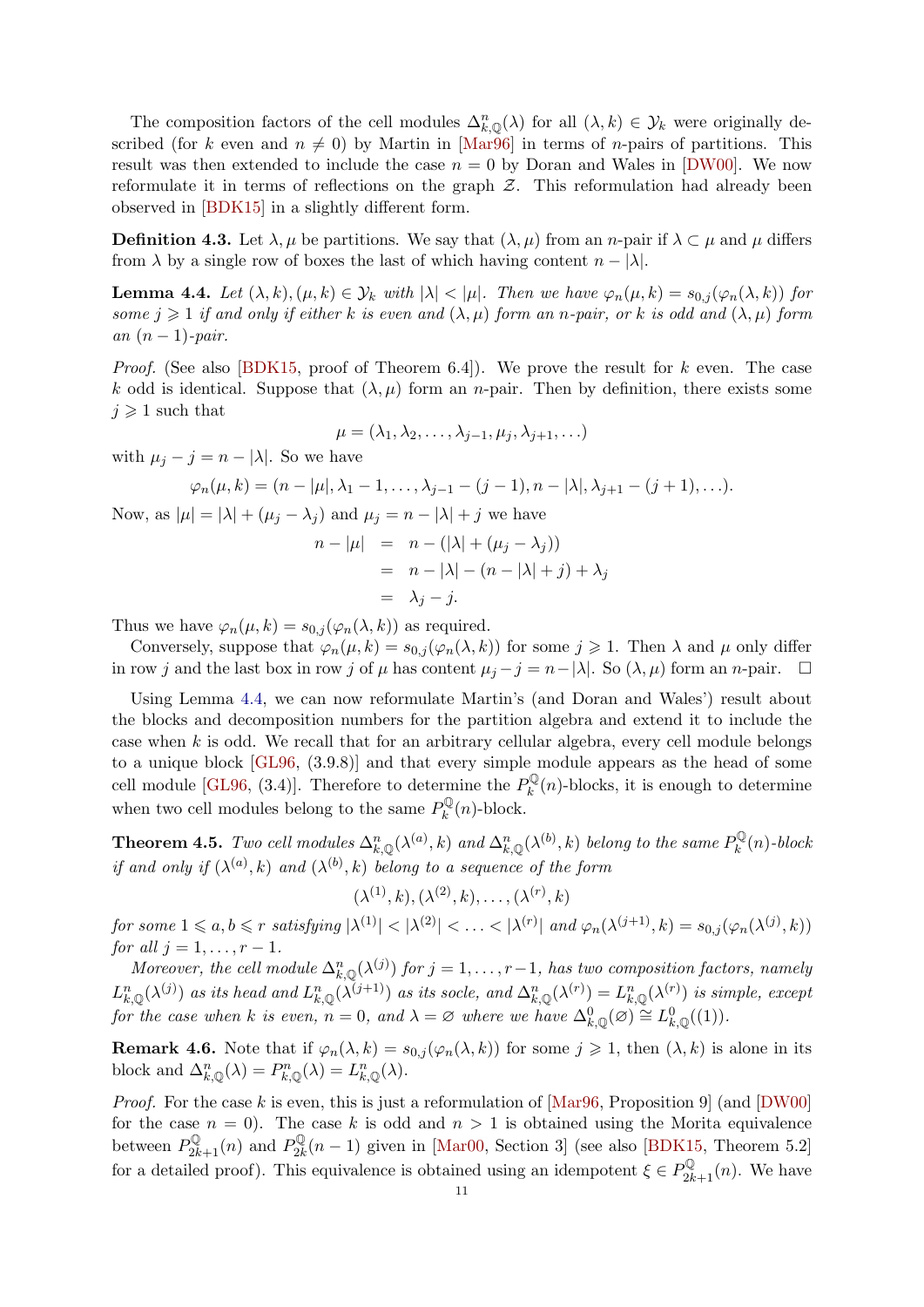The composition factors of the cell modules $\Delta^n_{k,\mathbb{Q}}(\lambda)$ for all $(\lambda, k) \in \mathcal{Y}_k$ were originally described (for $k$ even and $n \neq 0$) by Martin in [Mar96] in terms of $n$-pairs of partitions. This result was then extended to include the case $n = 0$ by Doran and Wales in [DW00]. We now reformulate it in terms of reflections on the graph $\mathcal{Z}$. This reformulation had already been observed in [BDK15] in a slightly different form.

**Definition 4.3.** Let $\lambda, \mu$ be partitions. We say that $(\lambda, \mu)$ from an $n$-pair if $\lambda \subset \mu$ and $\mu$ differs from $\lambda$ by a single row of boxes the last of which having content $n - |\lambda|$.

**Lemma 4.4.** *Let $(\lambda, k), (\mu, k) \in \mathcal{Y}_k$ with $|\lambda| < |\mu|$. Then we have $\varphi_n(\mu, k) = s_{0,j}(\varphi_n(\lambda, k))$ for some $j \geqslant 1$ if and only if either $k$ is even and $(\lambda, \mu)$ form an $n$-pair, or $k$ is odd and $(\lambda, \mu)$ form an $(n-1)$-pair.*

*Proof.* (See also [BDK15, proof of Theorem 6.4]). We prove the result for $k$ even. The case $k$ odd is identical. Suppose that $(\lambda, \mu)$ form an $n$-pair. Then by definition, there exists some $j \geqslant 1$ such that

$$\mu = (\lambda_1, \lambda_2, \ldots, \lambda_{j-1}, \mu_j, \lambda_{j+1}, \ldots)$$

with $\mu_j - j = n - |\lambda|$. So we have

$$\varphi_n(\mu, k) = (n - |\mu|, \lambda_1 - 1, \ldots, \lambda_{j-1} - (j-1), n - |\lambda|, \lambda_{j+1} - (j+1), \ldots).$$

Now, as $|\mu| = |\lambda| + (\mu_j - \lambda_j)$ and $\mu_j = n - |\lambda| + j$ we have

$$\begin{aligned} n - |\mu| &= n - (|\lambda| + (\mu_j - \lambda_j)) \\ &= n - |\lambda| - (n - |\lambda| + j) + \lambda_j \\ &= \lambda_j - j. \end{aligned}$$

Thus we have $\varphi_n(\mu, k) = s_{0,j}(\varphi_n(\lambda, k))$ as required.

Conversely, suppose that $\varphi_n(\mu, k) = s_{0,j}(\varphi_n(\lambda, k))$ for some $j \geqslant 1$. Then $\lambda$ and $\mu$ only differ in row $j$ and the last box in row $j$ of $\mu$ has content $\mu_j - j = n - |\lambda|$. So $(\lambda, \mu)$ form an $n$-pair. $\square$

Using Lemma 4.4, we can now reformulate Martin's (and Doran and Wales') result about the blocks and decomposition numbers for the partition algebra and extend it to include the case when $k$ is odd. We recall that for an arbitrary cellular algebra, every cell module belongs to a unique block [GL96, (3.9.8)] and that every simple module appears as the head of some cell module [GL96, (3.4)]. Therefore to determine the $P_k^{\mathbb{Q}}(n)$-blocks, it is enough to determine when two cell modules belong to the same $P_k^{\mathbb{Q}}(n)$-block.

**Theorem 4.5.** *Two cell modules $\Delta^n_{k,\mathbb{Q}}(\lambda^{(a)}, k)$ and $\Delta^n_{k,\mathbb{Q}}(\lambda^{(b)}, k)$ belong to the same $P_k^{\mathbb{Q}}(n)$-block if and only if $(\lambda^{(a)}, k)$ and $(\lambda^{(b)}, k)$ belong to a sequence of the form*

$$(\lambda^{(1)}, k), (\lambda^{(2)}, k), \ldots, (\lambda^{(r)}, k)$$

*for some $1 \leqslant a, b \leqslant r$ satisfying $|\lambda^{(1)}| < |\lambda^{(2)}| < \ldots < |\lambda^{(r)}|$ and $\varphi_n(\lambda^{(j+1)}, k) = s_{0,j}(\varphi_n(\lambda^{(j)}, k))$ for all $j = 1, \ldots, r-1$.*

*Moreover, the cell module $\Delta^n_{k,\mathbb{Q}}(\lambda^{(j)})$ for $j = 1, \ldots, r-1$, has two composition factors, namely $L^n_{k,\mathbb{Q}}(\lambda^{(j)})$ as its head and $L^n_{k,\mathbb{Q}}(\lambda^{(j+1)})$ as its socle, and $\Delta^n_{k,\mathbb{Q}}(\lambda^{(r)}) = L^n_{k,\mathbb{Q}}(\lambda^{(r)})$ is simple, except for the case when $k$ is even, $n = 0$, and $\lambda = \varnothing$ where we have $\Delta^0_{k,\mathbb{Q}}(\varnothing) \cong L^0_{k,\mathbb{Q}}((1))$.*

**Remark 4.6.** Note that if $\varphi_n(\lambda, k) = s_{0,j}(\varphi_n(\lambda, k))$ for some $j \geqslant 1$, then $(\lambda, k)$ is alone in its block and $\Delta^n_{k,\mathbb{Q}}(\lambda) = P^n_{k,\mathbb{Q}}(\lambda) = L^n_{k,\mathbb{Q}}(\lambda)$.

*Proof.* For the case $k$ is even, this is just a reformulation of [Mar96, Proposition 9] (and [DW00] for the case $n = 0$). The case $k$ is odd and $n > 1$ is obtained using the Morita equivalence between $P_{2k+1}^{\mathbb{Q}}(n)$ and $P_{2k}^{\mathbb{Q}}(n-1)$ given in [Mar00, Section 3] (see also [BDK15, Theorem 5.2] for a detailed proof). This equivalence is obtained using an idempotent $\xi \in P_{2k+1}^{\mathbb{Q}}(n)$. We have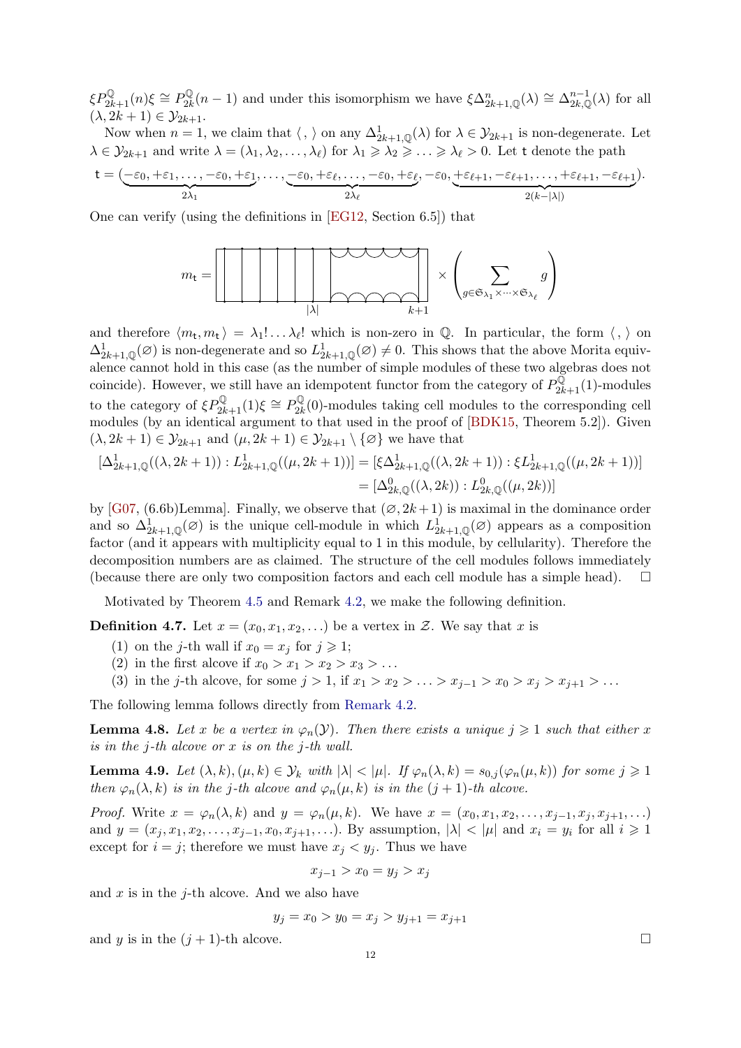$\xi P^{\mathbb{Q}}_{2k+1}(n)\xi \cong P^{\mathbb{Q}}_{2k}(n-1)$ and under this isomorphism we have $\xi\Delta^n_{2k+1,\mathbb{Q}}(\lambda) \cong \Delta^{n-1}_{2k,\mathbb{Q}}(\lambda)$ for all $(\lambda, 2k+1) \in \mathcal{Y}_{2k+1}$.

Now when $n = 1$, we claim that $\langle\, , \rangle$ on any $\Delta^1_{2k+1,\mathbb{Q}}(\lambda)$ for $\lambda \in \mathcal{Y}_{2k+1}$ is non-degenerate. Let $\lambda \in \mathcal{Y}_{2k+1}$ and write $\lambda = (\lambda_1, \lambda_2, \dots, \lambda_\ell)$ for $\lambda_1 \geqslant \lambda_2 \geqslant \dots \geqslant \lambda_\ell > 0$. Let $\mathsf{t}$ denote the path

$$\mathsf{t} = (\underbrace{-\varepsilon_0, +\varepsilon_1, \dots, -\varepsilon_0, +\varepsilon_1}_{2\lambda_1}, \dots, \underbrace{-\varepsilon_0, +\varepsilon_\ell, \dots, -\varepsilon_0, +\varepsilon_\ell}_{2\lambda_\ell}, -\varepsilon_0, \underbrace{+\varepsilon_{\ell+1}, -\varepsilon_{\ell+1}, \dots, +\varepsilon_{\ell+1}, -\varepsilon_{\ell+1}}_{2(k-|\lambda|)}).$$

One can verify (using the definitions in [EG12, Section 6.5]) that

$$m_\mathsf{t} = [\text{diagram}] \times \left( \sum_{g \in \mathfrak{S}_{\lambda_1} \times \dots \times \mathfrak{S}_{\lambda_\ell}} g \right)$$

and therefore $\langle m_\mathsf{t}, m_\mathsf{t} \rangle = \lambda_1! \dots \lambda_\ell!$ which is non-zero in $\mathbb{Q}$. In particular, the form $\langle\, , \rangle$ on $\Delta^1_{2k+1,\mathbb{Q}}(\varnothing)$ is non-degenerate and so $L^1_{2k+1,\mathbb{Q}}(\varnothing) \neq 0$. This shows that the above Morita equivalence cannot hold in this case (as the number of simple modules of these two algebras does not coincide). However, we still have an idempotent functor from the category of $P^{\mathbb{Q}}_{2k+1}(1)$-modules to the category of $\xi P^{\mathbb{Q}}_{2k+1}(1)\xi \cong P^{\mathbb{Q}}_{2k}(0)$-modules taking cell modules to the corresponding cell modules (by an identical argument to that used in the proof of [BDK15, Theorem 5.2]). Given $(\lambda, 2k+1) \in \mathcal{Y}_{2k+1}$ and $(\mu, 2k+1) \in \mathcal{Y}_{2k+1} \setminus \{\varnothing\}$ we have that

$$\begin{aligned}[\Delta^1_{2k+1,\mathbb{Q}}((\lambda, 2k+1)) : L^1_{2k+1,\mathbb{Q}}((\mu, 2k+1))] &= [\xi\Delta^1_{2k+1,\mathbb{Q}}((\lambda, 2k+1)) : \xi L^1_{2k+1,\mathbb{Q}}((\mu, 2k+1))] \\ &= [\Delta^0_{2k,\mathbb{Q}}((\lambda, 2k)) : L^0_{2k,\mathbb{Q}}((\mu, 2k))]\end{aligned}$$

by [G07, (6.6b)Lemma]. Finally, we observe that $(\varnothing, 2k+1)$ is maximal in the dominance order and so $\Delta^1_{2k+1,\mathbb{Q}}(\varnothing)$ is the unique cell-module in which $L^1_{2k+1,\mathbb{Q}}(\varnothing)$ appears as a composition factor (and it appears with multiplicity equal to 1 in this module, by cellularity). Therefore the decomposition numbers are as claimed. The structure of the cell modules follows immediately (because there are only two composition factors and each cell module has a simple head). $\square$

Motivated by Theorem 4.5 and Remark 4.2, we make the following definition.

**Definition 4.7.** Let $x = (x_0, x_1, x_2, \dots)$ be a vertex in $\mathcal{Z}$. We say that $x$ is

1. on the $j$-th wall if $x_0 = x_j$ for $j \geqslant 1$;
2. in the first alcove if $x_0 > x_1 > x_2 > x_3 > \dots$
3. in the $j$-th alcove, for some $j > 1$, if $x_1 > x_2 > \dots > x_{j-1} > x_0 > x_j > x_{j+1} > \dots$

The following lemma follows directly from Remark 4.2.

**Lemma 4.8.** *Let $x$ be a vertex in $\varphi_n(\mathcal{Y})$. Then there exists a unique $j \geqslant 1$ such that either $x$ is in the $j$-th alcove or $x$ is on the $j$-th wall.*

**Lemma 4.9.** *Let $(\lambda, k), (\mu, k) \in \mathcal{Y}_k$ with $|\lambda| < |\mu|$. If $\varphi_n(\lambda, k) = s_{0,j}(\varphi_n(\mu, k))$ for some $j \geqslant 1$ then $\varphi_n(\lambda, k)$ is in the $j$-th alcove and $\varphi_n(\mu, k)$ is in the $(j+1)$-th alcove.*

*Proof.* Write $x = \varphi_n(\lambda, k)$ and $y = \varphi_n(\mu, k)$. We have $x = (x_0, x_1, x_2, \dots, x_{j-1}, x_j, x_{j+1}, \dots)$ and $y = (x_j, x_1, x_2, \dots, x_{j-1}, x_0, x_{j+1}, \dots)$. By assumption, $|\lambda| < |\mu|$ and $x_i = y_i$ for all $i \geqslant 1$ except for $i = j$; therefore we must have $x_j < y_j$. Thus we have

$$x_{j-1} > x_0 = y_j > x_j$$

and $x$ is in the $j$-th alcove. And we also have

$$y_j = x_0 > y_0 = x_j > y_{j+1} = x_{j+1}$$

and $y$ is in the $(j+1)$-th alcove. $\square$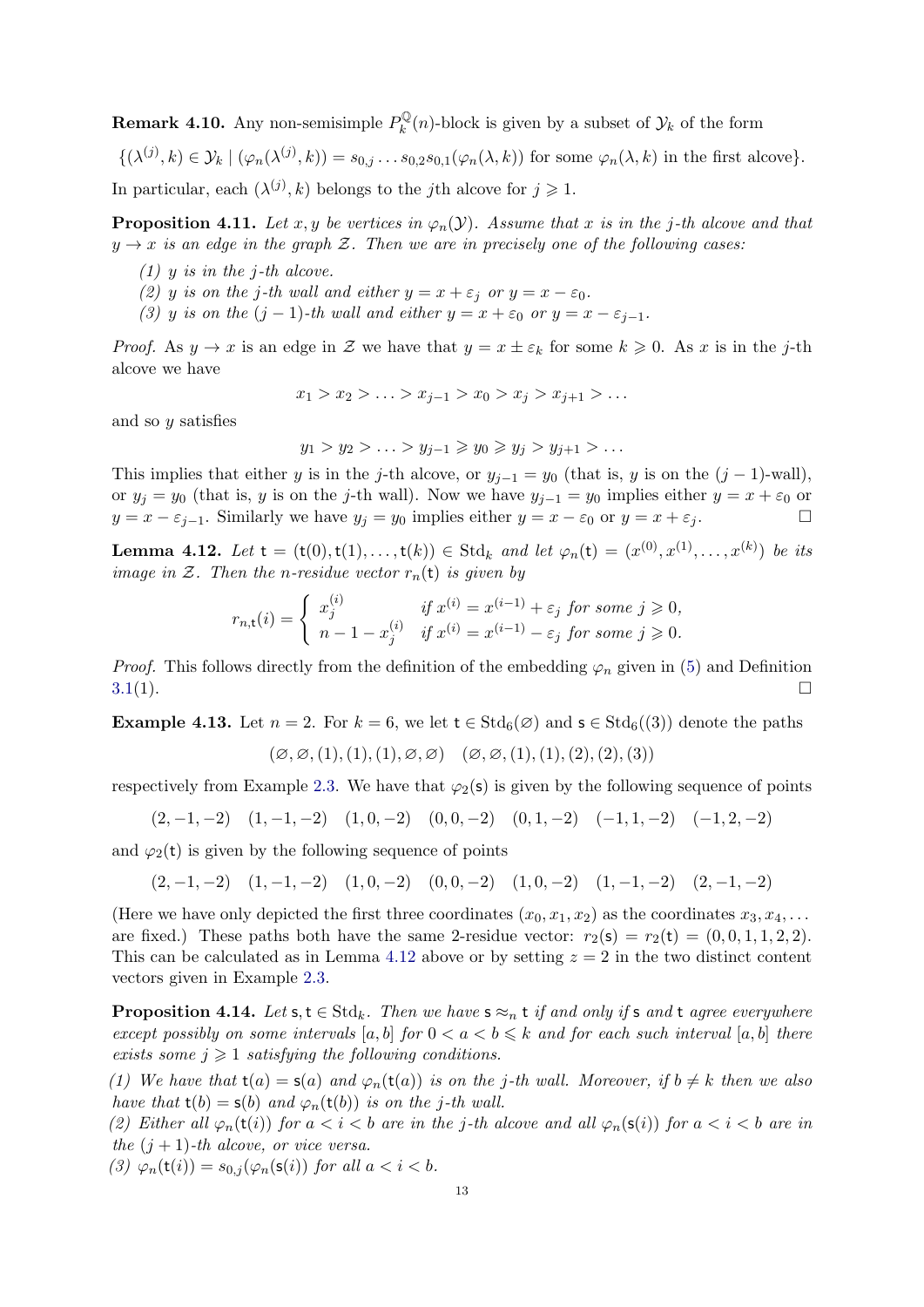**Remark 4.10.** Any non-semisimple $P_k^{\mathbb{Q}}(n)$-block is given by a subset of $\mathcal{Y}_k$ of the form

$$\{(\lambda^{(j)}, k) \in \mathcal{Y}_k \mid (\varphi_n(\lambda^{(j)}, k)) = s_{0,j} \dots s_{0,2} s_{0,1}(\varphi_n(\lambda, k)) \text{ for some } \varphi_n(\lambda, k) \text{ in the first alcove}\}.$$

In particular, each $(\lambda^{(j)}, k)$ belongs to the $j$th alcove for $j \geqslant 1$.

**Proposition 4.11.** *Let $x, y$ be vertices in $\varphi_n(\mathcal{Y})$. Assume that $x$ is in the $j$-th alcove and that $y \to x$ is an edge in the graph $\mathcal{Z}$. Then we are in precisely one of the following cases:*

*(1) $y$ is in the $j$-th alcove.*
*(2) $y$ is on the $j$-th wall and either $y = x + \varepsilon_j$ or $y = x - \varepsilon_0$.*
*(3) $y$ is on the $(j-1)$-th wall and either $y = x + \varepsilon_0$ or $y = x - \varepsilon_{j-1}$.*

*Proof.* As $y \to x$ is an edge in $\mathcal{Z}$ we have that $y = x \pm \varepsilon_k$ for some $k \geqslant 0$. As $x$ is in the $j$-th alcove we have

$$x_1 > x_2 > \dots > x_{j-1} > x_0 > x_j > x_{j+1} > \dots$$

and so $y$ satisfies

$$y_1 > y_2 > \dots > y_{j-1} \geqslant y_0 \geqslant y_j > y_{j+1} > \dots$$

This implies that either $y$ is in the $j$-th alcove, or $y_{j-1} = y_0$ (that is, $y$ is on the $(j-1)$-wall), or $y_j = y_0$ (that is, $y$ is on the $j$-th wall). Now we have $y_{j-1} = y_0$ implies either $y = x + \varepsilon_0$ or $y = x - \varepsilon_{j-1}$. Similarly we have $y_j = y_0$ implies either $y = x - \varepsilon_0$ or $y = x + \varepsilon_j$. $\square$

**Lemma 4.12.** *Let $\mathsf{t} = (\mathsf{t}(0), \mathsf{t}(1), \dots, \mathsf{t}(k)) \in \mathrm{Std}_k$ and let $\varphi_n(\mathsf{t}) = (x^{(0)}, x^{(1)}, \dots, x^{(k)})$ be its image in $\mathcal{Z}$. Then the $n$-residue vector $r_n(\mathsf{t})$ is given by*

$$r_{n,\mathsf{t}}(i) = \begin{cases} x_j^{(i)} & \text{if } x^{(i)} = x^{(i-1)} + \varepsilon_j \text{ for some } j \geqslant 0, \\ n - 1 - x_j^{(i)} & \text{if } x^{(i)} = x^{(i-1)} - \varepsilon_j \text{ for some } j \geqslant 0. \end{cases}$$

*Proof.* This follows directly from the definition of the embedding $\varphi_n$ given in (5) and Definition 3.1(1). $\square$

**Example 4.13.** Let $n = 2$. For $k = 6$, we let $\mathsf{t} \in \mathrm{Std}_6(\varnothing)$ and $\mathsf{s} \in \mathrm{Std}_6((3))$ denote the paths

$$(\varnothing, \varnothing, (1), (1), (1), \varnothing, \varnothing) \quad (\varnothing, \varnothing, (1), (1), (2), (2), (3))$$

respectively from Example 2.3. We have that $\varphi_2(\mathsf{s})$ is given by the following sequence of points

$$(2, -1, -2) \quad (1, -1, -2) \quad (1, 0, -2) \quad (0, 0, -2) \quad (0, 1, -2) \quad (-1, 1, -2) \quad (-1, 2, -2)$$

and $\varphi_2(\mathsf{t})$ is given by the following sequence of points

$$(2, -1, -2) \quad (1, -1, -2) \quad (1, 0, -2) \quad (0, 0, -2) \quad (1, 0, -2) \quad (1, -1, -2) \quad (2, -1, -2)$$

(Here we have only depicted the first three coordinates $(x_0, x_1, x_2)$ as the coordinates $x_3, x_4, \dots$ are fixed.) These paths both have the same 2-residue vector: $r_2(\mathsf{s}) = r_2(\mathsf{t}) = (0, 0, 1, 1, 2, 2)$. This can be calculated as in Lemma 4.12 above or by setting $z = 2$ in the two distinct content vectors given in Example 2.3.

**Proposition 4.14.** *Let $\mathsf{s}, \mathsf{t} \in \mathrm{Std}_k$. Then we have $\mathsf{s} \approx_n \mathsf{t}$ if and only if $\mathsf{s}$ and $\mathsf{t}$ agree everywhere except possibly on some intervals $[a, b]$ for $0 < a < b \leqslant k$ and for each such interval $[a, b]$ there exists some $j \geqslant 1$ satisfying the following conditions.*

*(1) We have that $\mathsf{t}(a) = \mathsf{s}(a)$ and $\varphi_n(\mathsf{t}(a))$ is on the $j$-th wall. Moreover, if $b \neq k$ then we also have that $\mathsf{t}(b) = \mathsf{s}(b)$ and $\varphi_n(\mathsf{t}(b))$ is on the $j$-th wall.*

*(2) Either all $\varphi_n(\mathsf{t}(i))$ for $a < i < b$ are in the $j$-th alcove and all $\varphi_n(\mathsf{s}(i))$ for $a < i < b$ are in the $(j+1)$-th alcove, or vice versa.*

*(3) $\varphi_n(\mathsf{t}(i)) = s_{0,j}(\varphi_n(\mathsf{s}(i)))$ for all $a < i < b$.*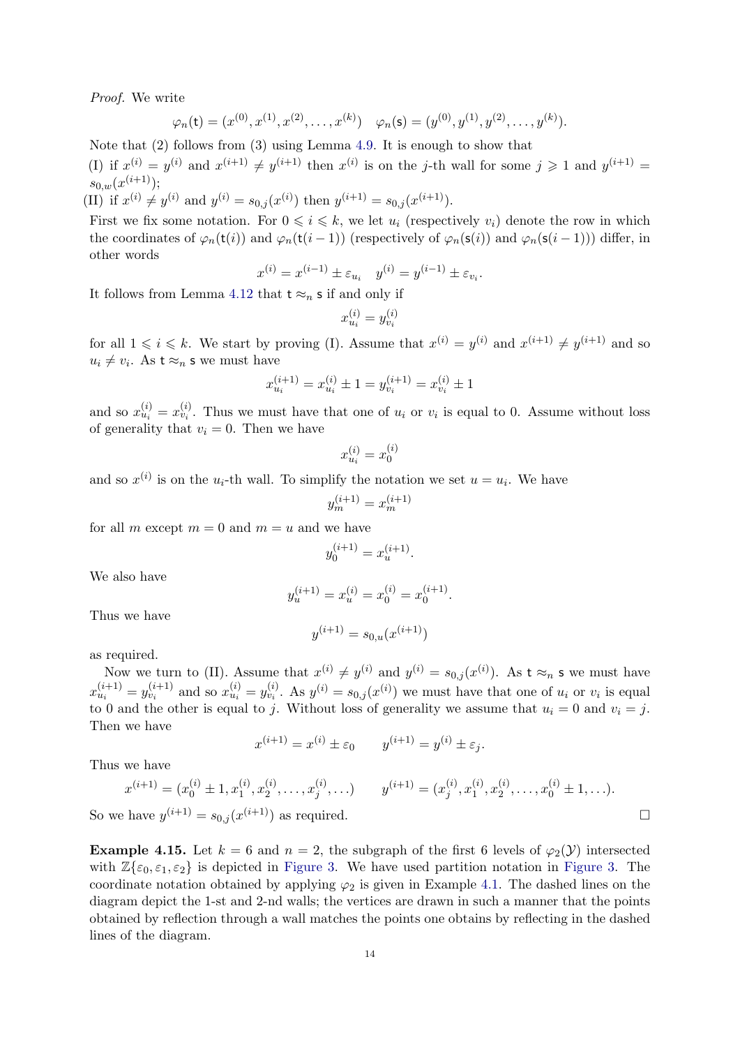*Proof.* We write

$$\varphi_n(\mathsf{t}) = (x^{(0)}, x^{(1)}, x^{(2)}, \dots, x^{(k)}) \quad \varphi_n(\mathsf{s}) = (y^{(0)}, y^{(1)}, y^{(2)}, \dots, y^{(k)}).$$

Note that (2) follows from (3) using Lemma 4.9. It is enough to show that

(I) if $x^{(i)} = y^{(i)}$ and $x^{(i+1)} \neq y^{(i+1)}$ then $x^{(i)}$ is on the $j$-th wall for some $j \geqslant 1$ and $y^{(i+1)} = s_{0,w}(x^{(i+1)})$;

(II) if $x^{(i)} \neq y^{(i)}$ and $y^{(i)} = s_{0,j}(x^{(i)})$ then $y^{(i+1)} = s_{0,j}(x^{(i+1)})$.

First we fix some notation. For $0 \leqslant i \leqslant k$, we let $u_i$ (respectively $v_i$) denote the row in which the coordinates of $\varphi_n(\mathsf{t}(i))$ and $\varphi_n(\mathsf{t}(i-1))$ (respectively of $\varphi_n(\mathsf{s}(i))$ and $\varphi_n(\mathsf{s}(i-1))$) differ, in other words

$$x^{(i)} = x^{(i-1)} \pm \varepsilon_{u_i} \quad y^{(i)} = y^{(i-1)} \pm \varepsilon_{v_i}.$$

It follows from Lemma 4.12 that $\mathsf{t} \approx_n \mathsf{s}$ if and only if

$$x^{(i)}_{u_i} = y^{(i)}_{v_i}$$

for all $1 \leqslant i \leqslant k$. We start by proving (I). Assume that $x^{(i)} = y^{(i)}$ and $x^{(i+1)} \neq y^{(i+1)}$ and so $u_i \neq v_i$. As $\mathsf{t} \approx_n \mathsf{s}$ we must have

$$x^{(i+1)}_{u_i} = x^{(i)}_{u_i} \pm 1 = y^{(i+1)}_{v_i} = x^{(i)}_{v_i} \pm 1$$

and so $x^{(i)}_{u_i} = x^{(i)}_{v_i}$. Thus we must have that one of $u_i$ or $v_i$ is equal to 0. Assume without loss of generality that $v_i = 0$. Then we have

$$x^{(i)}_{u_i} = x^{(i)}_0$$

and so $x^{(i)}$ is on the $u_i$-th wall. To simplify the notation we set $u = u_i$. We have

$$y^{(i+1)}_m = x^{(i+1)}_m$$

for all $m$ except $m = 0$ and $m = u$ and we have

$$y^{(i+1)}_0 = x^{(i+1)}_u.$$

We also have

$$y^{(i+1)}_u = x^{(i)}_u = x^{(i)}_0 = x^{(i+1)}_0.$$

Thus we have

$$y^{(i+1)} = s_{0,u}(x^{(i+1)})$$

as required.

Now we turn to (II). Assume that $x^{(i)} \neq y^{(i)}$ and $y^{(i)} = s_{0,j}(x^{(i)})$. As $\mathsf{t} \approx_n \mathsf{s}$ we must have $x^{(i+1)}_{u_i} = y^{(i+1)}_{v_i}$ and so $x^{(i)}_{u_i} = y^{(i)}_{v_i}$. As $y^{(i)} = s_{0,j}(x^{(i)})$ we must have that one of $u_i$ or $v_i$ is equal to 0 and the other is equal to $j$. Without loss of generality we assume that $u_i = 0$ and $v_i = j$. Then we have

$$x^{(i+1)} = x^{(i)} \pm \varepsilon_0 \qquad y^{(i+1)} = y^{(i)} \pm \varepsilon_j.$$

Thus we have

$$x^{(i+1)} = (x^{(i)}_0 \pm 1, x^{(i)}_1, x^{(i)}_2, \dots, x^{(i)}_j, \dots) \qquad y^{(i+1)} = (x^{(i)}_j, x^{(i)}_1, x^{(i)}_2, \dots, x^{(i)}_0 \pm 1, \dots).$$

So we have $y^{(i+1)} = s_{0,j}(x^{(i+1)})$ as required. $\square$

**Example 4.15.** Let $k = 6$ and $n = 2$, the subgraph of the first 6 levels of $\varphi_2(\mathcal{Y})$ intersected with $\mathbb{Z}\{\varepsilon_0, \varepsilon_1, \varepsilon_2\}$ is depicted in Figure 3. We have used partition notation in Figure 3. The coordinate notation obtained by applying $\varphi_2$ is given in Example 4.1. The dashed lines on the diagram depict the 1-st and 2-nd walls; the vertices are drawn in such a manner that the points obtained by reflection through a wall matches the points one obtains by reflecting in the dashed lines of the diagram.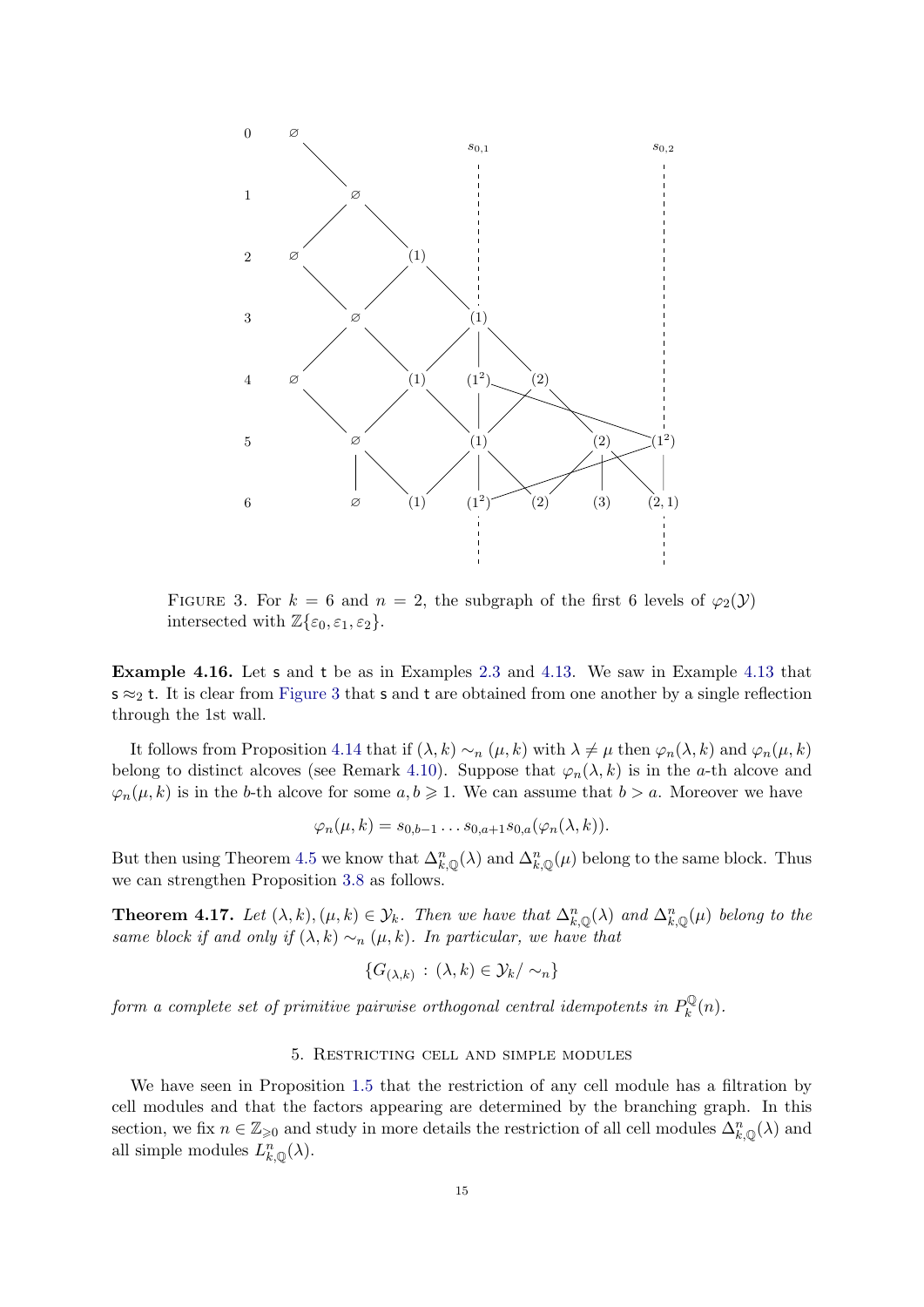FIGURE 3. For $k = 6$ and $n = 2$, the subgraph of the first 6 levels of $\varphi_2(\mathcal{Y})$ intersected with $\mathbb{Z}\{\varepsilon_0, \varepsilon_1, \varepsilon_2\}$.

**Example 4.16.** Let $\mathsf{s}$ and $\mathsf{t}$ be as in Examples 2.3 and 4.13. We saw in Example 4.13 that $\mathsf{s} \approx_2 \mathsf{t}$. It is clear from Figure 3 that $\mathsf{s}$ and $\mathsf{t}$ are obtained from one another by a single reflection through the 1st wall.

It follows from Proposition 4.14 that if $(\lambda, k) \sim_n (\mu, k)$ with $\lambda \neq \mu$ then $\varphi_n(\lambda, k)$ and $\varphi_n(\mu, k)$ belong to distinct alcoves (see Remark 4.10). Suppose that $\varphi_n(\lambda, k)$ is in the $a$-th alcove and $\varphi_n(\mu, k)$ is in the $b$-th alcove for some $a, b \geqslant 1$. We can assume that $b > a$. Moreover we have

$$\varphi_n(\mu, k) = s_{0,b-1} \dots s_{0,a+1} s_{0,a}(\varphi_n(\lambda, k)).$$

But then using Theorem 4.5 we know that $\Delta^n_{k,\mathbb{Q}}(\lambda)$ and $\Delta^n_{k,\mathbb{Q}}(\mu)$ belong to the same block. Thus we can strengthen Proposition 3.8 as follows.

**Theorem 4.17.** *Let $(\lambda, k), (\mu, k) \in \mathcal{Y}_k$. Then we have that $\Delta^n_{k,\mathbb{Q}}(\lambda)$ and $\Delta^n_{k,\mathbb{Q}}(\mu)$ belong to the same block if and only if $(\lambda, k) \sim_n (\mu, k)$. In particular, we have that*

$$\{G_{(\lambda,k)} \,:\, (\lambda, k) \in \mathcal{Y}_k / \sim_n\}$$

*form a complete set of primitive pairwise orthogonal central idempotents in $P^{\mathbb{Q}}_k(n)$.*

## 5. Restricting cell and simple modules

We have seen in Proposition 1.5 that the restriction of any cell module has a filtration by cell modules and that the factors appearing are determined by the branching graph. In this section, we fix $n \in \mathbb{Z}_{\geqslant 0}$ and study in more details the restriction of all cell modules $\Delta^n_{k,\mathbb{Q}}(\lambda)$ and all simple modules $L^n_{k,\mathbb{Q}}(\lambda)$.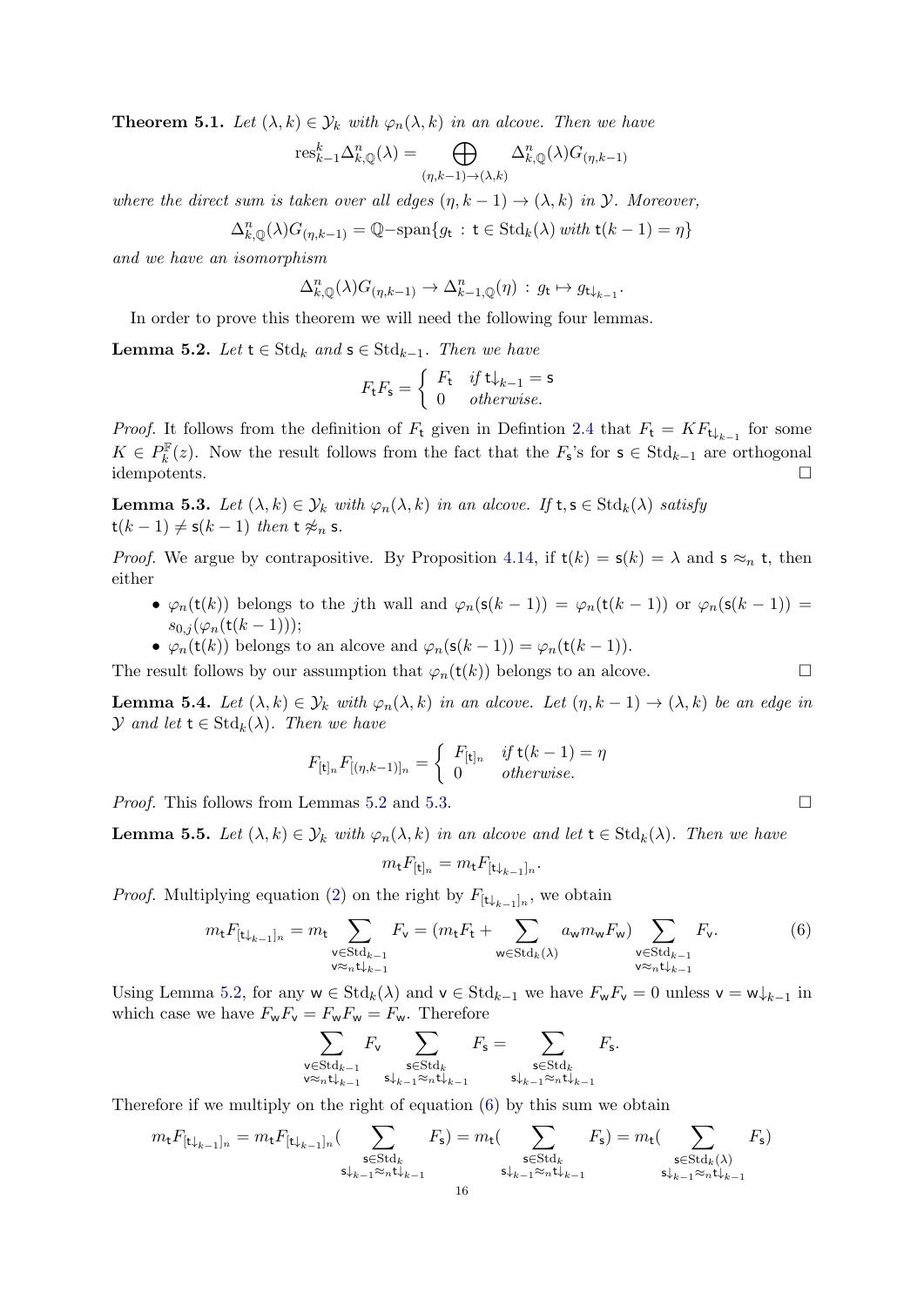**Theorem 5.1.** *Let $(\lambda, k) \in \mathcal{Y}_k$ with $\varphi_n(\lambda, k)$ in an alcove. Then we have*

$$\mathrm{res}^k_{k-1}\Delta^n_{k,\mathbb{Q}}(\lambda) = \bigoplus_{(\eta,k-1)\to(\lambda,k)} \Delta^n_{k,\mathbb{Q}}(\lambda)G_{(\eta,k-1)}$$

*where the direct sum is taken over all edges $(\eta, k-1) \to (\lambda, k)$ in $\mathcal{Y}$. Moreover,*

$$\Delta^n_{k,\mathbb{Q}}(\lambda)G_{(\eta,k-1)} = \mathbb{Q}\mathrm{-span}\{g_{\mathsf{t}} \,:\, \mathsf{t} \in \mathrm{Std}_k(\lambda) \text{ with } \mathsf{t}(k-1) = \eta\}$$

*and we have an isomorphism*

$$\Delta^n_{k,\mathbb{Q}}(\lambda)G_{(\eta,k-1)} \to \Delta^n_{k-1,\mathbb{Q}}(\eta) \,:\, g_{\mathsf{t}} \mapsto g_{\mathsf{t}\downarrow_{k-1}}.$$

In order to prove this theorem we will need the following four lemmas.

**Lemma 5.2.** *Let $\mathsf{t} \in \mathrm{Std}_k$ and $\mathsf{s} \in \mathrm{Std}_{k-1}$. Then we have*

$$F_{\mathsf{t}}F_{\mathsf{s}} = \begin{cases} F_{\mathsf{t}} & \text{if } \mathsf{t}\downarrow_{k-1} = \mathsf{s} \\ 0 & \text{otherwise.} \end{cases}$$

*Proof.* It follows from the definition of $F_{\mathsf{t}}$ given in Defintion 2.4 that $F_{\mathsf{t}} = KF_{\mathsf{t}\downarrow_{k-1}}$ for some $K \in P^{\mathbb{F}}_k(z)$. Now the result follows from the fact that the $F_{\mathsf{s}}$'s for $\mathsf{s} \in \mathrm{Std}_{k-1}$ are orthogonal idempotents. □

**Lemma 5.3.** *Let $(\lambda, k) \in \mathcal{Y}_k$ with $\varphi_n(\lambda, k)$ in an alcove. If $\mathsf{t}, \mathsf{s} \in \mathrm{Std}_k(\lambda)$ satisfy $\mathsf{t}(k-1) \neq \mathsf{s}(k-1)$ then $\mathsf{t} \not\approx_n \mathsf{s}$.*

*Proof.* We argue by contrapositive. By Proposition 4.14, if $\mathsf{t}(k) = \mathsf{s}(k) = \lambda$ and $\mathsf{s} \approx_n \mathsf{t}$, then either

- $\varphi_n(\mathsf{t}(k))$ belongs to the $j$th wall and $\varphi_n(\mathsf{s}(k-1)) = \varphi_n(\mathsf{t}(k-1))$ or $\varphi_n(\mathsf{s}(k-1)) = s_{0,j}(\varphi_n(\mathsf{t}(k-1)))$;
- $\varphi_n(\mathsf{t}(k))$ belongs to an alcove and $\varphi_n(\mathsf{s}(k-1)) = \varphi_n(\mathsf{t}(k-1))$.

The result follows by our assumption that $\varphi_n(\mathsf{t}(k))$ belongs to an alcove. □

**Lemma 5.4.** *Let $(\lambda, k) \in \mathcal{Y}_k$ with $\varphi_n(\lambda, k)$ in an alcove. Let $(\eta, k-1) \to (\lambda, k)$ be an edge in $\mathcal{Y}$ and let $\mathsf{t} \in \mathrm{Std}_k(\lambda)$. Then we have*

$$F_{[\mathsf{t}]_n}F_{[(\eta,k-1)]_n} = \begin{cases} F_{[\mathsf{t}]_n} & \text{if } \mathsf{t}(k-1) = \eta \\ 0 & \text{otherwise.} \end{cases}$$

*Proof.* This follows from Lemmas 5.2 and 5.3. □

**Lemma 5.5.** *Let $(\lambda, k) \in \mathcal{Y}_k$ with $\varphi_n(\lambda, k)$ in an alcove and let $\mathsf{t} \in \mathrm{Std}_k(\lambda)$. Then we have*

$$m_{\mathsf{t}}F_{[\mathsf{t}]_n} = m_{\mathsf{t}}F_{[\mathsf{t}\downarrow_{k-1}]_n}.$$

*Proof.* Multiplying equation (2) on the right by $F_{[\mathsf{t}\downarrow_{k-1}]_n}$, we obtain

$$m_{\mathsf{t}}F_{[\mathsf{t}\downarrow_{k-1}]_n} = m_{\mathsf{t}} \sum_{\substack{\mathsf{v}\in\mathrm{Std}_{k-1} \\ \mathsf{v}\approx_n \mathsf{t}\downarrow_{k-1}}} F_{\mathsf{v}} = (m_{\mathsf{t}}F_{\mathsf{t}} + \sum_{\mathsf{w}\in\mathrm{Std}_k(\lambda)} a_{\mathsf{w}}m_{\mathsf{w}}F_{\mathsf{w}}) \sum_{\substack{\mathsf{v}\in\mathrm{Std}_{k-1} \\ \mathsf{v}\approx_n \mathsf{t}\downarrow_{k-1}}} F_{\mathsf{v}}. \tag{6}$$

Using Lemma 5.2, for any $\mathsf{w} \in \mathrm{Std}_k(\lambda)$ and $\mathsf{v} \in \mathrm{Std}_{k-1}$ we have $F_{\mathsf{w}}F_{\mathsf{v}} = 0$ unless $\mathsf{v} = \mathsf{w}\downarrow_{k-1}$ in which case we have $F_{\mathsf{w}}F_{\mathsf{v}} = F_{\mathsf{w}}F_{\mathsf{w}} = F_{\mathsf{w}}$. Therefore

$$\sum_{\substack{\mathsf{v}\in\mathrm{Std}_{k-1} \\ \mathsf{v}\approx_n \mathsf{t}\downarrow_{k-1}}} F_{\mathsf{v}} \sum_{\substack{\mathsf{s}\in\mathrm{Std}_k \\ \mathsf{s}\downarrow_{k-1}\approx_n \mathsf{t}\downarrow_{k-1}}} F_{\mathsf{s}} = \sum_{\substack{\mathsf{s}\in\mathrm{Std}_k \\ \mathsf{s}\downarrow_{k-1}\approx_n \mathsf{t}\downarrow_{k-1}}} F_{\mathsf{s}}.$$

Therefore if we multiply on the right of equation (6) by this sum we obtain

$$m_{\mathsf{t}}F_{[\mathsf{t}\downarrow_{k-1}]_n} = m_{\mathsf{t}}F_{[\mathsf{t}\downarrow_{k-1}]_n}( \sum_{\substack{\mathsf{s}\in\mathrm{Std}_k \\ \mathsf{s}\downarrow_{k-1}\approx_n \mathsf{t}\downarrow_{k-1}}} F_{\mathsf{s}}) = m_{\mathsf{t}}( \sum_{\substack{\mathsf{s}\in\mathrm{Std}_k \\ \mathsf{s}\downarrow_{k-1}\approx_n \mathsf{t}\downarrow_{k-1}}} F_{\mathsf{s}}) = m_{\mathsf{t}}( \sum_{\substack{\mathsf{s}\in\mathrm{Std}_k(\lambda) \\ \mathsf{s}\downarrow_{k-1}\approx_n \mathsf{t}\downarrow_{k-1}}} F_{\mathsf{s}})$$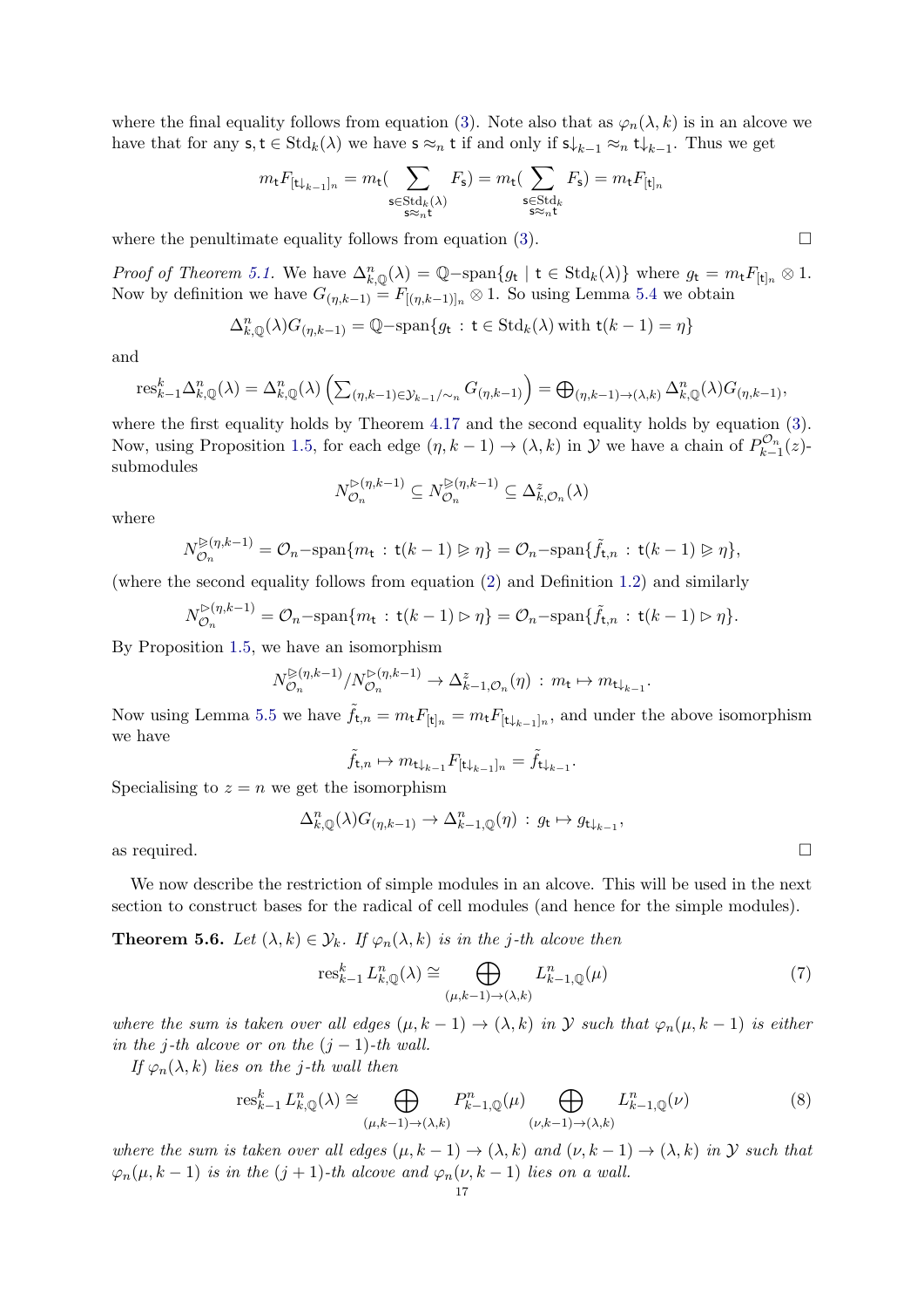where the final equality follows from equation (3). Note also that as $\varphi_n(\lambda,k)$ is in an alcove we have that for any $\mathsf{s},\mathsf{t}\in \mathrm{Std}_k(\lambda)$ we have $\mathsf{s}\approx_n \mathsf{t}$ if and only if $\mathsf{s}{\downarrow_{k-1}} \approx_n \mathsf{t}{\downarrow_{k-1}}$. Thus we get

$$m_{\mathsf{t}}F_{[\mathsf{t}\downarrow_{k-1}]_n} = m_{\mathsf{t}}(\sum_{\substack{\mathsf{s}\in \mathrm{Std}_k(\lambda)\\ \mathsf{s}\approx_n \mathsf{t}}} F_{\mathsf{s}}) = m_{\mathsf{t}}(\sum_{\substack{\mathsf{s}\in \mathrm{Std}_k\\ \mathsf{s}\approx_n \mathsf{t}}} F_{\mathsf{s}}) = m_{\mathsf{t}}F_{[\mathsf{t}]_n}$$

where the penultimate equality follows from equation (3). $\square$

*Proof of Theorem 5.1.* We have $\Delta^n_{k,\mathbb{Q}}(\lambda) = \mathbb{Q}\text{-span}\{g_{\mathsf{t}} \mid \mathsf{t}\in \mathrm{Std}_k(\lambda)\}$ where $g_{\mathsf{t}} = m_{\mathsf{t}}F_{[\mathsf{t}]_n}\otimes 1$. Now by definition we have $G_{(\eta,k-1)} = F_{[(\eta,k-1)]_n}\otimes 1$. So using Lemma 5.4 we obtain

$$\Delta^n_{k,\mathbb{Q}}(\lambda)G_{(\eta,k-1)} = \mathbb{Q}\text{-span}\{g_{\mathsf{t}} \,:\, \mathsf{t}\in \mathrm{Std}_k(\lambda) \text{ with } \mathsf{t}(k-1)=\eta\}$$

and

$$\mathrm{res}^k_{k-1}\Delta^n_{k,\mathbb{Q}}(\lambda) = \Delta^n_{k,\mathbb{Q}}(\lambda)\left(\textstyle\sum_{(\eta,k-1)\in \mathcal{Y}_{k-1}/\sim_n} G_{(\eta,k-1)}\right) = \textstyle\bigoplus_{(\eta,k-1)\to(\lambda,k)} \Delta^n_{k,\mathbb{Q}}(\lambda)G_{(\eta,k-1)},$$

where the first equality holds by Theorem 4.17 and the second equality holds by equation (3). Now, using Proposition 1.5, for each edge $(\eta,k-1)\to(\lambda,k)$ in $\mathcal{Y}$ we have a chain of $P^{\mathcal{O}_n}_{k-1}(z)$-submodules

$$N^{\rhd(\eta,k-1)}_{\mathcal{O}_n} \subseteq N^{\unrhd(\eta,k-1)}_{\mathcal{O}_n} \subseteq \Delta^z_{k,\mathcal{O}_n}(\lambda)$$

where

$$N^{\unrhd(\eta,k-1)}_{\mathcal{O}_n} = \mathcal{O}_n\text{-span}\{m_{\mathsf{t}} \,:\, \mathsf{t}(k-1)\unrhd \eta\} = \mathcal{O}_n\text{-span}\{\tilde{f}_{\mathsf{t},n} \,:\, \mathsf{t}(k-1)\unrhd\eta\},$$

(where the second equality follows from equation (2) and Definition 1.2) and similarly

$$N^{\rhd(\eta,k-1)}_{\mathcal{O}_n} = \mathcal{O}_n\text{-span}\{m_{\mathsf{t}} \,:\, \mathsf{t}(k-1)\rhd \eta\} = \mathcal{O}_n\text{-span}\{\tilde{f}_{\mathsf{t},n} \,:\, \mathsf{t}(k-1)\rhd\eta\}.$$

By Proposition 1.5, we have an isomorphism

$$N^{\unrhd(\eta,k-1)}_{\mathcal{O}_n}/N^{\rhd(\eta,k-1)}_{\mathcal{O}_n} \to \Delta^z_{k-1,\mathcal{O}_n}(\eta) \,:\, m_{\mathsf{t}} \mapsto m_{\mathsf{t}\downarrow_{k-1}}.$$

Now using Lemma 5.5 we have $\tilde{f}_{\mathsf{t},n} = m_{\mathsf{t}}F_{[\mathsf{t}]_n} = m_{\mathsf{t}}F_{[\mathsf{t}\downarrow_{k-1}]_n}$, and under the above isomorphism we have

$$\tilde{f}_{\mathsf{t},n} \mapsto m_{\mathsf{t}\downarrow_{k-1}}F_{[\mathsf{t}\downarrow_{k-1}]_n} = \tilde{f}_{\mathsf{t}\downarrow_{k-1}}.$$

Specialising to $z=n$ we get the isomorphism

$$\Delta^n_{k,\mathbb{Q}}(\lambda)G_{(\eta,k-1)} \to \Delta^n_{k-1,\mathbb{Q}}(\eta) \,:\, g_{\mathsf{t}} \mapsto g_{\mathsf{t}\downarrow_{k-1}},$$

as required. $\square$

We now describe the restriction of simple modules in an alcove. This will be used in the next section to construct bases for the radical of cell modules (and hence for the simple modules).

**Theorem 5.6.** *Let $(\lambda,k)\in\mathcal{Y}_k$. If $\varphi_n(\lambda,k)$ is in the $j$-th alcove then*

$$\mathrm{res}^k_{k-1} L^n_{k,\mathbb{Q}}(\lambda) \cong \bigoplus_{(\mu,k-1)\to(\lambda,k)} L^n_{k-1,\mathbb{Q}}(\mu) \tag{7}$$

*where the sum is taken over all edges $(\mu,k-1)\to(\lambda,k)$ in $\mathcal{Y}$ such that $\varphi_n(\mu,k-1)$ is either in the $j$-th alcove or on the $(j-1)$-th wall.*

*If $\varphi_n(\lambda,k)$ lies on the $j$-th wall then*

$$\mathrm{res}^k_{k-1} L^n_{k,\mathbb{Q}}(\lambda) \cong \bigoplus_{(\mu,k-1)\to(\lambda,k)} P^n_{k-1,\mathbb{Q}}(\mu) \bigoplus_{(\nu,k-1)\to(\lambda,k)} L^n_{k-1,\mathbb{Q}}(\nu) \tag{8}$$

*where the sum is taken over all edges $(\mu,k-1)\to(\lambda,k)$ and $(\nu,k-1)\to(\lambda,k)$ in $\mathcal{Y}$ such that $\varphi_n(\mu,k-1)$ is in the $(j+1)$-th alcove and $\varphi_n(\nu,k-1)$ lies on a wall.*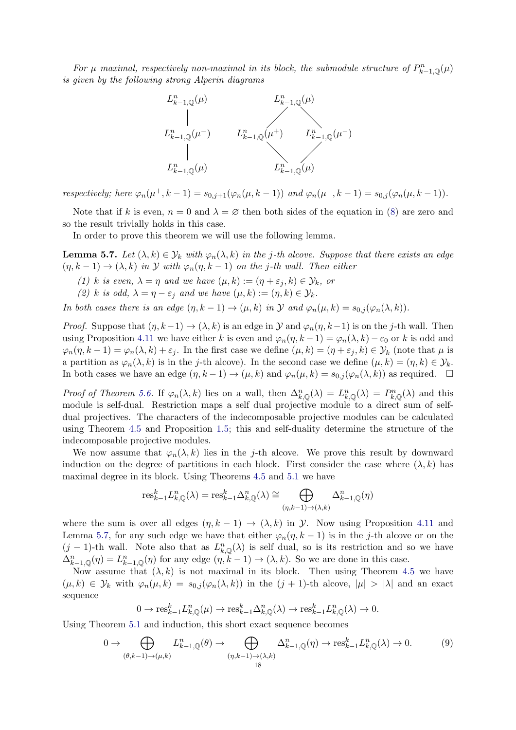*For $\mu$ maximal, respectively non-maximal in its block, the submodule structure of $P^n_{k-1,\mathbb{Q}}(\mu)$ is given by the following strong Alperin diagrams*

$$
\begin{array}{c}
L^n_{k-1,\mathbb{Q}}(\mu) \\
| \\
L^n_{k-1,\mathbb{Q}}(\mu^-) \\
| \\
L^n_{k-1,\mathbb{Q}}(\mu)
\end{array}
\qquad\qquad
\begin{array}{ccc}
 & L^n_{k-1,\mathbb{Q}}(\mu) & \\
\diagup & & \diagdown \\
L^n_{k-1,\mathbb{Q}}(\mu^+) & & L^n_{k-1,\mathbb{Q}}(\mu^-) \\
\diagdown & & \diagup \\
 & L^n_{k-1,\mathbb{Q}}(\mu) &
\end{array}
$$

*respectively; here $\varphi_n(\mu^+, k-1) = s_{0,j+1}(\varphi_n(\mu, k-1))$ and $\varphi_n(\mu^-, k-1) = s_{0,j}(\varphi_n(\mu, k-1))$.*

Note that if $k$ is even, $n = 0$ and $\lambda = \varnothing$ then both sides of the equation in (8) are zero and so the result trivially holds in this case.

In order to prove this theorem we will use the following lemma.

**Lemma 5.7.** *Let $(\lambda, k) \in \mathcal{Y}_k$ with $\varphi_n(\lambda, k)$ in the $j$-th alcove. Suppose that there exists an edge $(\eta, k-1) \to (\lambda, k)$ in $\mathcal{Y}$ with $\varphi_n(\eta, k-1)$ on the $j$-th wall. Then either*

*(1) $k$ is even, $\lambda = \eta$ and we have $(\mu, k) := (\eta + \varepsilon_j, k) \in \mathcal{Y}_k$, or*

*(2) $k$ is odd, $\lambda = \eta - \varepsilon_j$ and we have $(\mu, k) := (\eta, k) \in \mathcal{Y}_k$.*

*In both cases there is an edge $(\eta, k-1) \to (\mu, k)$ in $\mathcal{Y}$ and $\varphi_n(\mu, k) = s_{0,j}(\varphi_n(\lambda, k))$.*

*Proof.* Suppose that $(\eta, k-1) \to (\lambda, k)$ is an edge in $\mathcal{Y}$ and $\varphi_n(\eta, k-1)$ is on the $j$-th wall. Then using Proposition 4.11 we have either $k$ is even and $\varphi_n(\eta, k-1) = \varphi_n(\lambda, k) - \varepsilon_0$ or $k$ is odd and $\varphi_n(\eta, k-1) = \varphi_n(\lambda, k) + \varepsilon_j$. In the first case we define $(\mu, k) = (\eta + \varepsilon_j, k) \in \mathcal{Y}_k$ (note that $\mu$ is a partition as $\varphi_n(\lambda, k)$ is in the $j$-th alcove). In the second case we define $(\mu, k) = (\eta, k) \in \mathcal{Y}_k$. In both cases we have an edge $(\eta, k-1) \to (\mu, k)$ and $\varphi_n(\mu, k) = s_{0,j}(\varphi_n(\lambda, k))$ as required. $\square$

*Proof of Theorem 5.6.* If $\varphi_n(\lambda, k)$ lies on a wall, then $\Delta^n_{k,\mathbb{Q}}(\lambda) = L^n_{k,\mathbb{Q}}(\lambda) = P^n_{k,\mathbb{Q}}(\lambda)$ and this module is self-dual. Restriction maps a self dual projective module to a direct sum of self-dual projectives. The characters of the indecomposable projective modules can be calculated using Theorem 4.5 and Proposition 1.5; this and self-duality determine the structure of the indecomposable projective modules.

We now assume that $\varphi_n(\lambda, k)$ lies in the $j$-th alcove. We prove this result by downward induction on the degree of partitions in each block. First consider the case where $(\lambda, k)$ has maximal degree in its block. Using Theorems 4.5 and 5.1 we have

$$\mathrm{res}^k_{k-1} L^n_{k,\mathbb{Q}}(\lambda) = \mathrm{res}^k_{k-1} \Delta^n_{k,\mathbb{Q}}(\lambda) \cong \bigoplus_{(\eta,k-1)\to(\lambda,k)} \Delta^n_{k-1,\mathbb{Q}}(\eta)$$

where the sum is over all edges $(\eta, k-1) \to (\lambda, k)$ in $\mathcal{Y}$. Now using Proposition 4.11 and Lemma 5.7, for any such edge we have that either $\varphi_n(\eta, k-1)$ is in the $j$-th alcove or on the $(j-1)$-th wall. Note also that as $L^n_{k,\mathbb{Q}}(\lambda)$ is self dual, so is its restriction and so we have $\Delta^n_{k-1,\mathbb{Q}}(\eta) = L^n_{k-1,\mathbb{Q}}(\eta)$ for any edge $(\eta, k-1) \to (\lambda, k)$. So we are done in this case.

Now assume that $(\lambda, k)$ is not maximal in its block. Then using Theorem 4.5 we have $(\mu, k) \in \mathcal{Y}_k$ with $\varphi_n(\mu, k) = s_{0,j}(\varphi_n(\lambda, k))$ in the $(j+1)$-th alcove, $|\mu| > |\lambda|$ and an exact sequence

$$0 \to \mathrm{res}^k_{k-1} L^n_{k,\mathbb{Q}}(\mu) \to \mathrm{res}^k_{k-1} \Delta^n_{k,\mathbb{Q}}(\lambda) \to \mathrm{res}^k_{k-1} L^n_{k,\mathbb{Q}}(\lambda) \to 0.$$

Using Theorem 5.1 and induction, this short exact sequence becomes

$$0 \to \bigoplus_{(\theta,k-1)\to(\mu,k)} L^n_{k-1,\mathbb{Q}}(\theta) \to \bigoplus_{(\eta,k-1)\to(\lambda,k)} \Delta^n_{k-1,\mathbb{Q}}(\eta) \to \mathrm{res}^k_{k-1} L^n_{k,\mathbb{Q}}(\lambda) \to 0. \tag{9}$$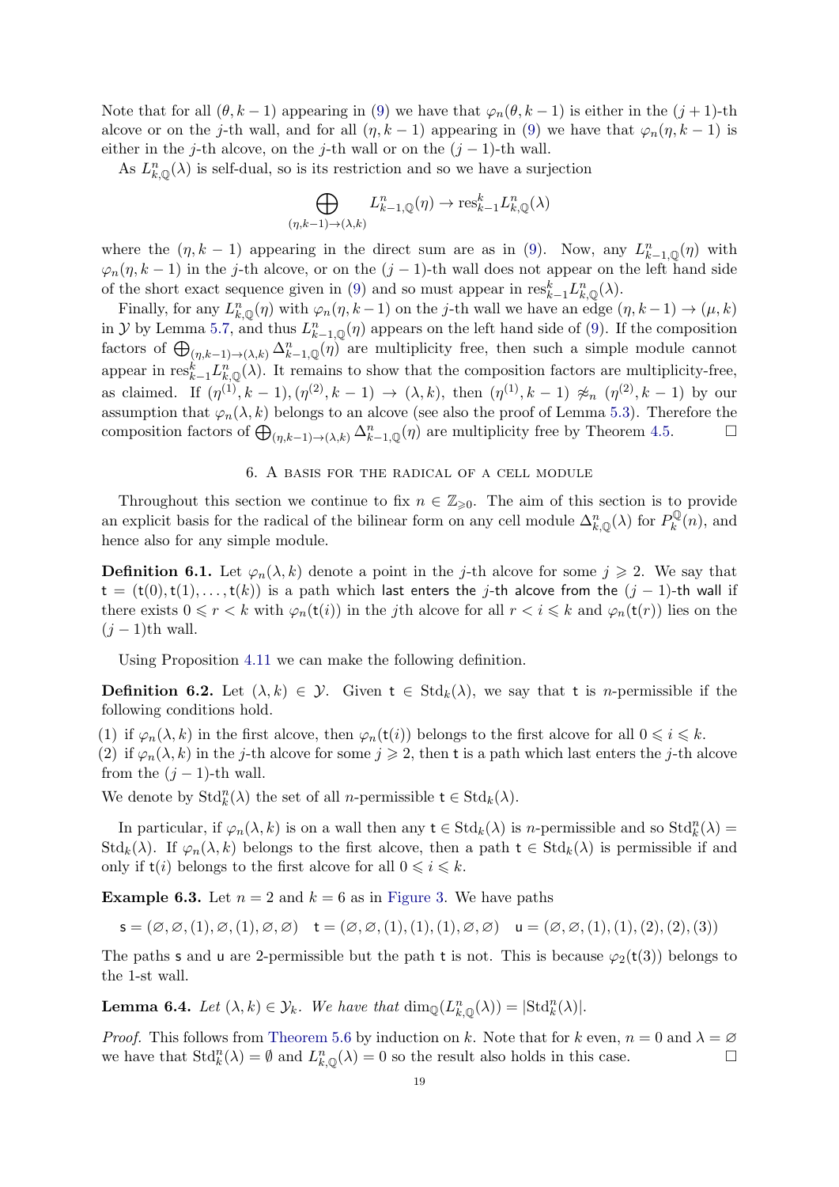Note that for all $(\theta, k-1)$ appearing in (9) we have that $\varphi_n(\theta, k-1)$ is either in the $(j+1)$-th alcove or on the $j$-th wall, and for all $(\eta, k-1)$ appearing in (9) we have that $\varphi_n(\eta, k-1)$ is either in the $j$-th alcove, on the $j$-th wall or on the $(j-1)$-th wall.

As $L^n_{k,\mathbb{Q}}(\lambda)$ is self-dual, so is its restriction and so we have a surjection

$$\bigoplus_{(\eta,k-1)\to(\lambda,k)} L^n_{k-1,\mathbb{Q}}(\eta) \to \mathrm{res}^k_{k-1} L^n_{k,\mathbb{Q}}(\lambda)$$

where the $(\eta, k-1)$ appearing in the direct sum are as in (9). Now, any $L^n_{k-1,\mathbb{Q}}(\eta)$ with $\varphi_n(\eta, k-1)$ in the $j$-th alcove, or on the $(j-1)$-th wall does not appear on the left hand side of the short exact sequence given in (9) and so must appear in $\mathrm{res}^k_{k-1} L^n_{k,\mathbb{Q}}(\lambda)$.

Finally, for any $L^n_{k,\mathbb{Q}}(\eta)$ with $\varphi_n(\eta, k-1)$ on the $j$-th wall we have an edge $(\eta, k-1) \to (\mu, k)$ in $\mathcal{Y}$ by Lemma 5.7, and thus $L^n_{k-1,\mathbb{Q}}(\eta)$ appears on the left hand side of (9). If the composition factors of $\bigoplus_{(\eta,k-1)\to(\lambda,k)} \Delta^n_{k-1,\mathbb{Q}}(\eta)$ are multiplicity free, then such a simple module cannot appear in $\mathrm{res}^k_{k-1} L^n_{k,\mathbb{Q}}(\lambda)$. It remains to show that the composition factors are multiplicity-free, as claimed. If $(\eta^{(1)}, k-1), (\eta^{(2)}, k-1) \to (\lambda, k)$, then $(\eta^{(1)}, k-1) \not\sim_n (\eta^{(2)}, k-1)$ by our assumption that $\varphi_n(\lambda, k)$ belongs to an alcove (see also the proof of Lemma 5.3). Therefore the composition factors of $\bigoplus_{(\eta,k-1)\to(\lambda,k)} \Delta^n_{k-1,\mathbb{Q}}(\eta)$ are multiplicity free by Theorem 4.5. □

## 6. A basis for the radical of a cell module

Throughout this section we continue to fix $n \in \mathbb{Z}_{\geqslant 0}$. The aim of this section is to provide an explicit basis for the radical of the bilinear form on any cell module $\Delta^n_{k,\mathbb{Q}}(\lambda)$ for $P^{\mathbb{Q}}_k(n)$, and hence also for any simple module.

**Definition 6.1.** Let $\varphi_n(\lambda, k)$ denote a point in the $j$-th alcove for some $j \geqslant 2$. We say that $\mathsf{t} = (\mathsf{t}(0), \mathsf{t}(1), \ldots, \mathsf{t}(k))$ is a path which last enters the $j$-th alcove from the $(j-1)$-th wall if there exists $0 \leqslant r < k$ with $\varphi_n(\mathsf{t}(i))$ in the $j$th alcove for all $r < i \leqslant k$ and $\varphi_n(\mathsf{t}(r))$ lies on the $(j-1)$th wall.

Using Proposition 4.11 we can make the following definition.

**Definition 6.2.** Let $(\lambda, k) \in \mathcal{Y}$. Given $\mathsf{t} \in \mathrm{Std}_k(\lambda)$, we say that $\mathsf{t}$ is $n$-permissible if the following conditions hold.

(1) if $\varphi_n(\lambda, k)$ in the first alcove, then $\varphi_n(\mathsf{t}(i))$ belongs to the first alcove for all $0 \leqslant i \leqslant k$.
(2) if $\varphi_n(\lambda, k)$ in the $j$-th alcove for some $j \geqslant 2$, then $\mathsf{t}$ is a path which last enters the $j$-th alcove from the $(j-1)$-th wall.

We denote by $\mathrm{Std}^n_k(\lambda)$ the set of all $n$-permissible $\mathsf{t} \in \mathrm{Std}_k(\lambda)$.

In particular, if $\varphi_n(\lambda, k)$ is on a wall then any $\mathsf{t} \in \mathrm{Std}_k(\lambda)$ is $n$-permissible and so $\mathrm{Std}^n_k(\lambda) = \mathrm{Std}_k(\lambda)$. If $\varphi_n(\lambda, k)$ belongs to the first alcove, then a path $\mathsf{t} \in \mathrm{Std}_k(\lambda)$ is permissible if and only if $\mathsf{t}(i)$ belongs to the first alcove for all $0 \leqslant i \leqslant k$.

**Example 6.3.** Let $n = 2$ and $k = 6$ as in Figure 3. We have paths

$$\mathsf{s} = (\varnothing, \varnothing, (1), \varnothing, (1), \varnothing, \varnothing) \quad \mathsf{t} = (\varnothing, \varnothing, (1), (1), (1), \varnothing, \varnothing) \quad \mathsf{u} = (\varnothing, \varnothing, (1), (1), (2), (2), (3))$$

The paths $\mathsf{s}$ and $\mathsf{u}$ are 2-permissible but the path $\mathsf{t}$ is not. This is because $\varphi_2(\mathsf{t}(3))$ belongs to the 1-st wall.

**Lemma 6.4.** *Let $(\lambda, k) \in \mathcal{Y}_k$. We have that $\dim_{\mathbb{Q}}(L^n_{k,\mathbb{Q}}(\lambda)) = |\mathrm{Std}^n_k(\lambda)|$.*

*Proof.* This follows from Theorem 5.6 by induction on $k$. Note that for $k$ even, $n = 0$ and $\lambda = \varnothing$ we have that $\mathrm{Std}^n_k(\lambda) = \emptyset$ and $L^n_{k,\mathbb{Q}}(\lambda) = 0$ so the result also holds in this case. □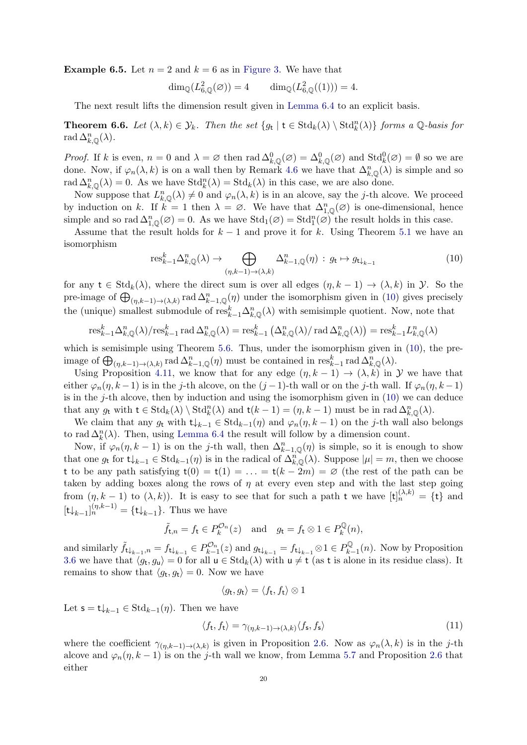**Example 6.5.** Let $n = 2$ and $k = 6$ as in Figure 3. We have that

$$\dim_{\mathbb{Q}}(L^2_{6,\mathbb{Q}}(\varnothing)) = 4 \qquad \dim_{\mathbb{Q}}(L^2_{6,\mathbb{Q}}((1))) = 4.$$

The next result lifts the dimension result given in Lemma 6.4 to an explicit basis.

**Theorem 6.6.** *Let $(\lambda, k) \in \mathcal{Y}_k$. Then the set $\{g_{\mathsf{t}} \mid \mathsf{t} \in \mathrm{Std}_k(\lambda) \setminus \mathrm{Std}^n_k(\lambda)\}$ forms a $\mathbb{Q}$-basis for $\mathrm{rad}\,\Delta^n_{k,\mathbb{Q}}(\lambda)$.*

*Proof.* If $k$ is even, $n = 0$ and $\lambda = \varnothing$ then $\mathrm{rad}\,\Delta^0_{k,\mathbb{Q}}(\varnothing) = \Delta^0_{k,\mathbb{Q}}(\varnothing)$ and $\mathrm{Std}^0_k(\varnothing) = \emptyset$ so we are done. Now, if $\varphi_n(\lambda, k)$ is on a wall then by Remark 4.6 we have that $\Delta^n_{k,\mathbb{Q}}(\lambda)$ is simple and so $\mathrm{rad}\,\Delta^n_{k,\mathbb{Q}}(\lambda) = 0$. As we have $\mathrm{Std}^n_k(\lambda) = \mathrm{Std}_k(\lambda)$ in this case, we are also done.

Now suppose that $L^n_{k,\mathbb{Q}}(\lambda) \neq 0$ and $\varphi_n(\lambda, k)$ is in an alcove, say the $j$-th alcove. We proceed by induction on $k$. If $k = 1$ then $\lambda = \varnothing$. We have that $\Delta^n_{1,\mathbb{Q}}(\varnothing)$ is one-dimensional, hence simple and so $\mathrm{rad}\,\Delta^n_{1,\mathbb{Q}}(\varnothing) = 0$. As we have $\mathrm{Std}_1(\varnothing) = \mathrm{Std}^n_1(\varnothing)$ the result holds in this case.

Assume that the result holds for $k - 1$ and prove it for $k$. Using Theorem 5.1 we have an isomorphism

$$\mathrm{res}^k_{k-1}\Delta^n_{k,\mathbb{Q}}(\lambda) \to \bigoplus_{(\eta,k-1)\to(\lambda,k)} \Delta^n_{k-1,\mathbb{Q}}(\eta) \, : \, g_{\mathsf{t}} \mapsto g_{\mathsf{t}\downarrow_{k-1}} \tag{10}$$

for any $\mathsf{t} \in \mathrm{Std}_k(\lambda)$, where the direct sum is over all edges $(\eta, k-1) \to (\lambda, k)$ in $\mathcal{Y}$. So the pre-image of $\bigoplus_{(\eta,k-1)\to(\lambda,k)} \mathrm{rad}\,\Delta^n_{k-1,\mathbb{Q}}(\eta)$ under the isomorphism given in (10) gives precisely the (unique) smallest submodule of $\mathrm{res}^k_{k-1}\Delta^n_{k,\mathbb{Q}}(\lambda)$ with semisimple quotient. Now, note that

$$\mathrm{res}^k_{k-1}\Delta^n_{k,\mathbb{Q}}(\lambda)/\mathrm{res}^k_{k-1}\,\mathrm{rad}\,\Delta^n_{k,\mathbb{Q}}(\lambda) = \mathrm{res}^k_{k-1}\left(\Delta^n_{k,\mathbb{Q}}(\lambda)/\,\mathrm{rad}\,\Delta^n_{k,\mathbb{Q}}(\lambda)\right) = \mathrm{res}^k_{k-1}L^n_{k,\mathbb{Q}}(\lambda)$$

which is semisimple using Theorem 5.6. Thus, under the isomorphism given in (10), the pre-image of $\bigoplus_{(\eta,k-1)\to(\lambda,k)} \mathrm{rad}\,\Delta^n_{k-1,\mathbb{Q}}(\eta)$ must be contained in $\mathrm{res}^k_{k-1}\,\mathrm{rad}\,\Delta^n_{k,\mathbb{Q}}(\lambda)$.

Using Proposition 4.11, we know that for any edge $(\eta, k-1) \to (\lambda, k)$ in $\mathcal{Y}$ we have that either $\varphi_n(\eta, k-1)$ is in the $j$-th alcove, on the $(j-1)$-th wall or on the $j$-th wall. If $\varphi_n(\eta, k-1)$ is in the $j$-th alcove, then by induction and using the isomorphism given in (10) we can deduce that any $g_{\mathsf{t}}$ with $\mathsf{t} \in \mathrm{Std}_k(\lambda) \setminus \mathrm{Std}^n_k(\lambda)$ and $\mathsf{t}(k-1) = (\eta, k-1)$ must be in $\mathrm{rad}\,\Delta^n_{k,\mathbb{Q}}(\lambda)$.

We claim that any $g_{\mathsf{t}}$ with $\mathsf{t}\downarrow_{k-1} \in \mathrm{Std}_{k-1}(\eta)$ and $\varphi_n(\eta, k-1)$ on the $j$-th wall also belongs to $\mathrm{rad}\,\Delta^n_k(\lambda)$. Then, using Lemma 6.4 the result will follow by a dimension count.

Now, if $\varphi_n(\eta, k-1)$ is on the $j$-th wall, then $\Delta^n_{k-1,\mathbb{Q}}(\eta)$ is simple, so it is enough to show that one $g_{\mathsf{t}}$ for $\mathsf{t}\downarrow_{k-1} \in \mathrm{Std}_{k-1}(\eta)$ is in the radical of $\Delta^n_{k,\mathbb{Q}}(\lambda)$. Suppose $|\mu| = m$, then we choose $\mathsf{t}$ to be any path satisfying $\mathsf{t}(0) = \mathsf{t}(1) = \ldots = \mathsf{t}(k-2m) = \varnothing$ (the rest of the path can be taken by adding boxes along the rows of $\eta$ at every even step and with the last step going from $(\eta, k-1)$ to $(\lambda, k)$). It is easy to see that for such a path $\mathsf{t}$ we have $[\mathsf{t}]^{(\lambda,k)}_n = \{\mathsf{t}\}$ and $[\mathsf{t}\downarrow_{k-1}]^{(\eta,k-1)}_n = \{\mathsf{t}\downarrow_{k-1}\}$. Thus we have

$$\tilde{f}_{\mathsf{t},n} = f_{\mathsf{t}} \in P^{\mathcal{O}_n}_k(z) \quad \text{and} \quad g_{\mathsf{t}} = f_{\mathsf{t}} \otimes 1 \in P^{\mathbb{Q}}_k(n),$$

and similarly $\tilde{f}_{\mathsf{t}\downarrow_{k-1},n} = f_{\mathsf{t}\downarrow_{k-1}} \in P^{\mathcal{O}_n}_{k-1}(z)$ and $g_{\mathsf{t}\downarrow_{k-1}} = f_{\mathsf{t}\downarrow_{k-1}} \otimes 1 \in P^{\mathbb{Q}}_{k-1}(n)$. Now by Proposition 3.6 we have that $\langle g_{\mathsf{t}}, g_{\mathsf{u}}\rangle = 0$ for all $\mathsf{u} \in \mathrm{Std}_k(\lambda)$ with $\mathsf{u} \neq \mathsf{t}$ (as $\mathsf{t}$ is alone in its residue class). It remains to show that $\langle g_{\mathsf{t}}, g_{\mathsf{t}}\rangle = 0$. Now we have

$$\langle g_{\mathsf{t}}, g_{\mathsf{t}}\rangle = \langle f_{\mathsf{t}}, f_{\mathsf{t}}\rangle \otimes 1$$

Let $\mathsf{s} = \mathsf{t}\downarrow_{k-1} \in \mathrm{Std}_{k-1}(\eta)$. Then we have

$$\langle f_{\mathsf{t}}, f_{\mathsf{t}}\rangle = \gamma_{(\eta,k-1)\to(\lambda,k)}\langle f_{\mathsf{s}}, f_{\mathsf{s}}\rangle \tag{11}$$

where the coefficient $\gamma_{(\eta,k-1)\to(\lambda,k)}$ is given in Proposition 2.6. Now as $\varphi_n(\lambda, k)$ is in the $j$-th alcove and $\varphi_n(\eta, k-1)$ is on the $j$-th wall we know, from Lemma 5.7 and Proposition 2.6 that either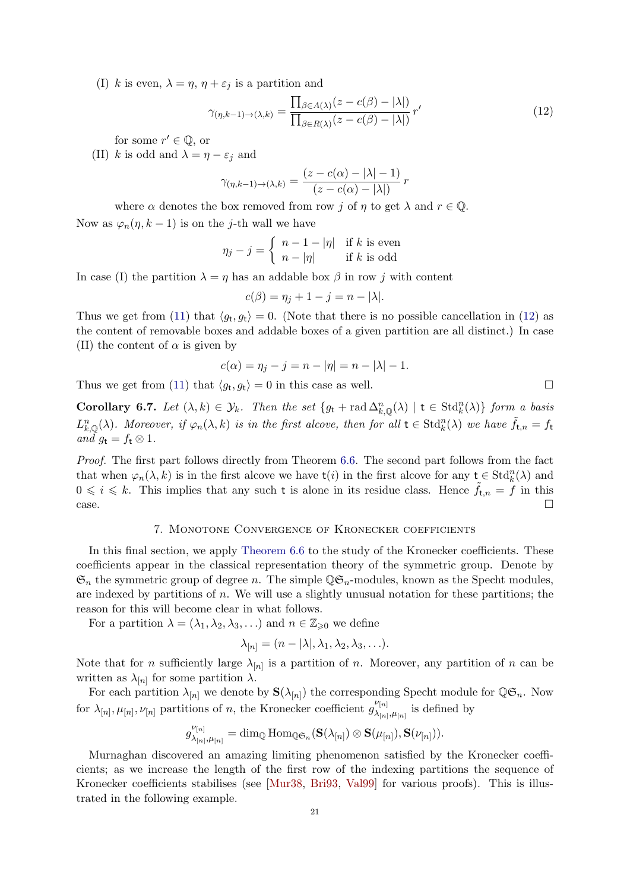(I) $k$ is even, $\lambda = \eta$, $\eta + \varepsilon_j$ is a partition and

$$\gamma_{(\eta,k-1)\to(\lambda,k)} = \frac{\prod_{\beta \in A(\lambda)}(z - c(\beta) - |\lambda|)}{\prod_{\beta \in R(\lambda)}(z - c(\beta) - |\lambda|)} r' \tag{12}$$

for some $r' \in \mathbb{Q}$, or

(II) $k$ is odd and $\lambda = \eta - \varepsilon_j$ and

$$\gamma_{(\eta,k-1)\to(\lambda,k)} = \frac{(z - c(\alpha) - |\lambda| - 1)}{(z - c(\alpha) - |\lambda|)} r$$

where $\alpha$ denotes the box removed from row $j$ of $\eta$ to get $\lambda$ and $r \in \mathbb{Q}$.

Now as $\varphi_n(\eta, k-1)$ is on the $j$-th wall we have

$$\eta_j - j = \begin{cases} n - 1 - |\eta| & \text{if } k \text{ is even} \\ n - |\eta| & \text{if } k \text{ is odd} \end{cases}$$

In case (I) the partition $\lambda = \eta$ has an addable box $\beta$ in row $j$ with content

$$c(\beta) = \eta_j + 1 - j = n - |\lambda|.$$

Thus we get from (11) that $\langle g_{\mathsf{t}}, g_{\mathsf{t}} \rangle = 0$. (Note that there is no possible cancellation in (12) as the content of removable boxes and addable boxes of a given partition are all distinct.) In case (II) the content of $\alpha$ is given by

$$c(\alpha) = \eta_j - j = n - |\eta| = n - |\lambda| - 1.$$

Thus we get from (11) that $\langle g_{\mathsf{t}}, g_{\mathsf{t}} \rangle = 0$ in this case as well. $\square$

**Corollary 6.7.** *Let $(\lambda, k) \in \mathcal{Y}_k$. Then the set $\{g_{\mathsf{t}} + \operatorname{rad} \Delta^n_{k,\mathbb{Q}}(\lambda) \mid \mathsf{t} \in \operatorname{Std}^n_k(\lambda)\}$ form a basis $L^n_{k,\mathbb{Q}}(\lambda)$. Moreover, if $\varphi_n(\lambda, k)$ is in the first alcove, then for all $\mathsf{t} \in \operatorname{Std}^n_k(\lambda)$ we have $\tilde{f}_{\mathsf{t},n} = f_{\mathsf{t}}$ and $g_{\mathsf{t}} = f_{\mathsf{t}} \otimes 1$.*

*Proof.* The first part follows directly from Theorem 6.6. The second part follows from the fact that when $\varphi_n(\lambda, k)$ is in the first alcove we have $\mathsf{t}(i)$ in the first alcove for any $\mathsf{t} \in \operatorname{Std}^n_k(\lambda)$ and $0 \leqslant i \leqslant k$. This implies that any such $\mathsf{t}$ is alone in its residue class. Hence $\tilde{f}_{\mathsf{t},n} = f$ in this case. $\square$

## 7. Monotone Convergence of Kronecker coefficients

In this final section, we apply Theorem 6.6 to the study of the Kronecker coefficients. These coefficients appear in the classical representation theory of the symmetric group. Denote by $\mathfrak{S}_n$ the symmetric group of degree $n$. The simple $\mathbb{Q}\mathfrak{S}_n$-modules, known as the Specht modules, are indexed by partitions of $n$. We will use a slightly unusual notation for these partitions; the reason for this will become clear in what follows.

For a partition $\lambda = (\lambda_1, \lambda_2, \lambda_3, \ldots)$ and $n \in \mathbb{Z}_{\geqslant 0}$ we define

$$\lambda_{[n]} = (n - |\lambda|, \lambda_1, \lambda_2, \lambda_3, \ldots).$$

Note that for $n$ sufficiently large $\lambda_{[n]}$ is a partition of $n$. Moreover, any partition of $n$ can be written as $\lambda_{[n]}$ for some partition $\lambda$.

For each partition $\lambda_{[n]}$ we denote by $\mathbf{S}(\lambda_{[n]})$ the corresponding Specht module for $\mathbb{Q}\mathfrak{S}_n$. Now for $\lambda_{[n]}, \mu_{[n]}, \nu_{[n]}$ partitions of $n$, the Kronecker coefficient $g^{\nu_{[n]}}_{\lambda_{[n]},\mu_{[n]}}$ is defined by

$$g^{\nu_{[n]}}_{\lambda_{[n]},\mu_{[n]}} = \dim_{\mathbb{Q}} \operatorname{Hom}_{\mathbb{Q}\mathfrak{S}_n}(\mathbf{S}(\lambda_{[n]}) \otimes \mathbf{S}(\mu_{[n]}), \mathbf{S}(\nu_{[n]})).$$

Murnaghan discovered an amazing limiting phenomenon satisfied by the Kronecker coefficients; as we increase the length of the first row of the indexing partitions the sequence of Kronecker coefficients stabilises (see [Mur38, Bri93, Val99] for various proofs). This is illustrated in the following example.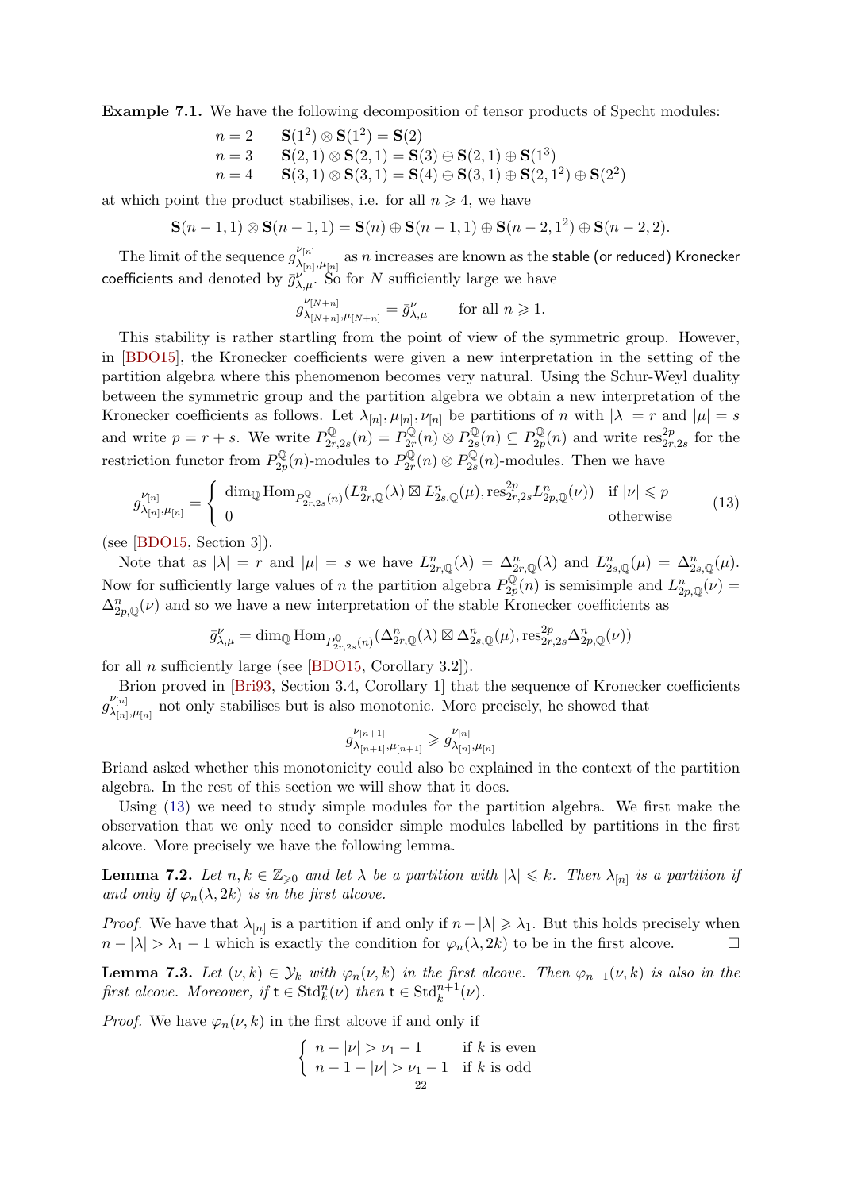**Example 7.1.** We have the following decomposition of tensor products of Specht modules:

$$
\begin{array}{ll}
n=2 & \mathbf{S}(1^2)\otimes \mathbf{S}(1^2) = \mathbf{S}(2) \\
n=3 & \mathbf{S}(2,1)\otimes \mathbf{S}(2,1) = \mathbf{S}(3)\oplus \mathbf{S}(2,1)\oplus \mathbf{S}(1^3) \\
n=4 & \mathbf{S}(3,1)\otimes \mathbf{S}(3,1) = \mathbf{S}(4)\oplus \mathbf{S}(3,1)\oplus \mathbf{S}(2,1^2)\oplus \mathbf{S}(2^2)
\end{array}
$$

at which point the product stabilises, i.e. for all $n \geqslant 4$, we have

$$\mathbf{S}(n-1,1)\otimes \mathbf{S}(n-1,1) = \mathbf{S}(n)\oplus \mathbf{S}(n-1,1)\oplus \mathbf{S}(n-2,1^2)\oplus \mathbf{S}(n-2,2).$$

The limit of the sequence $g^{\nu_{[n]}}_{\lambda_{[n]},\mu_{[n]}}$ as $n$ increases are known as the stable (or reduced) Kronecker coefficients and denoted by $\bar{g}^{\nu}_{\lambda,\mu}$. So for $N$ sufficiently large we have

$$g^{\nu_{[N+n]}}_{\lambda_{[N+n]},\mu_{[N+n]}} = \bar{g}^{\nu}_{\lambda,\mu} \qquad \text{for all } n \geqslant 1.$$

This stability is rather startling from the point of view of the symmetric group. However, in [BDO15], the Kronecker coefficients were given a new interpretation in the setting of the partition algebra where this phenomenon becomes very natural. Using the Schur-Weyl duality between the symmetric group and the partition algebra we obtain a new interpretation of the Kronecker coefficients as follows. Let $\lambda_{[n]}, \mu_{[n]}, \nu_{[n]}$ be partitions of $n$ with $|\lambda| = r$ and $|\mu| = s$ and write $p = r+s$. We write $P^{\mathbb{Q}}_{2r,2s}(n) = P^{\mathbb{Q}}_{2r}(n)\otimes P^{\mathbb{Q}}_{2s}(n) \subseteq P^{\mathbb{Q}}_{2p}(n)$ and write $\mathrm{res}^{2p}_{2r,2s}$ for the restriction functor from $P^{\mathbb{Q}}_{2p}(n)$-modules to $P^{\mathbb{Q}}_{2r}(n)\otimes P^{\mathbb{Q}}_{2s}(n)$-modules. Then we have

$$g^{\nu_{[n]}}_{\lambda_{[n]},\mu_{[n]}} = \begin{cases} \dim_{\mathbb{Q}} \mathrm{Hom}_{P^{\mathbb{Q}}_{2r,2s}(n)}(L^n_{2r,\mathbb{Q}}(\lambda)\boxtimes L^n_{2s,\mathbb{Q}}(\mu), \mathrm{res}^{2p}_{2r,2s} L^n_{2p,\mathbb{Q}}(\nu)) & \text{if } |\nu| \leqslant p \\ 0 & \text{otherwise} \end{cases} \tag{13}$$

(see [BDO15, Section 3]).

Note that as $|\lambda| = r$ and $|\mu| = s$ we have $L^n_{2r,\mathbb{Q}}(\lambda) = \Delta^n_{2r,\mathbb{Q}}(\lambda)$ and $L^n_{2s,\mathbb{Q}}(\mu) = \Delta^n_{2s,\mathbb{Q}}(\mu)$. Now for sufficiently large values of $n$ the partition algebra $P^{\mathbb{Q}}_{2p}(n)$ is semisimple and $L^n_{2p,\mathbb{Q}}(\nu) = \Delta^n_{2p,\mathbb{Q}}(\nu)$ and so we have a new interpretation of the stable Kronecker coefficients as

$$\bar{g}^{\nu}_{\lambda,\mu} = \dim_{\mathbb{Q}} \mathrm{Hom}_{P^{\mathbb{Q}}_{2r,2s}(n)}(\Delta^n_{2r,\mathbb{Q}}(\lambda)\boxtimes \Delta^n_{2s,\mathbb{Q}}(\mu), \mathrm{res}^{2p}_{2r,2s}\Delta^n_{2p,\mathbb{Q}}(\nu))$$

for all $n$ sufficiently large (see [BDO15, Corollary 3.2]).

Brion proved in [Bri93, Section 3.4, Corollary 1] that the sequence of Kronecker coefficients $g^{\nu_{[n]}}_{\lambda_{[n]},\mu_{[n]}}$ not only stabilises but is also monotonic. More precisely, he showed that

$$g^{\nu_{[n+1]}}_{\lambda_{[n+1]},\mu_{[n+1]}} \geqslant g^{\nu_{[n]}}_{\lambda_{[n]},\mu_{[n]}}$$

Briand asked whether this monotonicity could also be explained in the context of the partition algebra. In the rest of this section we will show that it does.

Using (13) we need to study simple modules for the partition algebra. We first make the observation that we only need to consider simple modules labelled by partitions in the first alcove. More precisely we have the following lemma.

**Lemma 7.2.** *Let $n, k \in \mathbb{Z}_{\geqslant 0}$ and let $\lambda$ be a partition with $|\lambda| \leqslant k$. Then $\lambda_{[n]}$ is a partition if and only if $\varphi_n(\lambda, 2k)$ is in the first alcove.*

*Proof.* We have that $\lambda_{[n]}$ is a partition if and only if $n - |\lambda| \geqslant \lambda_1$. But this holds precisely when $n - |\lambda| > \lambda_1 - 1$ which is exactly the condition for $\varphi_n(\lambda, 2k)$ to be in the first alcove. $\square$

**Lemma 7.3.** *Let $(\nu, k) \in \mathcal{Y}_k$ with $\varphi_n(\nu, k)$ in the first alcove. Then $\varphi_{n+1}(\nu, k)$ is also in the first alcove. Moreover, if $\mathsf{t} \in \mathrm{Std}^n_k(\nu)$ then $\mathsf{t} \in \mathrm{Std}^{n+1}_k(\nu)$.*

*Proof.* We have $\varphi_n(\nu, k)$ in the first alcove if and only if

$$\begin{cases} n - |\nu| > \nu_1 - 1 & \text{if } k \text{ is even} \\ n - 1 - |\nu| > \nu_1 - 1 & \text{if } k \text{ is odd} \end{cases}$$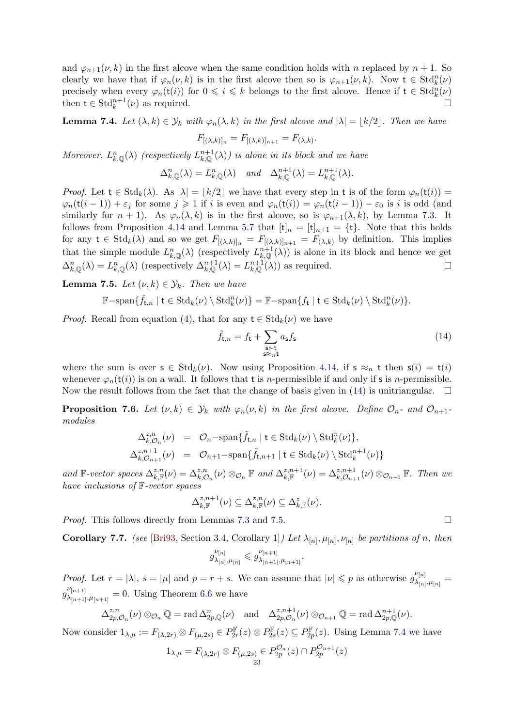and $\varphi_{n+1}(\nu, k)$ in the first alcove when the same condition holds with $n$ replaced by $n+1$. So clearly we have that if $\varphi_n(\nu, k)$ is in the first alcove then so is $\varphi_{n+1}(\nu, k)$. Now $\mathsf{t} \in \mathrm{Std}_k^n(\nu)$ precisely when every $\varphi_n(\mathsf{t}(i))$ for $0 \leqslant i \leqslant k$ belongs to the first alcove. Hence if $\mathsf{t} \in \mathrm{Std}_k^n(\nu)$ then $\mathsf{t} \in \mathrm{Std}_k^{n+1}(\nu)$ as required. □

**Lemma 7.4.** *Let $(\lambda, k) \in \mathcal{Y}_k$ with $\varphi_n(\lambda, k)$ in the first alcove and $|\lambda| = \lfloor k/2 \rfloor$. Then we have*

$$F_{[(\lambda,k)]_n} = F_{[(\lambda,k)]_{n+1}} = F_{(\lambda,k)}.$$

*Moreover, $L^n_{k,\mathbb{Q}}(\lambda)$ (respectively $L^{n+1}_{k,\mathbb{Q}}(\lambda)$) is alone in its block and we have*

$$\Delta^n_{k,\mathbb{Q}}(\lambda) = L^n_{k,\mathbb{Q}}(\lambda) \quad \textit{and} \quad \Delta^{n+1}_{k,\mathbb{Q}}(\lambda) = L^{n+1}_{k,\mathbb{Q}}(\lambda).$$

*Proof.* Let $\mathsf{t} \in \mathrm{Std}_k(\lambda)$. As $|\lambda| = \lfloor k/2 \rfloor$ we have that every step in $\mathsf{t}$ is of the form $\varphi_n(\mathsf{t}(i)) = \varphi_n(\mathsf{t}(i-1)) + \varepsilon_j$ for some $j \geqslant 1$ if $i$ is even and $\varphi_n(\mathsf{t}(i)) = \varphi_n(\mathsf{t}(i-1)) - \varepsilon_0$ is $i$ is odd (and similarly for $n+1$). As $\varphi_n(\lambda, k)$ is in the first alcove, so is $\varphi_{n+1}(\lambda, k)$, by Lemma 7.3. It follows from Proposition 4.14 and Lemma 5.7 that $[\mathsf{t}]_n = [\mathsf{t}]_{n+1} = \{\mathsf{t}\}$. Note that this holds for any $\mathsf{t} \in \mathrm{Std}_k(\lambda)$ and so we get $F_{[(\lambda,k)]_n} = F_{[(\lambda,k)]_{n+1}} = F_{(\lambda,k)}$ by definition. This implies that the simple module $L^n_{k,\mathbb{Q}}(\lambda)$ (respectively $L^{n+1}_{k,\mathbb{Q}}(\lambda)$) is alone in its block and hence we get $\Delta^n_{k,\mathbb{Q}}(\lambda) = L^n_{k,\mathbb{Q}}(\lambda)$ (respectively $\Delta^{n+1}_{k,\mathbb{Q}}(\lambda) = L^{n+1}_{k,\mathbb{Q}}(\lambda)$) as required. □

**Lemma 7.5.** *Let $(\nu, k) \in \mathcal{Y}_k$. Then we have*

$$\mathbb{F}\text{-span}\{\tilde{f}_{\mathsf{t},n} \mid \mathsf{t} \in \mathrm{Std}_k(\nu) \setminus \mathrm{Std}_k^n(\nu)\} = \mathbb{F}\text{-span}\{f_{\mathsf{t}} \mid \mathsf{t} \in \mathrm{Std}_k(\nu) \setminus \mathrm{Std}_k^n(\nu)\}.$$

*Proof.* Recall from equation (4), that for any $\mathsf{t} \in \mathrm{Std}_k(\nu)$ we have

$$\tilde{f}_{\mathsf{t},n} = f_{\mathsf{t}} + \sum_{\substack{\mathsf{s} \succ \mathsf{t} \\ \mathsf{s} \approx_n \mathsf{t}}} a_{\mathsf{s}} f_{\mathsf{s}} \tag{14}$$

where the sum is over $\mathsf{s} \in \mathrm{Std}_k(\nu)$. Now using Proposition 4.14, if $\mathsf{s} \approx_n \mathsf{t}$ then $\mathsf{s}(i) = \mathsf{t}(i)$ whenever $\varphi_n(\mathsf{t}(i))$ is on a wall. It follows that $\mathsf{t}$ is $n$-permissible if and only if $\mathsf{s}$ is $n$-permissible. Now the result follows from the fact that the change of basis given in (14) is unitriangular. □

**Proposition 7.6.** *Let $(\nu, k) \in \mathcal{Y}_k$ with $\varphi_n(\nu, k)$ in the first alcove. Define $\mathcal{O}_n$- and $\mathcal{O}_{n+1}$-modules*

$$\begin{aligned}
\Delta^{z,n}_{k,\mathcal{O}_n}(\nu) &= \mathcal{O}_n\text{-span}\{\tilde{f}_{\mathsf{t},n} \mid \mathsf{t} \in \mathrm{Std}_k(\nu) \setminus \mathrm{Std}_k^n(\nu)\}, \\
\Delta^{z,n+1}_{k,\mathcal{O}_{n+1}}(\nu) &= \mathcal{O}_{n+1}\text{-span}\{\tilde{f}_{\mathsf{t},n+1} \mid \mathsf{t} \in \mathrm{Std}_k(\nu) \setminus \mathrm{Std}_k^{n+1}(\nu)\}
\end{aligned}$$

*and $\mathbb{F}$-vector spaces $\Delta^{z,n}_{k,\mathbb{F}}(\nu) = \Delta^{z,n}_{k,\mathcal{O}_n}(\nu) \otimes_{\mathcal{O}_n} \mathbb{F}$ and $\Delta^{z,n+1}_{k,\mathbb{F}}(\nu) = \Delta^{z,n+1}_{k,\mathcal{O}_{n+1}}(\nu) \otimes_{\mathcal{O}_{n+1}} \mathbb{F}$. Then we have inclusions of $\mathbb{F}$-vector spaces*

$$\Delta^{z,n+1}_{k,\mathbb{F}}(\nu) \subseteq \Delta^{z,n}_{k,\mathbb{F}}(\nu) \subseteq \Delta^z_{k,\mathbb{F}}(\nu).$$

*Proof.* This follows directly from Lemmas 7.3 and 7.5. □

**Corollary 7.7.** *(see [Bri93, Section 3.4, Corollary 1]) Let $\lambda_{[n]}, \mu_{[n]}, \nu_{[n]}$ be partitions of $n$, then*

$$g^{\nu_{[n]}}_{\lambda_{[n]},\mu_{[n]}} \leqslant g^{\nu_{[n+1]}}_{\lambda_{[n+1]},\mu_{[n+1]}}.$$

*Proof.* Let $r = |\lambda|$, $s = |\mu|$ and $p = r + s$. We can assume that $|\nu| \leqslant p$ as otherwise $g^{\nu_{[n]}}_{\lambda_{[n]},\mu_{[n]}} = g^{\nu_{[n+1]}}_{\lambda_{[n+1]},\mu_{[n+1]}} = 0$. Using Theorem 6.6 we have

$$\Delta^{z,n}_{2p,\mathcal{O}_n}(\nu) \otimes_{\mathcal{O}_n} \mathbb{Q} = \mathrm{rad}\,\Delta^n_{2p,\mathbb{Q}}(\nu) \quad \text{and} \quad \Delta^{z,n+1}_{2p,\mathcal{O}_n}(\nu) \otimes_{\mathcal{O}_{n+1}} \mathbb{Q} = \mathrm{rad}\,\Delta^{n+1}_{2p,\mathbb{Q}}(\nu).$$

Now consider $1_{\lambda,\mu} := F_{(\lambda,2r)} \otimes F_{(\mu,2s)} \in P^{\mathbb{F}}_{2r}(z) \otimes P^{\mathbb{F}}_{2s}(z) \subseteq P^{\mathbb{F}}_{2p}(z)$. Using Lemma 7.4 we have

$$1_{\lambda,\mu} = F_{(\lambda,2r)} \otimes F_{(\mu,2s)} \in P^{\mathcal{O}_n}_{2p}(z) \cap P^{\mathcal{O}_{n+1}}_{2p}(z)$$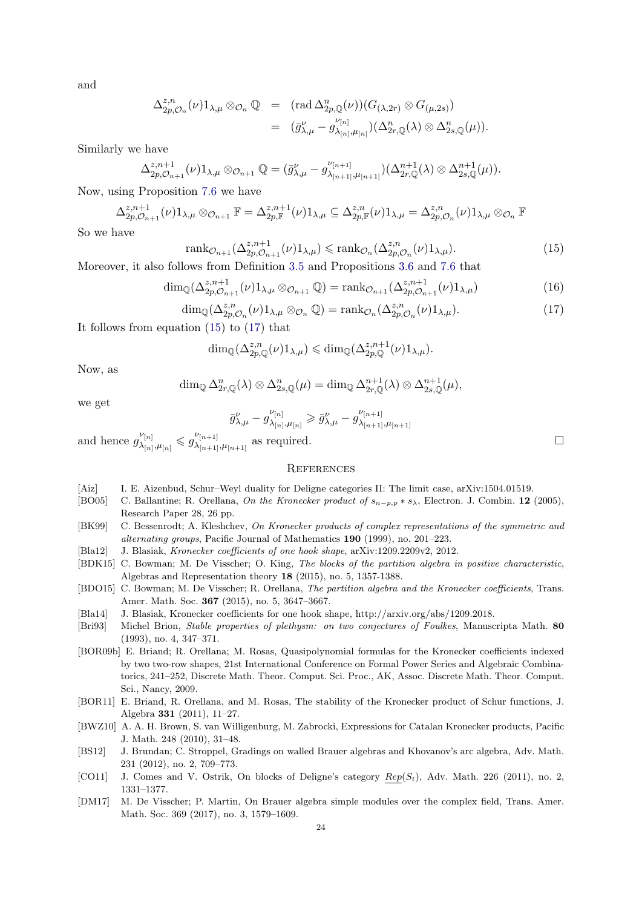and

$$\begin{aligned}
\Delta^{z,n}_{2p,\mathcal{O}_n}(\nu)1_{\lambda,\mu} \otimes_{\mathcal{O}_n} \mathbb{Q} &= (\operatorname{rad} \Delta^n_{2p,\mathbb{Q}}(\nu))(G_{(\lambda,2r)} \otimes G_{(\mu,2s)}) \\
&= (\bar{g}^{\nu}_{\lambda,\mu} - g^{\nu_{[n]}}_{\lambda_{[n]},\mu_{[n]}})(\Delta^n_{2r,\mathbb{Q}}(\lambda) \otimes \Delta^n_{2s,\mathbb{Q}}(\mu)).
\end{aligned}$$

Similarly we have

$$\Delta^{z,n+1}_{2p,\mathcal{O}_{n+1}}(\nu)1_{\lambda,\mu} \otimes_{\mathcal{O}_{n+1}} \mathbb{Q} = (\bar{g}^{\nu}_{\lambda,\mu} - g^{\nu_{[n+1]}}_{\lambda_{[n+1]},\mu_{[n+1]}})(\Delta^{n+1}_{2r,\mathbb{Q}}(\lambda) \otimes \Delta^{n+1}_{2s,\mathbb{Q}}(\mu)).$$

Now, using Proposition 7.6 we have

$$\Delta^{z,n+1}_{2p,\mathcal{O}_{n+1}}(\nu)1_{\lambda,\mu} \otimes_{\mathcal{O}_{n+1}} \mathbb{F} = \Delta^{z,n+1}_{2p,\mathbb{F}}(\nu)1_{\lambda,\mu} \subseteq \Delta^{z,n}_{2p,\mathbb{F}}(\nu)1_{\lambda,\mu} = \Delta^{z,n}_{2p,\mathcal{O}_n}(\nu)1_{\lambda,\mu} \otimes_{\mathcal{O}_n} \mathbb{F}$$

So we have

$$\operatorname{rank}_{\mathcal{O}_{n+1}}(\Delta^{z,n+1}_{2p,\mathcal{O}_{n+1}}(\nu)1_{\lambda,\mu}) \leqslant \operatorname{rank}_{\mathcal{O}_n}(\Delta^{z,n}_{2p,\mathcal{O}_n}(\nu)1_{\lambda,\mu}). \tag{15}$$

Moreover, it also follows from Definition 3.5 and Propositions 3.6 and 7.6 that

$$\dim_{\mathbb{Q}}(\Delta^{z,n+1}_{2p,\mathcal{O}_{n+1}}(\nu)1_{\lambda,\mu} \otimes_{\mathcal{O}_{n+1}} \mathbb{Q}) = \operatorname{rank}_{\mathcal{O}_{n+1}}(\Delta^{z,n+1}_{2p,\mathcal{O}_{n+1}}(\nu)1_{\lambda,\mu}) \tag{16}$$

$$\dim_{\mathbb{Q}}(\Delta^{z,n}_{2p,\mathcal{O}_n}(\nu)1_{\lambda,\mu} \otimes_{\mathcal{O}_n} \mathbb{Q}) = \operatorname{rank}_{\mathcal{O}_n}(\Delta^{z,n}_{2p,\mathcal{O}_n}(\nu)1_{\lambda,\mu}). \tag{17}$$

It follows from equation (15) to (17) that

$$\dim_{\mathbb{Q}}(\Delta^{z,n}_{2p,\mathbb{Q}}(\nu)1_{\lambda,\mu}) \leqslant \dim_{\mathbb{Q}}(\Delta^{z,n+1}_{2p,\mathbb{Q}}(\nu)1_{\lambda,\mu}).$$

Now, as

$$\dim_{\mathbb{Q}} \Delta^n_{2r,\mathbb{Q}}(\lambda) \otimes \Delta^n_{2s,\mathbb{Q}}(\mu) = \dim_{\mathbb{Q}} \Delta^{n+1}_{2r,\mathbb{Q}}(\lambda) \otimes \Delta^{n+1}_{2s,\mathbb{Q}}(\mu),$$

we get

$$\bar{g}^{\nu}_{\lambda,\mu} - g^{\nu_{[n]}}_{\lambda_{[n]},\mu_{[n]}} \geqslant \bar{g}^{\nu}_{\lambda,\mu} - g^{\nu_{[n+1]}}_{\lambda_{[n+1]},\mu_{[n+1]}}$$

and hence $g^{\nu_{[n]}}_{\lambda_{[n]},\mu_{[n]}} \leqslant g^{\nu_{[n+1]}}_{\lambda_{[n+1]},\mu_{[n+1]}}$ as required. □

## References

- [Aiz] I. E. Aizenbud, Schur–Weyl duality for Deligne categories II: The limit case, arXiv:1504.01519.
- [BO05] C. Ballantine; R. Orellana, *On the Kronecker product of $s_{n-p,p} * s_\lambda$*, Electron. J. Combin. **12** (2005), Research Paper 28, 26 pp.
- [BK99] C. Bessenrodt; A. Kleshchev, *On Kronecker products of complex representations of the symmetric and alternating groups*, Pacific Journal of Mathematics **190** (1999), no. 201–223.
- [Bla12] J. Blasiak, *Kronecker coefficients of one hook shape*, arXiv:1209.2209v2, 2012.
- [BDK15] C. Bowman; M. De Visscher; O. King, *The blocks of the partition algebra in positive characteristic*, Algebras and Representation theory **18** (2015), no. 5, 1357-1388.
- [BDO15] C. Bowman; M. De Visscher; R. Orellana, *The partition algebra and the Kronecker coefficients*, Trans. Amer. Math. Soc. **367** (2015), no. 5, 3647–3667.
- [Bla14] J. Blasiak, Kronecker coefficients for one hook shape, http://arxiv.org/abs/1209.2018.
- [Bri93] Michel Brion, *Stable properties of plethysm: on two conjectures of Foulkes*, Manuscripta Math. **80** (1993), no. 4, 347–371.
- [BOR09b] E. Briand; R. Orellana; M. Rosas, Quasipolynomial formulas for the Kronecker coefficients indexed by two two-row shapes, 21st International Conference on Formal Power Series and Algebraic Combinatorics, 241–252, Discrete Math. Theor. Comput. Sci. Proc., AK, Assoc. Discrete Math. Theor. Comput. Sci., Nancy, 2009.
- [BOR11] E. Briand, R. Orellana, and M. Rosas, The stability of the Kronecker product of Schur functions, J. Algebra **331** (2011), 11–27.
- [BWZ10] A. A. H. Brown, S. van Willigenburg, M. Zabrocki, Expressions for Catalan Kronecker products, Pacific J. Math. 248 (2010), 31–48.
- [BS12] J. Brundan; C. Stroppel, Gradings on walled Brauer algebras and Khovanov's arc algebra, Adv. Math. 231 (2012), no. 2, 709–773.
- [CO11] J. Comes and V. Ostrik, On blocks of Deligne's category $\underline{Rep}(S_t)$, Adv. Math. 226 (2011), no. 2, 1331–1377.
- [DM17] M. De Visscher; P. Martin, On Brauer algebra simple modules over the complex field, Trans. Amer. Math. Soc. 369 (2017), no. 3, 1579–1609.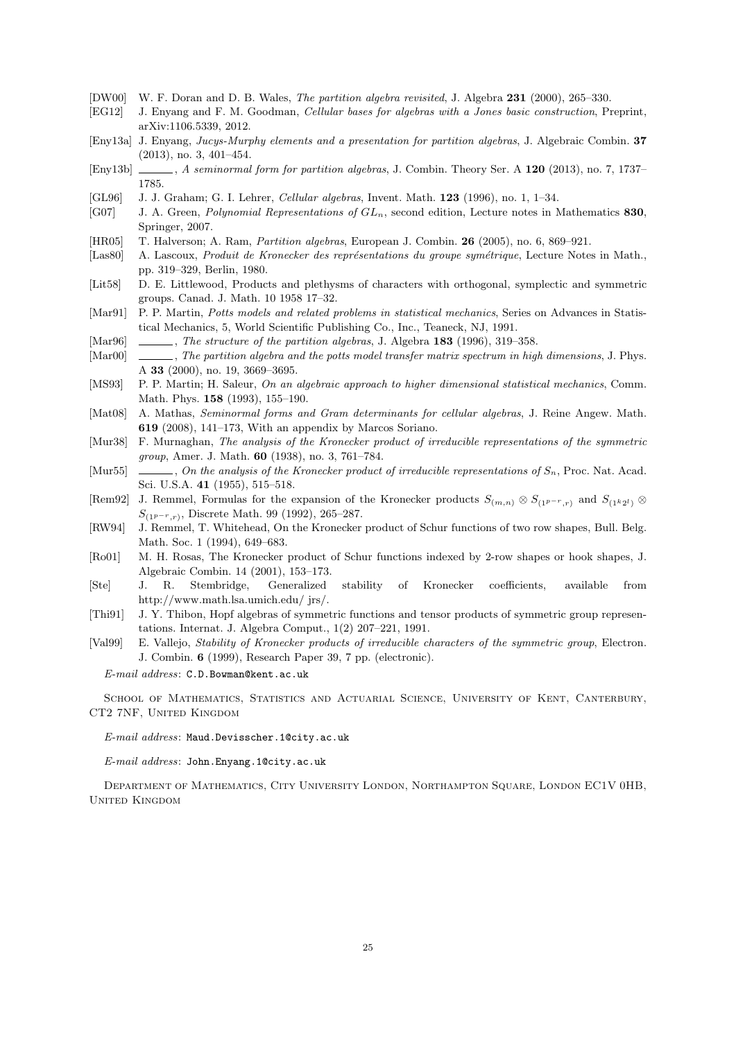[DW00] W. F. Doran and D. B. Wales, *The partition algebra revisited*, J. Algebra **231** (2000), 265–330.

[EG12] J. Enyang and F. M. Goodman, *Cellular bases for algebras with a Jones basic construction*, Preprint, arXiv:1106.5339, 2012.

[Eny13a] J. Enyang, *Jucys-Murphy elements and a presentation for partition algebras*, J. Algebraic Combin. **37** (2013), no. 3, 401–454.

[Eny13b] ______, *A seminormal form for partition algebras*, J. Combin. Theory Ser. A **120** (2013), no. 7, 1737–1785.

[GL96] J. J. Graham; G. I. Lehrer, *Cellular algebras*, Invent. Math. **123** (1996), no. 1, 1–34.

[G07] J. A. Green, *Polynomial Representations of $GL_n$*, second edition, Lecture notes in Mathematics **830**, Springer, 2007.

[HR05] T. Halverson; A. Ram, *Partition algebras*, European J. Combin. **26** (2005), no. 6, 869–921.

[Las80] A. Lascoux, *Produit de Kronecker des représentations du groupe symétrique*, Lecture Notes in Math., pp. 319–329, Berlin, 1980.

[Lit58] D. E. Littlewood, Products and plethysms of characters with orthogonal, symplectic and symmetric groups. Canad. J. Math. 10 1958 17–32.

[Mar91] P. P. Martin, *Potts models and related problems in statistical mechanics*, Series on Advances in Statistical Mechanics, 5, World Scientific Publishing Co., Inc., Teaneck, NJ, 1991.

[Mar96] ______, *The structure of the partition algebras*, J. Algebra **183** (1996), 319–358.

[Mar00] ______, *The partition algebra and the potts model transfer matrix spectrum in high dimensions*, J. Phys. A **33** (2000), no. 19, 3669–3695.

[MS93] P. P. Martin; H. Saleur, *On an algebraic approach to higher dimensional statistical mechanics*, Comm. Math. Phys. **158** (1993), 155–190.

[Mat08] A. Mathas, *Seminormal forms and Gram determinants for cellular algebras*, J. Reine Angew. Math. **619** (2008), 141–173, With an appendix by Marcos Soriano.

[Mur38] F. Murnaghan, *The analysis of the Kronecker product of irreducible representations of the symmetric group*, Amer. J. Math. **60** (1938), no. 3, 761–784.

[Mur55] ______, *On the analysis of the Kronecker product of irreducible representations of $S_n$*, Proc. Nat. Acad. Sci. U.S.A. **41** (1955), 515–518.

[Rem92] J. Remmel, Formulas for the expansion of the Kronecker products $S_{(m,n)} \otimes S_{(1^{p-r},r)}$ and $S_{(1^k2^l)} \otimes S_{(1^{p-r},r)}$, Discrete Math. 99 (1992), 265–287.

[RW94] J. Remmel, T. Whitehead, On the Kronecker product of Schur functions of two row shapes, Bull. Belg. Math. Soc. 1 (1994), 649–683.

[Ro01] M. H. Rosas, The Kronecker product of Schur functions indexed by 2-row shapes or hook shapes, J. Algebraic Combin. 14 (2001), 153–173.

[Ste] J. R. Stembridge, Generalized stability of Kronecker coefficients, available from http://www.math.lsa.umich.edu/ jrs/.

[Thi91] J. Y. Thibon, Hopf algebras of symmetric functions and tensor products of symmetric group representations. Internat. J. Algebra Comput., 1(2) 207–221, 1991.

[Val99] E. Vallejo, *Stability of Kronecker products of irreducible characters of the symmetric group*, Electron. J. Combin. **6** (1999), Research Paper 39, 7 pp. (electronic).

*E-mail address*: C.D.Bowman@kent.ac.uk

School of Mathematics, Statistics and Actuarial Science, University of Kent, Canterbury, CT2 7NF, United Kingdom

*E-mail address*: Maud.Devisscher.1@city.ac.uk

*E-mail address*: John.Enyang.1@city.ac.uk

Department of Mathematics, City University London, Northampton Square, London EC1V 0HB, United Kingdom